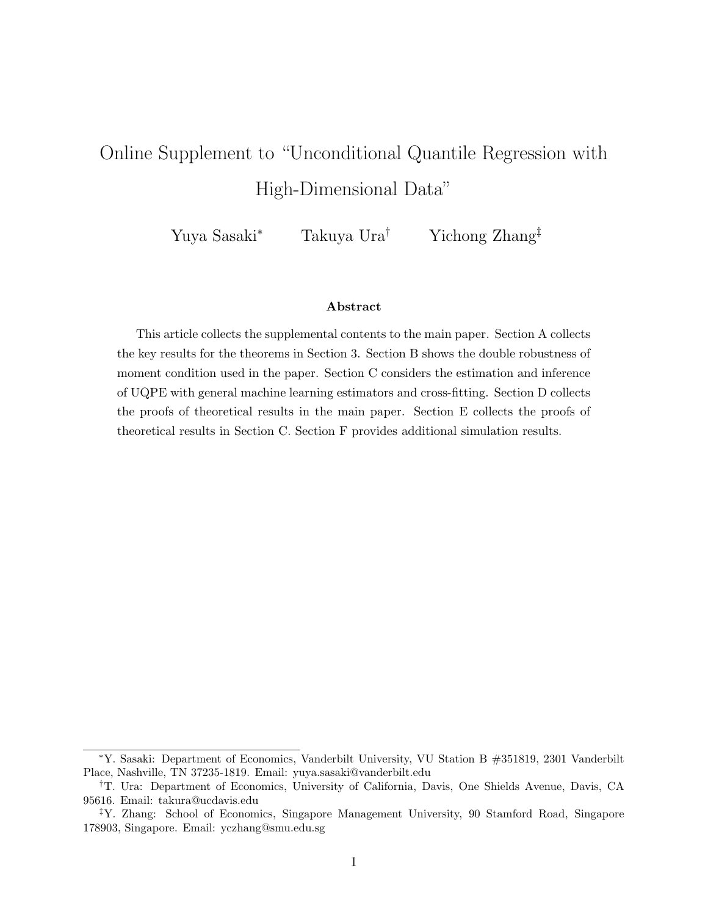# Online Supplement to "Unconditional Quantile Regression with High-Dimensional Data"

Yuya Sasaki[*] Takuya Ura[†] Yichong Zhang[‡]

### Abstract

This article collects the supplemental contents to the main paper. Section A collects the key results for the theorems in Section 3. Section B shows the double robustness of moment condition used in the paper. Section C considers the estimation and inference of UQPE with general machine learning estimators and cross-fitting. Section D collects the proofs of theoretical results in the main paper. Section E collects the proofs of theoretical results in Section C. Section F provides additional simulation results.

---

[*] Y. Sasaki: Department of Economics, Vanderbilt University, VU Station B #351819, 2301 Vanderbilt Place, Nashville, TN 37235-1819. Email: yuya.sasaki@vanderbilt.edu

[†] T. Ura: Department of Economics, University of California, Davis, One Shields Avenue, Davis, CA 95616. Email: takura@ucdavis.edu

[‡] Y. Zhang: School of Economics, Singapore Management University, 90 Stamford Road, Singapore 178903, Singapore. Email: yczhang@smu.edu.sg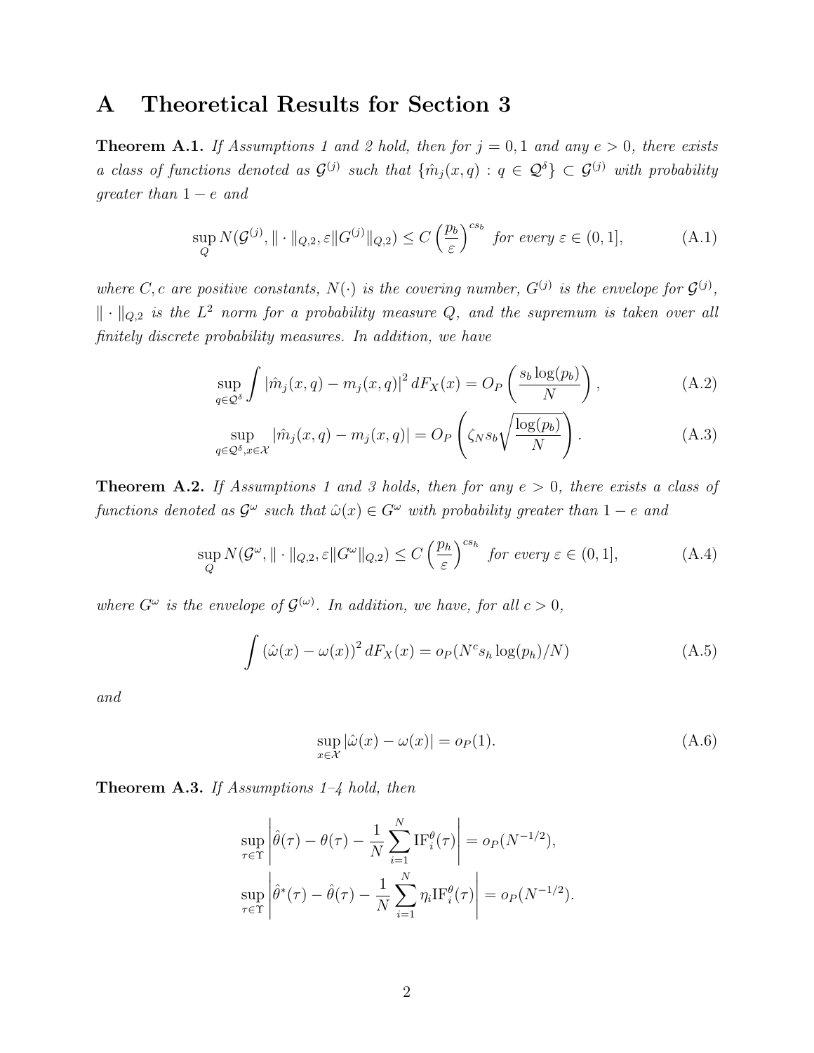# A Theoretical Results for Section 3

**Theorem A.1.** *If Assumptions 1 and 2 hold, then for $j = 0, 1$ and any $e > 0$, there exists a class of functions denoted as $\mathcal{G}^{(j)}$ such that $\{\hat{m}_j(x, q) : q \in \mathcal{Q}^\delta\} \subset \mathcal{G}^{(j)}$ with probability greater than $1 - e$ and*

$$\sup_Q N(\mathcal{G}^{(j)}, \|\cdot\|_{Q,2}, \varepsilon \|G^{(j)}\|_{Q,2}) \leq C \left(\frac{p_b}{\varepsilon}\right)^{cs_b} \text{ for every } \varepsilon \in (0, 1], \tag{A.1}$$

*where $C, c$ are positive constants, $N(\cdot)$ is the covering number, $G^{(j)}$ is the envelope for $\mathcal{G}^{(j)}$, $\|\cdot\|_{Q,2}$ is the $L^2$ norm for a probability measure $Q$, and the supremum is taken over all finitely discrete probability measures. In addition, we have*

$$\sup_{q \in \mathcal{Q}^\delta} \int |\hat{m}_j(x, q) - m_j(x, q)|^2 \, dF_X(x) = O_P\left(\frac{s_b \log(p_b)}{N}\right), \tag{A.2}$$

$$\sup_{q \in \mathcal{Q}^\delta, x \in \mathcal{X}} |\hat{m}_j(x, q) - m_j(x, q)| = O_P\left(\zeta_N s_b \sqrt{\frac{\log(p_b)}{N}}\right). \tag{A.3}$$

**Theorem A.2.** *If Assumptions 1 and 3 holds, then for any $e > 0$, there exists a class of functions denoted as $\mathcal{G}^\omega$ such that $\hat{\omega}(x) \in G^\omega$ with probability greater than $1 - e$ and*

$$\sup_Q N(\mathcal{G}^\omega, \|\cdot\|_{Q,2}, \varepsilon \|G^\omega\|_{Q,2}) \leq C \left(\frac{p_h}{\varepsilon}\right)^{cs_h} \text{ for every } \varepsilon \in (0, 1], \tag{A.4}$$

*where $G^\omega$ is the envelope of $\mathcal{G}^{(\omega)}$. In addition, we have, for all $c > 0$,*

$$\int (\hat{\omega}(x) - \omega(x))^2 \, dF_X(x) = o_P(N^c s_h \log(p_h)/N) \tag{A.5}$$

*and*

$$\sup_{x \in \mathcal{X}} |\hat{\omega}(x) - \omega(x)| = o_P(1). \tag{A.6}$$

**Theorem A.3.** *If Assumptions 1–4 hold, then*

$$\sup_{\tau \in \Upsilon} \left| \hat{\theta}(\tau) - \theta(\tau) - \frac{1}{N} \sum_{i=1}^N \mathrm{IF}_i^\theta(\tau) \right| = o_P(N^{-1/2}),$$

$$\sup_{\tau \in \Upsilon} \left| \hat{\theta}^*(\tau) - \hat{\theta}(\tau) - \frac{1}{N} \sum_{i=1}^N \eta_i \mathrm{IF}_i^\theta(\tau) \right| = o_P(N^{-1/2}).$$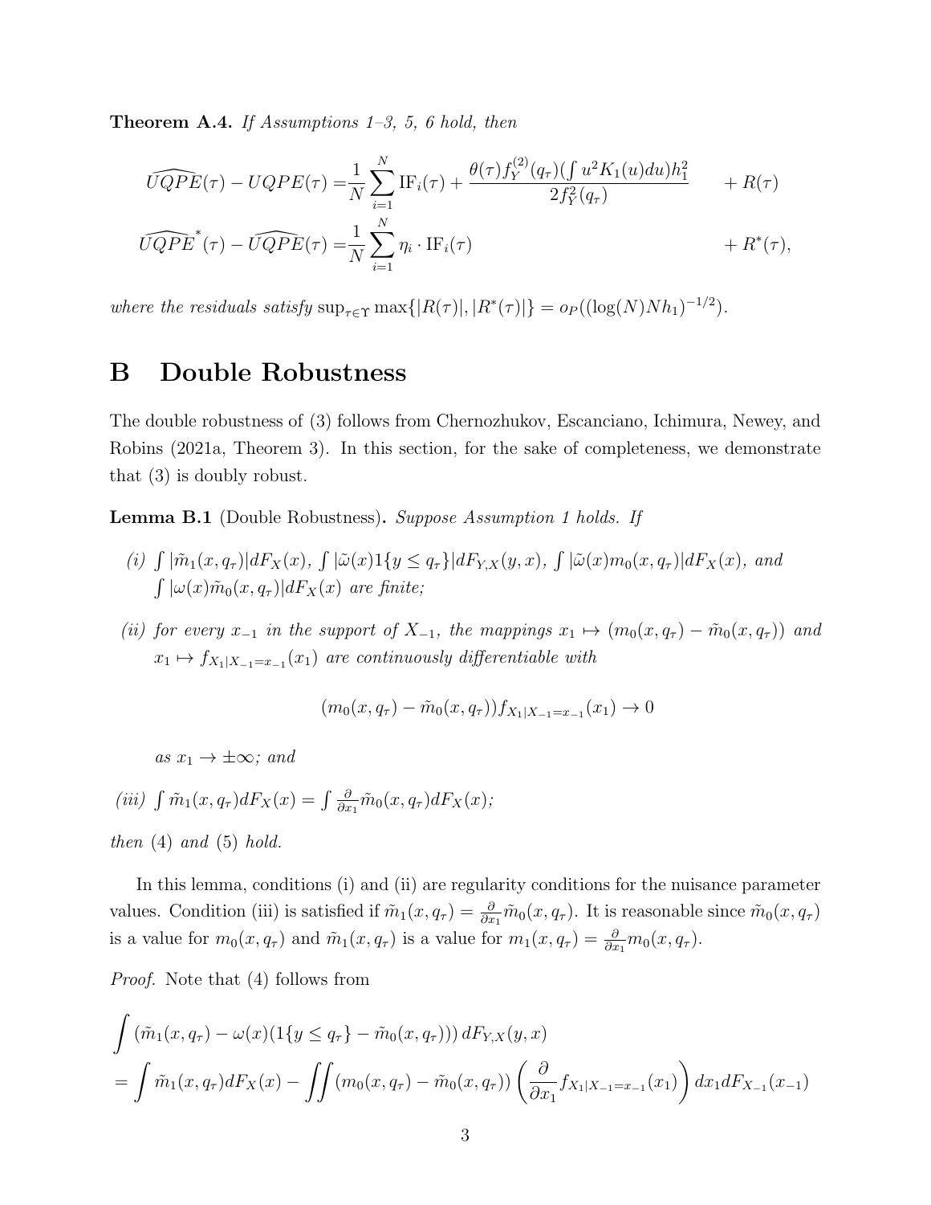**Theorem A.4.** *If Assumptions 1–3, 5, 6 hold, then*

$$
\begin{aligned}
\widehat{UQPE}(\tau) - UQPE(\tau) &= \frac{1}{N}\sum_{i=1}^{N} \mathrm{IF}_i(\tau) + \frac{\theta(\tau) f_Y^{(2)}(q_\tau)(\int u^2 K_1(u)du) h_1^2}{2 f_Y^2(q_\tau)} && + R(\tau) \\
\widehat{UQPE}^*(\tau) - \widehat{UQPE}(\tau) &= \frac{1}{N}\sum_{i=1}^{N} \eta_i \cdot \mathrm{IF}_i(\tau) && + R^*(\tau),
\end{aligned}
$$

*where the residuals satisfy* $\sup_{\tau \in \Upsilon} \max\{|R(\tau)|, |R^*(\tau)|\} = o_P((\log(N) N h_1)^{-1/2})$.

# B Double Robustness

The double robustness of (3) follows from Chernozhukov, Escanciano, Ichimura, Newey, and Robins (2021a, Theorem 3). In this section, for the sake of completeness, we demonstrate that (3) is doubly robust.

**Lemma B.1** (Double Robustness)**.** *Suppose Assumption 1 holds. If*

*(i)* $\int |\tilde{m}_1(x, q_\tau)| dF_X(x)$, $\int |\tilde{\omega}(x) 1\{y \le q_\tau\}| dF_{Y,X}(y, x)$, $\int |\tilde{\omega}(x) m_0(x, q_\tau)| dF_X(x)$, *and* $\int |\omega(x) \tilde{m}_0(x, q_\tau)| dF_X(x)$ *are finite;*

*(ii) for every* $x_{-1}$ *in the support of* $X_{-1}$*, the mappings* $x_1 \mapsto (m_0(x, q_\tau) - \tilde{m}_0(x, q_\tau))$ *and* $x_1 \mapsto f_{X_1|X_{-1}=x_{-1}}(x_1)$ *are continuously differentiable with*

$$
(m_0(x, q_\tau) - \tilde{m}_0(x, q_\tau)) f_{X_1|X_{-1}=x_{-1}}(x_1) \to 0
$$

*as* $x_1 \to \pm\infty$*; and*

*(iii)* $\int \tilde{m}_1(x, q_\tau) dF_X(x) = \int \frac{\partial}{\partial x_1} \tilde{m}_0(x, q_\tau) dF_X(x)$*;*

*then* (4) *and* (5) *hold.*

In this lemma, conditions (i) and (ii) are regularity conditions for the nuisance parameter values. Condition (iii) is satisfied if $\tilde{m}_1(x, q_\tau) = \frac{\partial}{\partial x_1} \tilde{m}_0(x, q_\tau)$. It is reasonable since $\tilde{m}_0(x, q_\tau)$ is a value for $m_0(x, q_\tau)$ and $\tilde{m}_1(x, q_\tau)$ is a value for $m_1(x, q_\tau) = \frac{\partial}{\partial x_1} m_0(x, q_\tau)$.

*Proof.* Note that (4) follows from

$$
\begin{aligned}
&\int (\tilde{m}_1(x, q_\tau) - \omega(x)(1\{y \le q_\tau\} - \tilde{m}_0(x, q_\tau))) dF_{Y,X}(y, x) \\
&= \int \tilde{m}_1(x, q_\tau) dF_X(x) - \iint (m_0(x, q_\tau) - \tilde{m}_0(x, q_\tau)) \left( \frac{\partial}{\partial x_1} f_{X_1|X_{-1}=x_{-1}}(x_1) \right) dx_1 dF_{X_{-1}}(x_{-1})
\end{aligned}
$$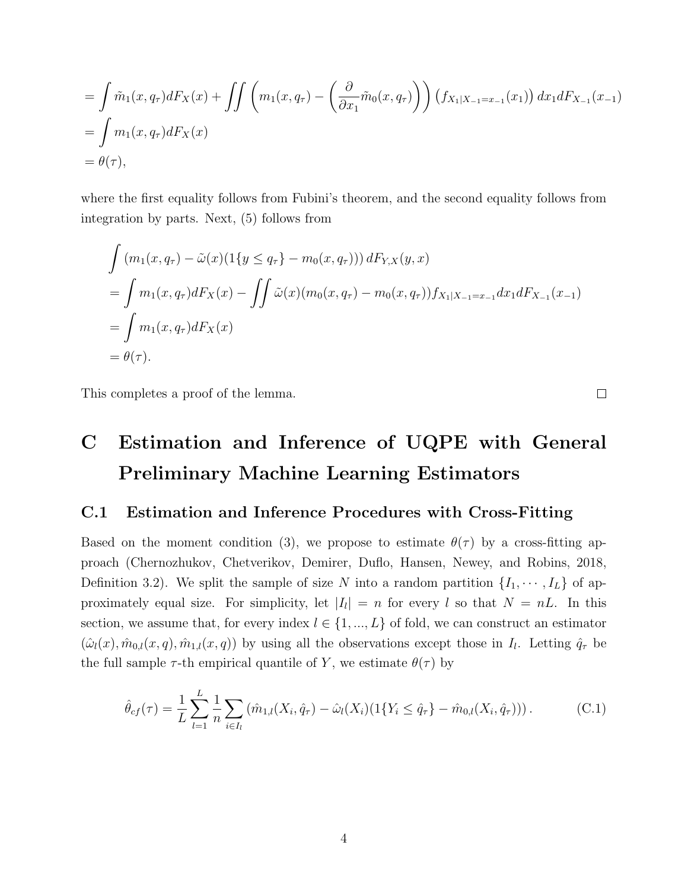$$
\begin{aligned}
&= \int \tilde{m}_1(x, q_\tau) dF_X(x) + \iint \left( m_1(x, q_\tau) - \left( \frac{\partial}{\partial x_1} \tilde{m}_0(x, q_\tau) \right) \right) \left( f_{X_1|X_{-1}=x_{-1}}(x_1) \right) dx_1 dF_{X_{-1}}(x_{-1}) \\
&= \int m_1(x, q_\tau) dF_X(x) \\
&= \theta(\tau),
\end{aligned}
$$

where the first equality follows from Fubini's theorem, and the second equality follows from integration by parts. Next, (5) follows from

$$
\begin{aligned}
&\int \left( m_1(x, q_\tau) - \tilde{\omega}(x)(1\{y \leq q_\tau\} - m_0(x, q_\tau)) \right) dF_{Y,X}(y, x) \\
&= \int m_1(x, q_\tau) dF_X(x) - \iint \tilde{\omega}(x)(m_0(x, q_\tau) - m_0(x, q_\tau)) f_{X_1|X_{-1}=x_{-1}} dx_1 dF_{X_{-1}}(x_{-1}) \\
&= \int m_1(x, q_\tau) dF_X(x) \\
&= \theta(\tau).
\end{aligned}
$$

This completes a proof of the lemma. □

# C Estimation and Inference of UQPE with General Preliminary Machine Learning Estimators

## C.1 Estimation and Inference Procedures with Cross-Fitting

Based on the moment condition (3), we propose to estimate $\theta(\tau)$ by a cross-fitting approach (Chernozhukov, Chetverikov, Demirer, Duflo, Hansen, Newey, and Robins, 2018, Definition 3.2). We split the sample of size $N$ into a random partition $\{I_1, \cdots, I_L\}$ of approximately equal size. For simplicity, let $|I_l| = n$ for every $l$ so that $N = nL$. In this section, we assume that, for every index $l \in \{1, ..., L\}$ of fold, we can construct an estimator $(\hat{\omega}_l(x), \hat{m}_{0,l}(x, q), \hat{m}_{1,l}(x, q))$ by using all the observations except those in $I_l$. Letting $\hat{q}_\tau$ be the full sample $\tau$-th empirical quantile of $Y$, we estimate $\theta(\tau)$ by

$$
\hat{\theta}_{cf}(\tau) = \frac{1}{L} \sum_{l=1}^{L} \frac{1}{n} \sum_{i \in I_l} \left( \hat{m}_{1,l}(X_i, \hat{q}_\tau) - \hat{\omega}_l(X_i)(1\{Y_i \leq \hat{q}_\tau\} - \hat{m}_{0,l}(X_i, \hat{q}_\tau)) \right). \tag{C.1}
$$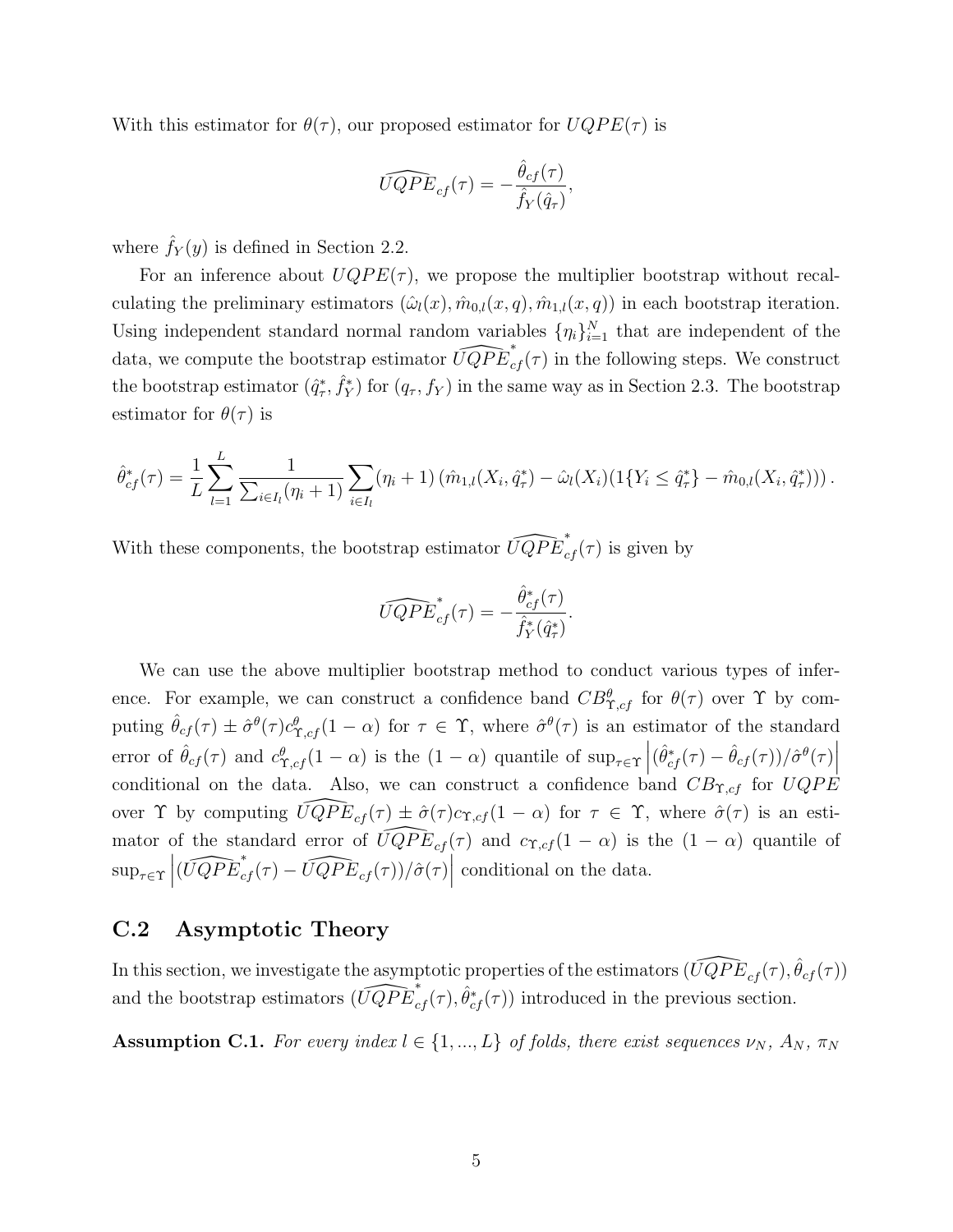With this estimator for $\theta(\tau)$, our proposed estimator for $UQPE(\tau)$ is

$$\widehat{UQPE}_{cf}(\tau) = -\frac{\hat{\theta}_{cf}(\tau)}{\hat{f}_Y(\hat{q}_\tau)},$$

where $\hat{f}_Y(y)$ is defined in Section 2.2.

For an inference about $UQPE(\tau)$, we propose the multiplier bootstrap without recalculating the preliminary estimators $(\hat{\omega}_l(x), \hat{m}_{0,l}(x,q), \hat{m}_{1,l}(x,q))$ in each bootstrap iteration. Using independent standard normal random variables $\{\eta_i\}_{i=1}^N$ that are independent of the data, we compute the bootstrap estimator $\widehat{UQPE}^*_{cf}(\tau)$ in the following steps. We construct the bootstrap estimator $(\hat{q}^*_\tau, \hat{f}^*_Y)$ for $(q_\tau, f_Y)$ in the same way as in Section 2.3. The bootstrap estimator for $\theta(\tau)$ is

$$\hat{\theta}^*_{cf}(\tau) = \frac{1}{L}\sum_{l=1}^{L} \frac{1}{\sum_{i \in I_l}(\eta_i + 1)} \sum_{i \in I_l} (\eta_i + 1) \left( \hat{m}_{1,l}(X_i, \hat{q}^*_\tau) - \hat{\omega}_l(X_i)(1\{Y_i \leq \hat{q}^*_\tau\} - \hat{m}_{0,l}(X_i, \hat{q}^*_\tau)) \right).$$

With these components, the bootstrap estimator $\widehat{UQPE}^*_{cf}(\tau)$ is given by

$$\widehat{UQPE}^*_{cf}(\tau) = -\frac{\hat{\theta}^*_{cf}(\tau)}{\hat{f}^*_Y(\hat{q}^*_\tau)}.$$

We can use the above multiplier bootstrap method to conduct various types of inference. For example, we can construct a confidence band $CB^{\theta}_{\Upsilon,cf}$ for $\theta(\tau)$ over $\Upsilon$ by computing $\hat{\theta}_{cf}(\tau) \pm \hat{\sigma}^{\theta}(\tau) c^{\theta}_{\Upsilon,cf}(1-\alpha)$ for $\tau \in \Upsilon$, where $\hat{\sigma}^{\theta}(\tau)$ is an estimator of the standard error of $\hat{\theta}_{cf}(\tau)$ and $c^{\theta}_{\Upsilon,cf}(1-\alpha)$ is the $(1-\alpha)$ quantile of $\sup_{\tau \in \Upsilon} \left| (\hat{\theta}^*_{cf}(\tau) - \hat{\theta}_{cf}(\tau))/\hat{\sigma}^{\theta}(\tau) \right|$ conditional on the data. Also, we can construct a confidence band $CB_{\Upsilon,cf}$ for $UQPE$ over $\Upsilon$ by computing $\widehat{UQPE}_{cf}(\tau) \pm \hat{\sigma}(\tau) c_{\Upsilon,cf}(1-\alpha)$ for $\tau \in \Upsilon$, where $\hat{\sigma}(\tau)$ is an estimator of the standard error of $\widehat{UQPE}_{cf}(\tau)$ and $c_{\Upsilon,cf}(1-\alpha)$ is the $(1-\alpha)$ quantile of $\sup_{\tau \in \Upsilon} \left| (\widehat{UQPE}^*_{cf}(\tau) - \widehat{UQPE}_{cf}(\tau))/\hat{\sigma}(\tau) \right|$ conditional on the data.

## C.2 Asymptotic Theory

In this section, we investigate the asymptotic properties of the estimators $(\widehat{UQPE}_{cf}(\tau), \hat{\theta}_{cf}(\tau))$ and the bootstrap estimators $(\widehat{UQPE}^*_{cf}(\tau), \hat{\theta}^*_{cf}(\tau))$ introduced in the previous section.

**Assumption C.1.** *For every index $l \in \{1, ..., L\}$ of folds, there exist sequences $\nu_N$, $A_N$, $\pi_N$*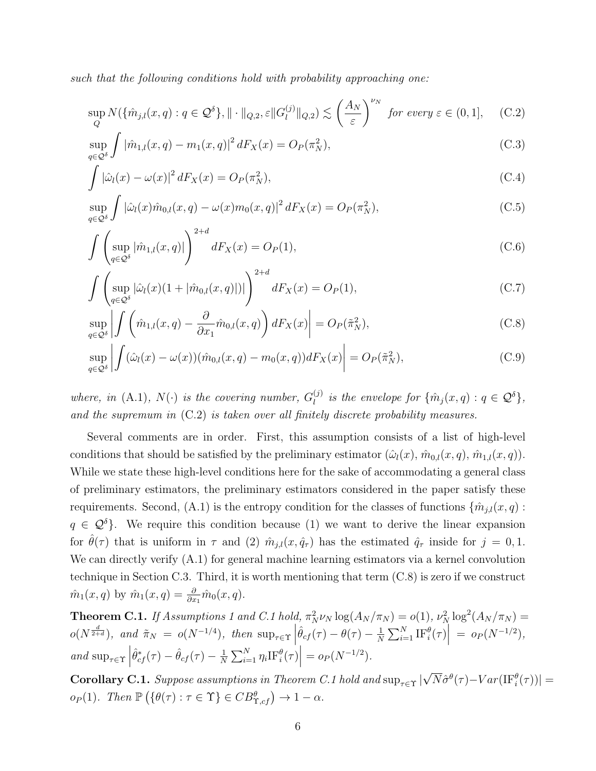*such that the following conditions hold with probability approaching one:*

$$\sup_{Q} N(\{\hat{m}_{j,l}(x,q) : q \in \mathcal{Q}^{\delta}\}, \|\cdot\|_{Q,2}, \varepsilon \|G_l^{(j)}\|_{Q,2}) \lesssim \left(\frac{A_N}{\varepsilon}\right)^{\nu_N} \text{ for every } \varepsilon \in (0,1], \tag{C.2}$$

$$\sup_{q\in\mathcal{Q}^{\delta}} \int |\hat{m}_{1,l}(x,q) - m_1(x,q)|^2 \, dF_X(x) = O_P(\pi_N^2), \tag{C.3}$$

$$\int |\hat{\omega}_l(x) - \omega(x)|^2 \, dF_X(x) = O_P(\pi_N^2), \tag{C.4}$$

$$\sup_{q\in\mathcal{Q}^{\delta}} \int |\hat{\omega}_l(x)\hat{m}_{0,l}(x,q) - \omega(x) m_0(x,q)|^2 \, dF_X(x) = O_P(\pi_N^2), \tag{C.5}$$

$$\int \left( \sup_{q\in\mathcal{Q}^{\delta}} |\hat{m}_{1,l}(x,q)| \right)^{2+d} dF_X(x) = O_P(1), \tag{C.6}$$

$$\int \left( \sup_{q\in\mathcal{Q}^{\delta}} |\hat{\omega}_l(x)(1 + |\hat{m}_{0,l}(x,q)|)| \right)^{2+d} dF_X(x) = O_P(1), \tag{C.7}$$

$$\sup_{q\in\mathcal{Q}^{\delta}} \left| \int \left( \hat{m}_{1,l}(x,q) - \frac{\partial}{\partial x_1} \hat{m}_{0,l}(x,q) \right) dF_X(x) \right| = O_P(\tilde{\pi}_N^2), \tag{C.8}$$

$$\sup_{q\in\mathcal{Q}^{\delta}} \left| \int (\hat{\omega}_l(x) - \omega(x))(\hat{m}_{0,l}(x,q) - m_0(x,q)) dF_X(x) \right| = O_P(\tilde{\pi}_N^2), \tag{C.9}$$

*where, in* (A.1)*, $N(\cdot)$ is the covering number, $G_l^{(j)}$ is the envelope for $\{\hat{m}_j(x,q) : q \in \mathcal{Q}^{\delta}\}$, and the supremum in* (C.2) *is taken over all finitely discrete probability measures.*

Several comments are in order. First, this assumption consists of a list of high-level conditions that should be satisfied by the preliminary estimator $(\hat{\omega}_l(x), \hat{m}_{0,l}(x,q), \hat{m}_{1,l}(x,q))$. While we state these high-level conditions here for the sake of accommodating a general class of preliminary estimators, the preliminary estimators considered in the paper satisfy these requirements. Second, (A.1) is the entropy condition for the classes of functions $\{\hat{m}_{j,l}(x,q) : q \in \mathcal{Q}^{\delta}\}$. We require this condition because (1) we want to derive the linear expansion for $\hat{\theta}(\tau)$ that is uniform in $\tau$ and (2) $\hat{m}_{j,l}(x,\hat{q}_\tau)$ has the estimated $\hat{q}_\tau$ inside for $j = 0,1$. We can directly verify (A.1) for general machine learning estimators via a kernel convolution technique in Section C.3. Third, it is worth mentioning that term (C.8) is zero if we construct $\hat{m}_1(x,q)$ by $\hat{m}_1(x,q) = \frac{\partial}{\partial x_1}\hat{m}_0(x,q)$.

**Theorem C.1.** *If Assumptions 1 and C.1 hold, $\pi_N^2 \nu_N \log(A_N/\pi_N) = o(1)$, $\nu_N^2 \log^2(A_N/\pi_N) = o(N^{\frac{d}{2+d}})$, and $\tilde{\pi}_N = o(N^{-1/4})$, then $\sup_{\tau\in\Upsilon} \left| \hat{\theta}_{cf}(\tau) - \theta(\tau) - \frac{1}{N}\sum_{i=1}^N \mathrm{IF}_i^{\theta}(\tau) \right| = o_P(N^{-1/2})$, and $\sup_{\tau\in\Upsilon} \left| \hat{\theta}^*_{cf}(\tau) - \hat{\theta}_{cf}(\tau) - \frac{1}{N}\sum_{i=1}^N \eta_i \mathrm{IF}_i^{\theta}(\tau) \right| = o_P(N^{-1/2})$.*

**Corollary C.1.** *Suppose assumptions in Theorem C.1 hold and $\sup_{\tau\in\Upsilon} |\sqrt{N}\hat{\sigma}^{\theta}(\tau) - Var(\mathrm{IF}_i^{\theta}(\tau))| = o_P(1)$. Then $\mathbb{P}\left(\{\theta(\tau) : \tau \in \Upsilon\} \in CB^{\theta}_{\Upsilon,cf}\right) \to 1 - \alpha$.*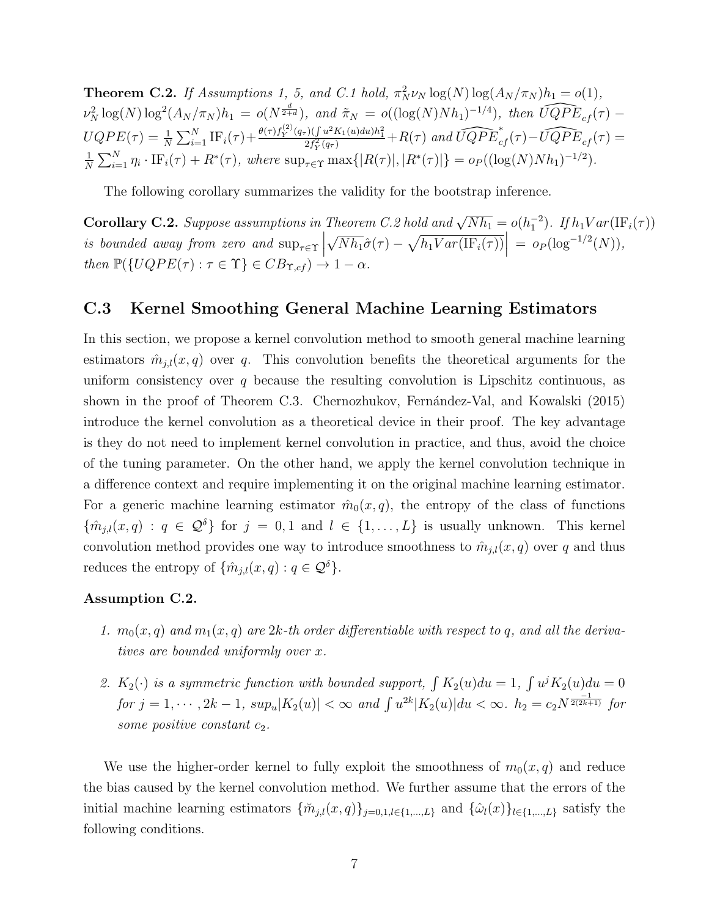**Theorem C.2.** *If Assumptions 1, 5, and C.1 hold, $\pi_N^2 \nu_N \log(N)\log(A_N/\pi_N)h_1 = o(1)$, $\nu_N^2 \log(N)\log^2(A_N/\pi_N)h_1 = o(N^{\frac{d}{2+d}})$, and $\tilde{\pi}_N = o((\log(N)Nh_1)^{-1/4})$, then $\widehat{UQPE}_{cf}(\tau) - UQPE(\tau) = \frac{1}{N}\sum_{i=1}^N \mathrm{IF}_i(\tau) + \frac{\theta(\tau) f_Y^{(2)}(q_\tau)(\int u^2 K_1(u)du)h_1^2}{2 f_Y^2(q_\tau)} + R(\tau)$ and $\widehat{UQPE}^*_{cf}(\tau) - \widehat{UQPE}_{cf}(\tau) = \frac{1}{N}\sum_{i=1}^N \eta_i \cdot \mathrm{IF}_i(\tau) + R^*(\tau)$, where $\sup_{\tau\in\Upsilon}\max\{|R(\tau)|, |R^*(\tau)|\} = o_P((\log(N)Nh_1)^{-1/2})$.*

The following corollary summarizes the validity for the bootstrap inference.

**Corollary C.2.** *Suppose assumptions in Theorem C.2 hold and $\sqrt{Nh_1} = o(h_1^{-2})$. If $h_1 Var(\mathrm{IF}_i(\tau))$ is bounded away from zero and $\sup_{\tau\in\Upsilon}\left|\sqrt{Nh_1}\hat{\sigma}(\tau) - \sqrt{h_1 Var(\mathrm{IF}_i(\tau))}\right| = o_P(\log^{-1/2}(N))$, then $\mathbb{P}(\{UQPE(\tau) : \tau \in \Upsilon\} \in CB_{\Upsilon,cf}) \to 1-\alpha$.*

## C.3 Kernel Smoothing General Machine Learning Estimators

In this section, we propose a kernel convolution method to smooth general machine learning estimators $\hat{m}_{j,l}(x,q)$ over $q$. This convolution benefits the theoretical arguments for the uniform consistency over $q$ because the resulting convolution is Lipschitz continuous, as shown in the proof of Theorem C.3. Chernozhukov, Fernández-Val, and Kowalski (2015) introduce the kernel convolution as a theoretical device in their proof. The key advantage is they do not need to implement kernel convolution in practice, and thus, avoid the choice of the tuning parameter. On the other hand, we apply the kernel convolution technique in a difference context and require implementing it on the original machine learning estimator. For a generic machine learning estimator $\hat{m}_0(x,q)$, the entropy of the class of functions $\{\hat{m}_{j,l}(x,q) : q \in \mathcal{Q}^\delta\}$ for $j = 0, 1$ and $l \in \{1,\ldots,L\}$ is usually unknown. This kernel convolution method provides one way to introduce smoothness to $\hat{m}_{j,l}(x,q)$ over $q$ and thus reduces the entropy of $\{\hat{m}_{j,l}(x,q) : q \in \mathcal{Q}^\delta\}$.

**Assumption C.2.**

1. *$m_0(x,q)$ and $m_1(x,q)$ are $2k$-th order differentiable with respect to $q$, and all the derivatives are bounded uniformly over $x$.*
2. *$K_2(\cdot)$ is a symmetric function with bounded support, $\int K_2(u)du = 1$, $\int u^j K_2(u)du = 0$ for $j = 1,\cdots,2k-1$, $sup_u|K_2(u)| < \infty$ and $\int u^{2k}|K_2(u)|du < \infty$. $h_2 = c_2 N^{\frac{-1}{2(2k+1)}}$ for some positive constant $c_2$.*

We use the higher-order kernel to fully exploit the smoothness of $m_0(x,q)$ and reduce the bias caused by the kernel convolution method. We further assume that the errors of the initial machine learning estimators $\{\breve{m}_{j,l}(x,q)\}_{j=0,1,l\in\{1,\ldots,L\}}$ and $\{\hat{\omega}_l(x)\}_{l\in\{1,\ldots,L\}}$ satisfy the following conditions.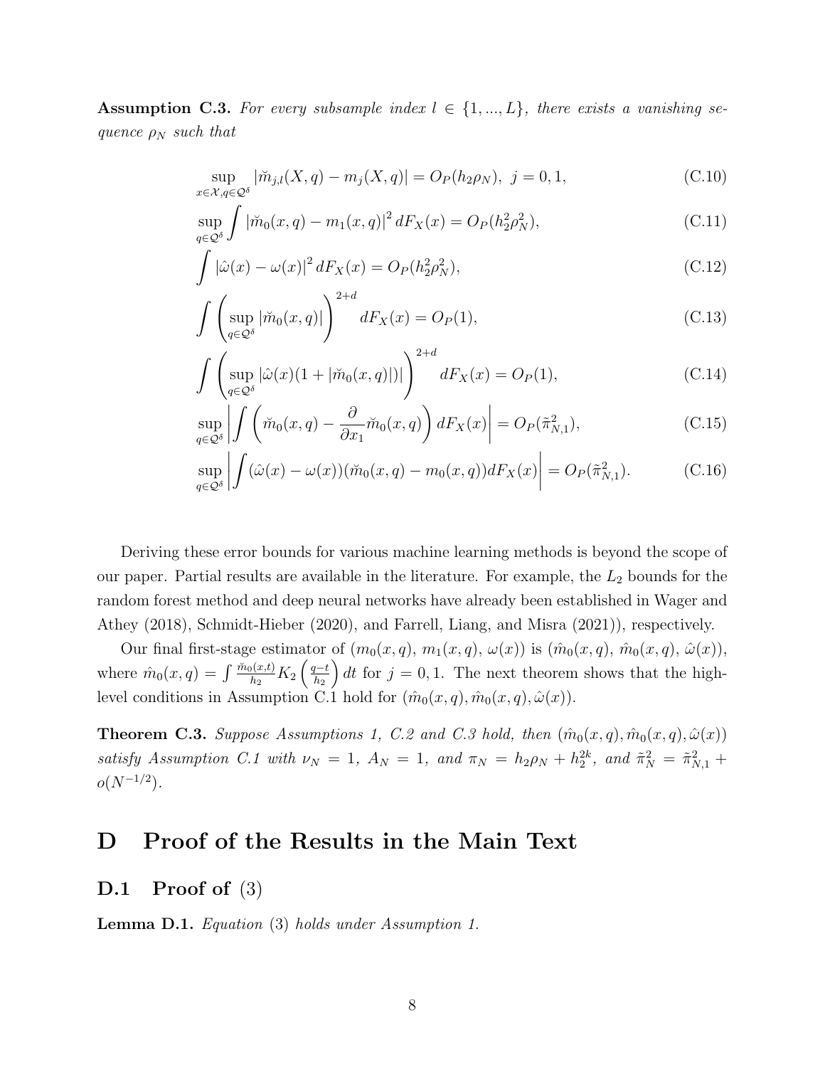**Assumption C.3.** *For every subsample index $l \in \{1, ..., L\}$, there exists a vanishing sequence $\rho_N$ such that*

$$\sup_{x\in\mathcal{X},q\in\mathcal{Q}^\delta} |\breve{m}_{j,l}(X,q) - m_j(X,q)| = O_P(h_2\rho_N),\ j = 0, 1, \tag{C.10}$$

$$\sup_{q\in\mathcal{Q}^\delta} \int |\breve{m}_0(x,q) - m_1(x,q)|^2 dF_X(x) = O_P(h_2^2\rho_N^2), \tag{C.11}$$

$$\int |\hat{\omega}(x) - \omega(x)|^2 dF_X(x) = O_P(h_2^2\rho_N^2), \tag{C.12}$$

$$\int \left( \sup_{q\in\mathcal{Q}^\delta} |\breve{m}_0(x,q)| \right)^{2+d} dF_X(x) = O_P(1), \tag{C.13}$$

$$\int \left( \sup_{q\in\mathcal{Q}^\delta} |\hat{\omega}(x)(1 + |\breve{m}_0(x,q)|)| \right)^{2+d} dF_X(x) = O_P(1), \tag{C.14}$$

$$\sup_{q\in\mathcal{Q}^\delta} \left| \int \left( \breve{m}_0(x,q) - \frac{\partial}{\partial x_1}\breve{m}_0(x,q) \right) dF_X(x) \right| = O_P(\tilde{\pi}_{N,1}^2), \tag{C.15}$$

$$\sup_{q\in\mathcal{Q}^\delta} \left| \int (\hat{\omega}(x) - \omega(x))(\breve{m}_0(x,q) - m_0(x,q)) dF_X(x) \right| = O_P(\tilde{\pi}_{N,1}^2). \tag{C.16}$$

Deriving these error bounds for various machine learning methods is beyond the scope of our paper. Partial results are available in the literature. For example, the $L_2$ bounds for the random forest method and deep neural networks have already been established in Wager and Athey (2018), Schmidt-Hieber (2020), and Farrell, Liang, and Misra (2021)), respectively.

Our final first-stage estimator of $(m_0(x,q),\ m_1(x,q),\ \omega(x))$ is $(\hat{m}_0(x,q),\ \hat{m}_0(x,q),\ \hat{\omega}(x))$, where $\hat{m}_0(x,q) = \int \frac{\breve{m}_0(x,t)}{h_2} K_2\left(\frac{q-t}{h_2}\right) dt$ for $j = 0, 1$. The next theorem shows that the high-level conditions in Assumption C.1 hold for $(\hat{m}_0(x,q), \hat{m}_0(x,q), \hat{\omega}(x))$.

**Theorem C.3.** *Suppose Assumptions 1, C.2 and C.3 hold, then $(\hat{m}_0(x,q), \hat{m}_0(x,q), \hat{\omega}(x))$ satisfy Assumption C.1 with $\nu_N = 1$, $A_N = 1$, and $\pi_N = h_2\rho_N + h_2^{2k}$, and $\tilde{\pi}_N^2 = \tilde{\pi}_{N,1}^2 + o(N^{-1/2})$.*

# D Proof of the Results in the Main Text

## D.1 Proof of (3)

**Lemma D.1.** *Equation (3) holds under Assumption 1.*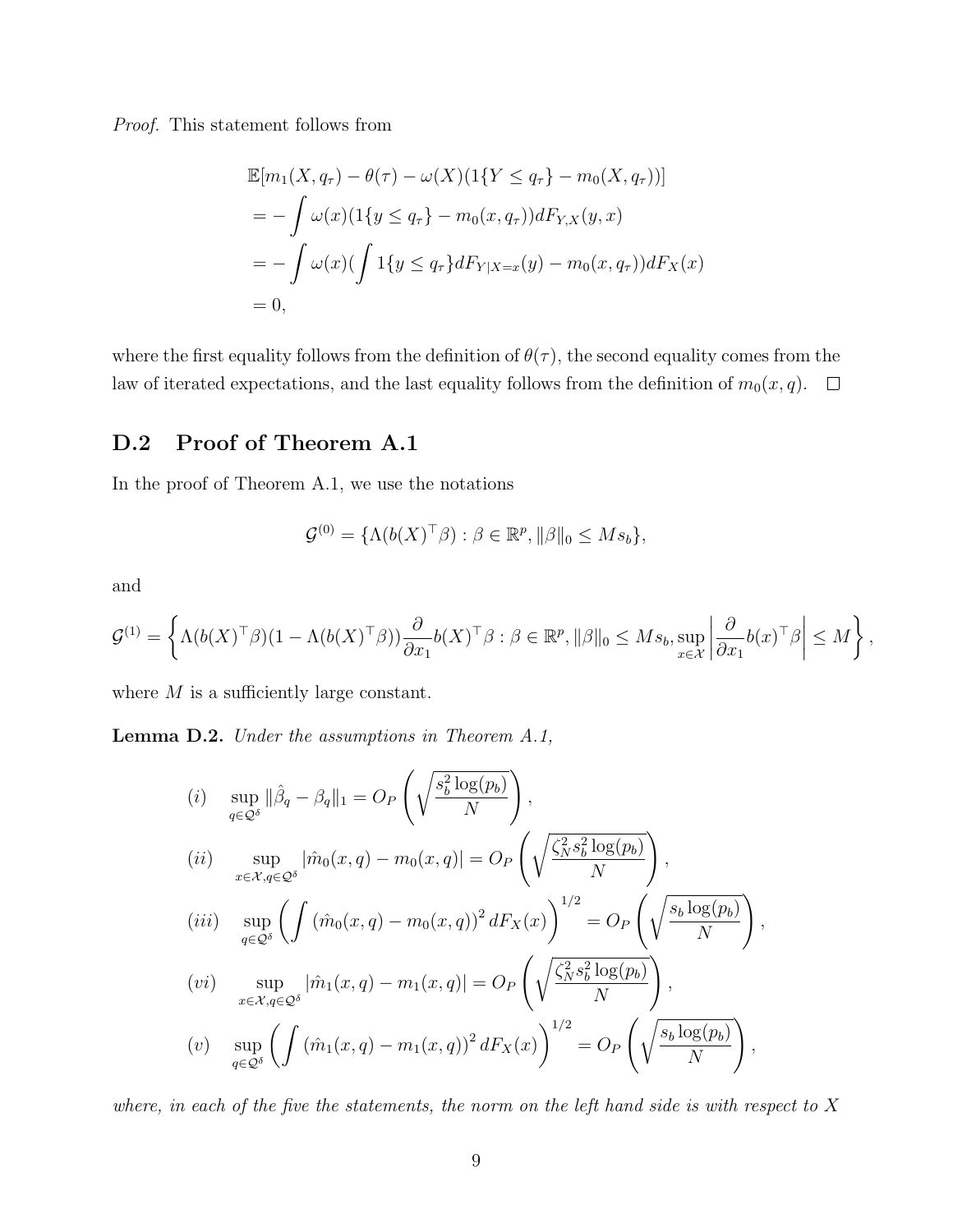*Proof.* This statement follows from

$$
\begin{aligned}
&\mathbb{E}[m_1(X, q_\tau) - \theta(\tau) - \omega(X)(1\{Y \leq q_\tau\} - m_0(X, q_\tau))] \\
&= -\int \omega(x)(1\{y \leq q_\tau\} - m_0(x, q_\tau)) dF_{Y,X}(y, x) \\
&= -\int \omega(x)(\int 1\{y \leq q_\tau\} dF_{Y|X=x}(y) - m_0(x, q_\tau)) dF_X(x) \\
&= 0,
\end{aligned}
$$

where the first equality follows from the definition of $\theta(\tau)$, the second equality comes from the law of iterated expectations, and the last equality follows from the definition of $m_0(x, q)$. $\square$

## D.2 Proof of Theorem A.1

In the proof of Theorem A.1, we use the notations

$$
\mathcal{G}^{(0)} = \{\Lambda(b(X)^\top \beta) : \beta \in \mathbb{R}^p, \|\beta\|_0 \leq M s_b\},
$$

and

$$
\mathcal{G}^{(1)} = \left\{\Lambda(b(X)^\top \beta)(1 - \Lambda(b(X)^\top \beta)) \frac{\partial}{\partial x_1} b(X)^\top \beta : \beta \in \mathbb{R}^p, \|\beta\|_0 \leq M s_b, \sup_{x \in \mathcal{X}} \left| \frac{\partial}{\partial x_1} b(x)^\top \beta \right| \leq M \right\},
$$

where $M$ is a sufficiently large constant.

**Lemma D.2.** *Under the assumptions in Theorem A.1,*

$$
\begin{aligned}
&(i) \quad \sup_{q \in \mathcal{Q}^\delta} \|\hat{\beta}_q - \beta_q\|_1 = O_P\left(\sqrt{\frac{s_b^2 \log(p_b)}{N}}\right), \\
&(ii) \quad \sup_{x \in \mathcal{X}, q \in \mathcal{Q}^\delta} |\hat{m}_0(x, q) - m_0(x, q)| = O_P\left(\sqrt{\frac{\zeta_N^2 s_b^2 \log(p_b)}{N}}\right), \\
&(iii) \quad \sup_{q \in \mathcal{Q}^\delta} \left(\int (\hat{m}_0(x, q) - m_0(x, q))^2 dF_X(x)\right)^{1/2} = O_P\left(\sqrt{\frac{s_b \log(p_b)}{N}}\right), \\
&(vi) \quad \sup_{x \in \mathcal{X}, q \in \mathcal{Q}^\delta} |\hat{m}_1(x, q) - m_1(x, q)| = O_P\left(\sqrt{\frac{\zeta_N^2 s_b^2 \log(p_b)}{N}}\right), \\
&(v) \quad \sup_{q \in \mathcal{Q}^\delta} \left(\int (\hat{m}_1(x, q) - m_1(x, q))^2 dF_X(x)\right)^{1/2} = O_P\left(\sqrt{\frac{s_b \log(p_b)}{N}}\right),
\end{aligned}
$$

*where, in each of the five the statements, the norm on the left hand side is with respect to $X$*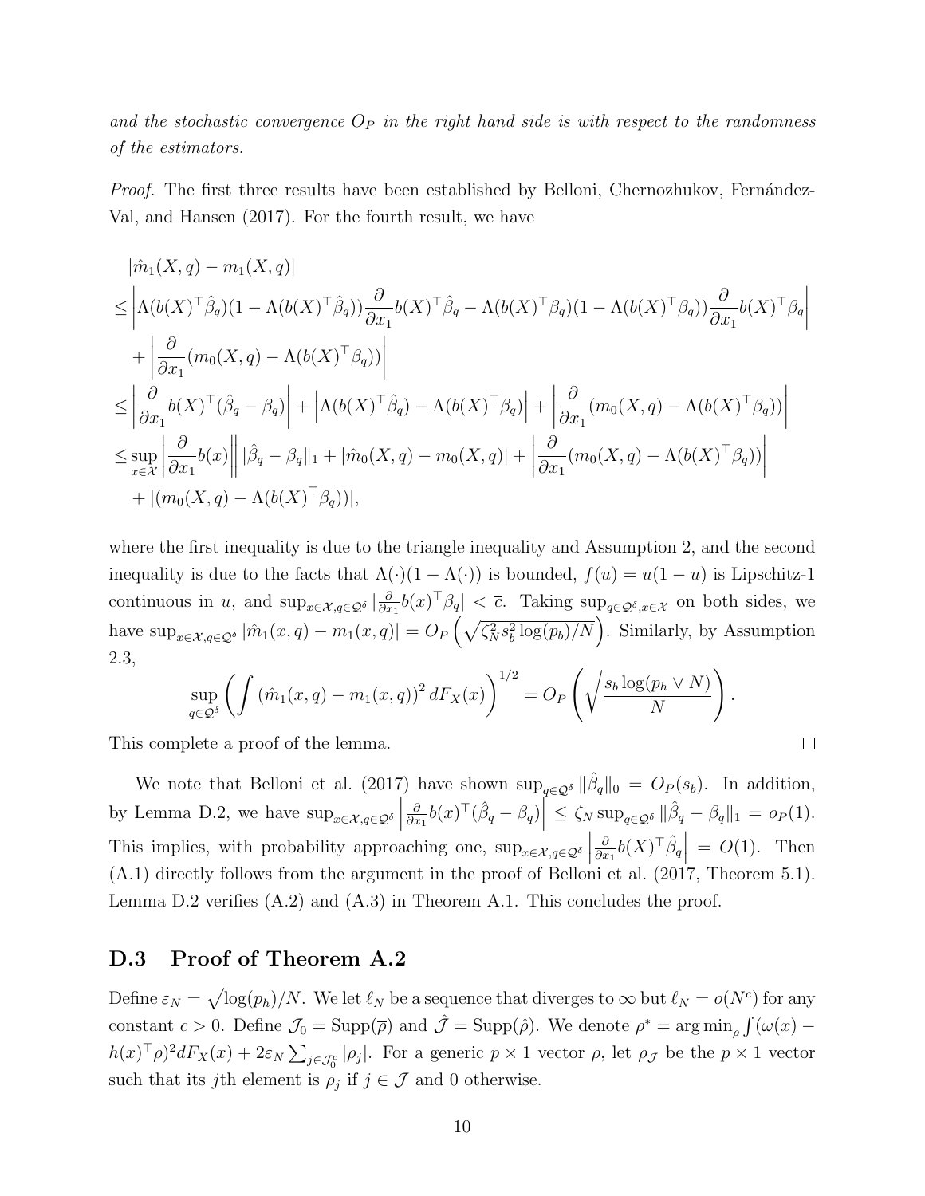*and the stochastic convergence $O_P$ in the right hand side is with respect to the randomness of the estimators.*

*Proof.* The first three results have been established by Belloni, Chernozhukov, Fernández-Val, and Hansen (2017). For the fourth result, we have

$$
\begin{aligned}
&|\hat{m}_1(X,q) - m_1(X,q)| \\
\leq & \left| \Lambda(b(X)^\top \hat{\beta}_q)(1-\Lambda(b(X)^\top \hat{\beta}_q)) \frac{\partial}{\partial x_1} b(X)^\top \hat{\beta}_q - \Lambda(b(X)^\top \beta_q)(1-\Lambda(b(X)^\top \beta_q)) \frac{\partial}{\partial x_1} b(X)^\top \beta_q \right| \\
&+ \left| \frac{\partial}{\partial x_1}(m_0(X,q) - \Lambda(b(X)^\top \beta_q)) \right| \\
\leq & \left| \frac{\partial}{\partial x_1} b(X)^\top (\hat{\beta}_q - \beta_q) \right| + \left| \Lambda(b(X)^\top \hat{\beta}_q) - \Lambda(b(X)^\top \beta_q) \right| + \left| \frac{\partial}{\partial x_1}(m_0(X,q) - \Lambda(b(X)^\top \beta_q)) \right| \\
\leq & \sup_{x \in \mathcal{X}} \left| \frac{\partial}{\partial x_1} b(x) \right| \|\hat{\beta}_q - \beta_q\|_1 + |\hat{m}_0(X,q) - m_0(X,q)| + \left| \frac{\partial}{\partial x_1}(m_0(X,q) - \Lambda(b(X)^\top \beta_q)) \right| \\
&+ |(m_0(X,q) - \Lambda(b(X)^\top \beta_q))|,
\end{aligned}
$$

where the first inequality is due to the triangle inequality and Assumption 2, and the second inequality is due to the facts that $\Lambda(\cdot)(1-\Lambda(\cdot))$ is bounded, $f(u) = u(1-u)$ is Lipschitz-1 continuous in $u$, and $\sup_{x\in\mathcal{X},q\in\mathcal{Q}^\delta} |\frac{\partial}{\partial x_1} b(x)^\top \beta_q| < \overline{c}$. Taking $\sup_{q\in\mathcal{Q}^\delta, x\in\mathcal{X}}$ on both sides, we have $\sup_{x\in\mathcal{X},q\in\mathcal{Q}^\delta} |\hat{m}_1(x,q) - m_1(x,q)| = O_P\left(\sqrt{\zeta_N^2 s_b^2 \log(p_b)/N}\right)$. Similarly, by Assumption 2.3,

$$
\sup_{q\in\mathcal{Q}^\delta} \left( \int (\hat{m}_1(x,q) - m_1(x,q))^2 dF_X(x) \right)^{1/2} = O_P\left( \sqrt{\frac{s_b \log(p_h \vee N)}{N}} \right).
$$

This complete a proof of the lemma. $\square$

We note that Belloni et al. (2017) have shown $\sup_{q\in\mathcal{Q}^\delta} \|\hat{\beta}_q\|_0 = O_P(s_b)$. In addition, by Lemma D.2, we have $\sup_{x\in\mathcal{X},q\in\mathcal{Q}^\delta} \left| \frac{\partial}{\partial x_1} b(x)^\top (\hat{\beta}_q - \beta_q) \right| \leq \zeta_N \sup_{q\in\mathcal{Q}^\delta} \|\hat{\beta}_q - \beta_q\|_1 = o_P(1)$. This implies, with probability approaching one, $\sup_{x\in\mathcal{X},q\in\mathcal{Q}^\delta} \left| \frac{\partial}{\partial x_1} b(x)^\top \hat{\beta}_q \right| = O(1)$. Then (A.1) directly follows from the argument in the proof of Belloni et al. (2017, Theorem 5.1). Lemma D.2 verifies (A.2) and (A.3) in Theorem A.1. This concludes the proof.

## D.3 Proof of Theorem A.2

Define $\varepsilon_N = \sqrt{\log(p_h)/N}$. We let $\ell_N$ be a sequence that diverges to $\infty$ but $\ell_N = o(N^c)$ for any constant $c > 0$. Define $\mathcal{J}_0 = \text{Supp}(\overline{\rho})$ and $\hat{\mathcal{J}} = \text{Supp}(\hat{\rho})$. We denote $\rho^* = \arg\min_\rho \int (\omega(x) - h(x)^\top \rho)^2 dF_X(x) + 2\varepsilon_N \sum_{j\in\mathcal{J}_0^c} |\rho_j|$. For a generic $p \times 1$ vector $\rho$, let $\rho_{\mathcal{J}}$ be the $p \times 1$ vector such that its $j$th element is $\rho_j$ if $j \in \mathcal{J}$ and 0 otherwise.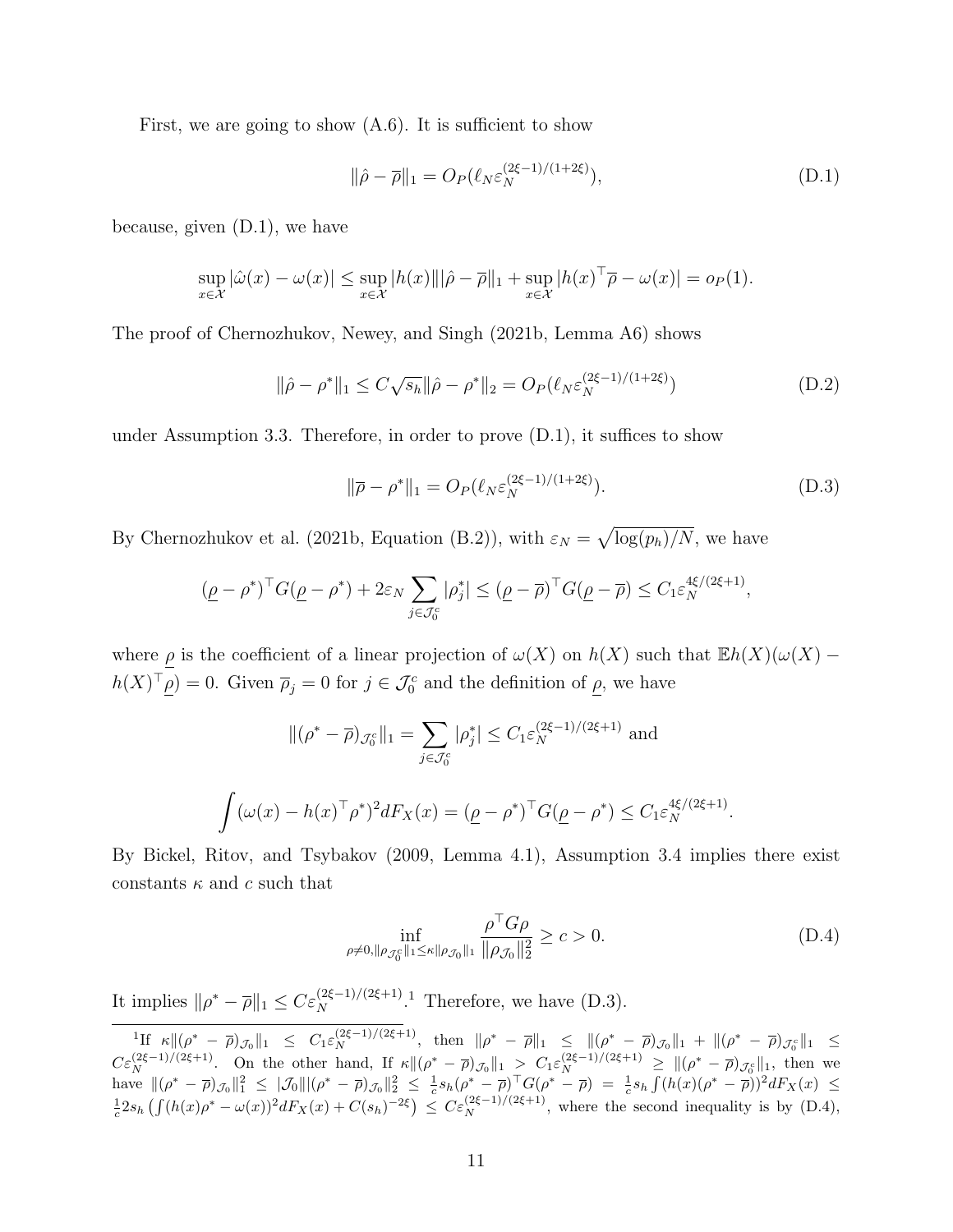First, we are going to show (A.6). It is sufficient to show

$$\|\hat{\rho} - \overline{\rho}\|_1 = O_P(\ell_N \varepsilon_N^{(2\xi-1)/(1+2\xi)}), \tag{D.1}$$

because, given (D.1), we have

$$\sup_{x\in\mathcal{X}} |\hat{\omega}(x) - \omega(x)| \leq \sup_{x\in\mathcal{X}} |h(x)| \|\hat{\rho} - \overline{\rho}\|_1 + \sup_{x\in\mathcal{X}} |h(x)^\top \overline{\rho} - \omega(x)| = o_P(1).$$

The proof of Chernozhukov, Newey, and Singh (2021b, Lemma A6) shows

$$\|\hat{\rho} - \rho^*\|_1 \leq C\sqrt{s_h} \|\hat{\rho} - \rho^*\|_2 = O_P(\ell_N \varepsilon_N^{(2\xi-1)/(1+2\xi)}) \tag{D.2}$$

under Assumption 3.3. Therefore, in order to prove (D.1), it suffices to show

$$\|\overline{\rho} - \rho^*\|_1 = O_P(\ell_N \varepsilon_N^{(2\xi-1)/(1+2\xi)}). \tag{D.3}$$

By Chernozhukov et al. (2021b, Equation (B.2)), with $\varepsilon_N = \sqrt{\log(p_h)/N}$, we have

$$(\underline{\rho} - \rho^*)^\top G (\underline{\rho} - \rho^*) + 2\varepsilon_N \sum_{j\in\mathcal{J}_0^c} |\rho_j^*| \leq (\underline{\rho} - \overline{\rho})^\top G(\underline{\rho} - \overline{\rho}) \leq C_1 \varepsilon_N^{4\xi/(2\xi+1)},$$

where $\underline{\rho}$ is the coefficient of a linear projection of $\omega(X)$ on $h(X)$ such that $\mathbb{E}h(X)(\omega(X) - h(X)^\top \underline{\rho}) = 0$. Given $\overline{\rho}_j = 0$ for $j \in \mathcal{J}_0^c$ and the definition of $\underline{\rho}$, we have

$$\|(\rho^* - \overline{\rho})_{\mathcal{J}_0^c}\|_1 = \sum_{j\in\mathcal{J}_0^c} |\rho_j^*| \leq C_1 \varepsilon_N^{(2\xi-1)/(2\xi+1)} \text{ and}$$

$$\int (\omega(x) - h(x)^\top \rho^*)^2 dF_X(x) = (\underline{\rho} - \rho^*)^\top G(\underline{\rho} - \rho^*) \leq C_1 \varepsilon_N^{4\xi/(2\xi+1)}.$$

By Bickel, Ritov, and Tsybakov (2009, Lemma 4.1), Assumption 3.4 implies there exist constants $\kappa$ and $c$ such that

$$\inf_{\rho\neq 0, \|\rho_{\mathcal{J}_0^c}\|_1 \leq \kappa \|\rho_{\mathcal{J}_0}\|_1} \frac{\rho^\top G \rho}{\|\rho_{\mathcal{J}_0}\|_2^2} \geq c > 0. \tag{D.4}$$

It implies $\|\rho^* - \overline{\rho}\|_1 \leq C\varepsilon_N^{(2\xi-1)/(2\xi+1)}$.[1] Therefore, we have (D.3).

---

[1] If $\kappa\|(\rho^* - \overline{\rho})_{\mathcal{J}_0}\|_1 \leq C_1 \varepsilon_N^{(2\xi-1)/(2\xi+1)}$, then $\|\rho^* - \overline{\rho}\|_1 \leq \|(\rho^* - \overline{\rho})_{\mathcal{J}_0}\|_1 + \|(\rho^* - \overline{\rho})_{\mathcal{J}_0^c}\|_1 \leq C\varepsilon_N^{(2\xi-1)/(2\xi+1)}$. On the other hand, If $\kappa\|(\rho^* - \overline{\rho})_{\mathcal{J}_0}\|_1 > C_1 \varepsilon_N^{(2\xi-1)/(2\xi+1)} \geq \|(\rho^* - \overline{\rho})_{\mathcal{J}_0^c}\|_1$, then we have $\|(\rho^* - \overline{\rho})_{\mathcal{J}_0}\|_1^2 \leq |\mathcal{J}_0| \|(\rho^* - \overline{\rho})_{\mathcal{J}_0}\|_2^2 \leq \frac{1}{c} s_h (\rho^* - \overline{\rho})^\top G(\rho^* - \overline{\rho}) = \frac{1}{c} s_h \int (h(x)(\rho^* - \overline{\rho}))^2 dF_X(x) \leq \frac{1}{c} 2 s_h \left(\int (h(x)\rho^* - \omega(x))^2 dF_X(x) + C(s_h)^{-2\xi}\right) \leq C\varepsilon_N^{(2\xi-1)/(2\xi+1)}$, where the second inequality is by (D.4),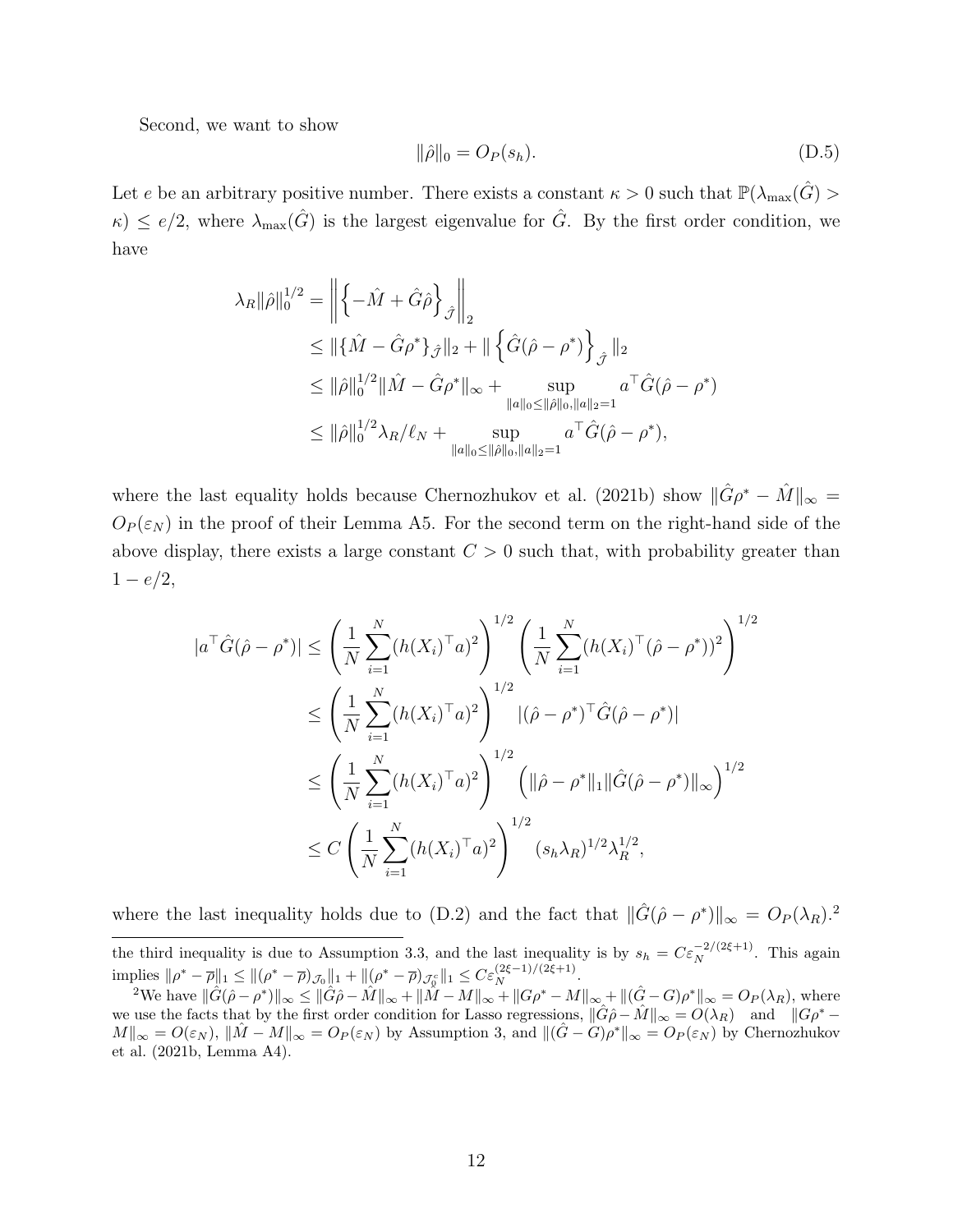Second, we want to show

$$\|\hat{\rho}\|_0 = O_P(s_h). \tag{D.5}$$

Let $e$ be an arbitrary positive number. There exists a constant $\kappa > 0$ such that $\mathbb{P}(\lambda_{\max}(\hat{G}) > \kappa) \leq e/2$, where $\lambda_{\max}(\hat{G})$ is the largest eigenvalue for $\hat{G}$. By the first order condition, we have

$$\begin{aligned}
\lambda_R \|\hat{\rho}\|_0^{1/2} &= \left\| \left\{ -\hat{M} + \hat{G}\hat{\rho} \right\}_{\hat{\mathcal{J}}} \right\|_2 \\
&\leq \|\{\hat{M} - \hat{G}\rho^*\}_{\hat{\mathcal{J}}}\|_2 + \| \left\{ \hat{G}(\hat{\rho} - \rho^*) \right\}_{\hat{\mathcal{J}}} \|_2 \\
&\leq \|\hat{\rho}\|_0^{1/2} \|\hat{M} - \hat{G}\rho^*\|_\infty + \sup_{\|a\|_0 \leq \|\hat{\rho}\|_0, \|a\|_2 = 1} a^\top \hat{G}(\hat{\rho} - \rho^*) \\
&\leq \|\hat{\rho}\|_0^{1/2} \lambda_R / \ell_N + \sup_{\|a\|_0 \leq \|\hat{\rho}\|_0, \|a\|_2 = 1} a^\top \hat{G}(\hat{\rho} - \rho^*),
\end{aligned}$$

where the last equality holds because Chernozhukov et al. (2021b) show $\|\hat{G}\rho^* - \hat{M}\|_\infty = O_P(\varepsilon_N)$ in the proof of their Lemma A5. For the second term on the right-hand side of the above display, there exists a large constant $C > 0$ such that, with probability greater than $1 - e/2$,

$$\begin{aligned}
|a^\top \hat{G}(\hat{\rho} - \rho^*)| &\leq \left( \frac{1}{N} \sum_{i=1}^N (h(X_i)^\top a)^2 \right)^{1/2} \left( \frac{1}{N} \sum_{i=1}^N (h(X_i)^\top (\hat{\rho} - \rho^*))^2 \right)^{1/2} \\
&\leq \left( \frac{1}{N} \sum_{i=1}^N (h(X_i)^\top a)^2 \right)^{1/2} |(\hat{\rho} - \rho^*)^\top \hat{G}(\hat{\rho} - \rho^*)| \\
&\leq \left( \frac{1}{N} \sum_{i=1}^N (h(X_i)^\top a)^2 \right)^{1/2} \left( \|\hat{\rho} - \rho^*\|_1 \|\hat{G}(\hat{\rho} - \rho^*)\|_\infty \right)^{1/2} \\
&\leq C \left( \frac{1}{N} \sum_{i=1}^N (h(X_i)^\top a)^2 \right)^{1/2} (s_h \lambda_R)^{1/2} \lambda_R^{1/2},
\end{aligned}$$

where the last inequality holds due to (D.2) and the fact that $\|\hat{G}(\hat{\rho} - \rho^*)\|_\infty = O_P(\lambda_R)$.[2]

---

the third inequality is due to Assumption 3.3, and the last inequality is by $s_h = C\varepsilon_N^{-2/(2\xi+1)}$. This again implies $\|\rho^* - \overline{\rho}\|_1 \leq \|(\rho^* - \overline{\rho})_{\mathcal{J}_0}\|_1 + \|(\rho^* - \overline{\rho})_{\mathcal{J}_0^c}\|_1 \leq C\varepsilon_N^{(2\xi-1)/(2\xi+1)}$.

[2] We have $\|\hat{G}(\hat{\rho} - \rho^*)\|_\infty \leq \|\hat{G}\hat{\rho} - \hat{M}\|_\infty + \|\hat{M} - M\|_\infty + \|G\rho^* - M\|_\infty + \|(\hat{G} - G)\rho^*\|_\infty = O_P(\lambda_R)$, where we use the facts that by the first order condition for Lasso regressions, $\|\hat{G}\hat{\rho} - \hat{M}\|_\infty = O(\lambda_R)$ and $\|G\rho^* - M\|_\infty = O(\varepsilon_N)$, $\|\hat{M} - M\|_\infty = O_P(\varepsilon_N)$ by Assumption 3, and $\|(\hat{G} - G)\rho^*\|_\infty = O_P(\varepsilon_N)$ by Chernozhukov et al. (2021b, Lemma A4).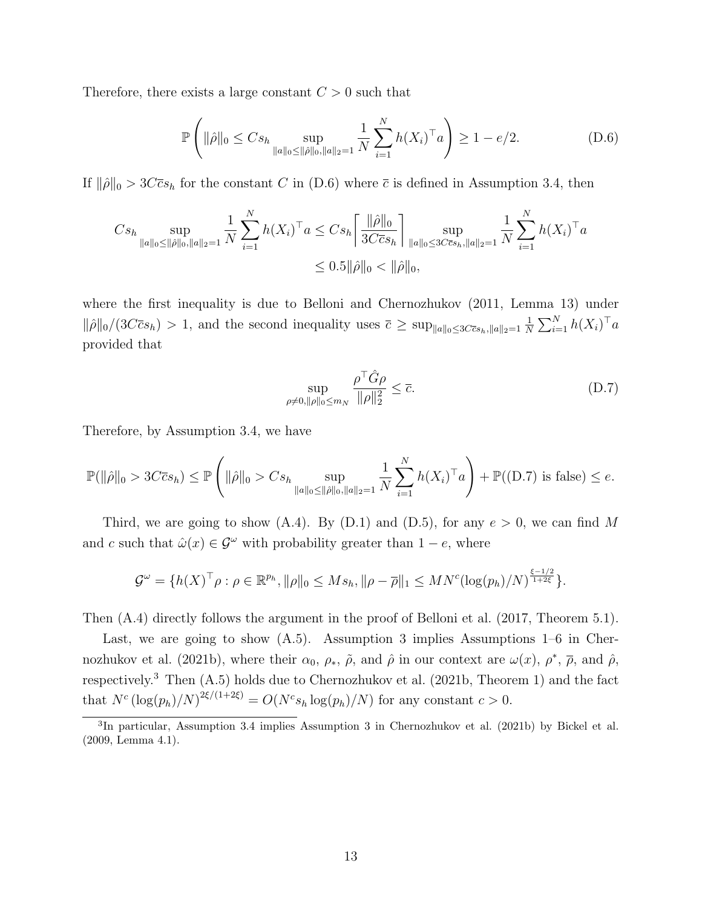Therefore, there exists a large constant $C > 0$ such that

$$\mathbb{P}\left( \|\hat{\rho}\|_0 \leq C s_h \sup_{\|a\|_0 \leq \|\hat{\rho}\|_0, \|a\|_2 = 1} \frac{1}{N} \sum_{i=1}^{N} h(X_i)^\top a \right) \geq 1 - e/2. \tag{D.6}$$

If $\|\hat{\rho}\|_0 > 3C\bar{c}s_h$ for the constant $C$ in (D.6) where $\bar{c}$ is defined in Assumption 3.4, then

$$\begin{aligned} C s_h \sup_{\|a\|_0 \leq \|\hat{\rho}\|_0, \|a\|_2 = 1} \frac{1}{N} \sum_{i=1}^{N} h(X_i)^\top a &\leq C s_h \left\lceil \frac{\|\hat{\rho}\|_0}{3C\bar{c}s_h} \right\rceil \sup_{\|a\|_0 \leq 3C\bar{c}s_h, \|a\|_2 = 1} \frac{1}{N} \sum_{i=1}^{N} h(X_i)^\top a \\ &\leq 0.5 \|\hat{\rho}\|_0 < \|\hat{\rho}\|_0, \end{aligned}$$

where the first inequality is due to Belloni and Chernozhukov (2011, Lemma 13) under $\|\hat{\rho}\|_0/(3C\bar{c}s_h) > 1$, and the second inequality uses $\bar{c} \geq \sup_{\|a\|_0 \leq 3C\bar{c}s_h, \|a\|_2 = 1} \frac{1}{N} \sum_{i=1}^{N} h(X_i)^\top a$ provided that

$$\sup_{\rho \neq 0, \|\rho\|_0 \leq m_N} \frac{\rho^\top \hat{G} \rho}{\|\rho\|_2^2} \leq \bar{c}. \tag{D.7}$$

Therefore, by Assumption 3.4, we have

$$\mathbb{P}(\|\hat{\rho}\|_0 > 3C\bar{c}s_h) \leq \mathbb{P}\left( \|\hat{\rho}\|_0 > C s_h \sup_{\|a\|_0 \leq \|\hat{\rho}\|_0, \|a\|_2 = 1} \frac{1}{N} \sum_{i=1}^{N} h(X_i)^\top a \right) + \mathbb{P}((\text{D.7}) \text{ is false}) \leq e.$$

Third, we are going to show (A.4). By (D.1) and (D.5), for any $e > 0$, we can find $M$ and $c$ such that $\hat{\omega}(x) \in \mathcal{G}^\omega$ with probability greater than $1 - e$, where

$$\mathcal{G}^\omega = \{h(X)^\top \rho : \rho \in \mathbb{R}^{p_h}, \|\rho\|_0 \leq M s_h, \|\rho - \bar{\rho}\|_1 \leq M N^c (\log(p_h)/N)^{\frac{\xi - 1/2}{1 + 2\xi}}\}.$$

Then (A.4) directly follows the argument in the proof of Belloni et al. (2017, Theorem 5.1).

Last, we are going to show (A.5). Assumption 3 implies Assumptions 1–6 in Chernozhukov et al. (2021b), where their $\alpha_0$, $\rho_*$, $\tilde{\rho}$, and $\hat{\rho}$ in our context are $\omega(x)$, $\rho^*$, $\bar{\rho}$, and $\hat{\rho}$, respectively.[3] Then (A.5) holds due to Chernozhukov et al. (2021b, Theorem 1) and the fact that $N^c (\log(p_h)/N)^{2\xi/(1+2\xi)} = O(N^c s_h \log(p_h)/N)$ for any constant $c > 0$.

[3] In particular, Assumption 3.4 implies Assumption 3 in Chernozhukov et al. (2021b) by Bickel et al. (2009, Lemma 4.1).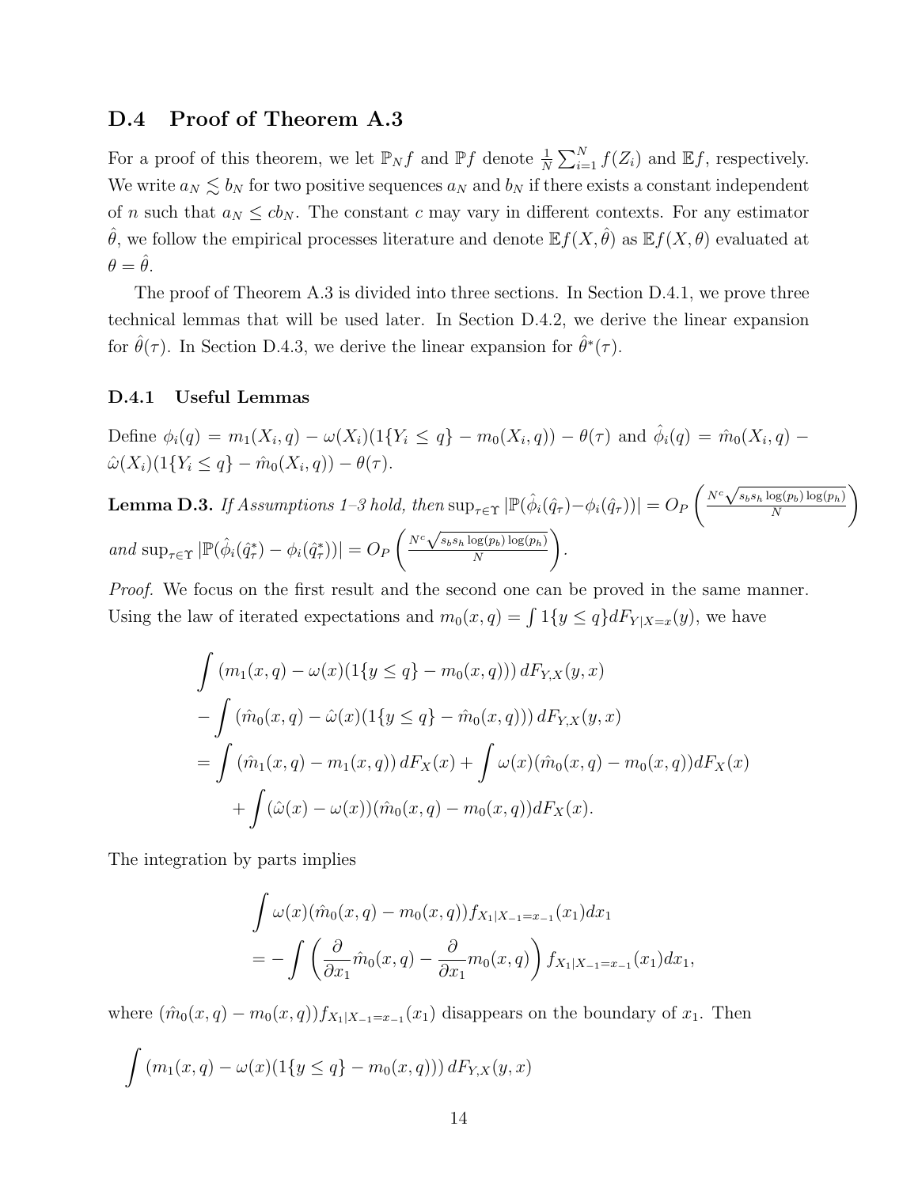## D.4 Proof of Theorem A.3

For a proof of this theorem, we let $\mathbb{P}_N f$ and $\mathbb{P} f$ denote $\frac{1}{N}\sum_{i=1}^N f(Z_i)$ and $\mathbb{E} f$, respectively. We write $a_N \lesssim b_N$ for two positive sequences $a_N$ and $b_N$ if there exists a constant independent of $n$ such that $a_N \leq c b_N$. The constant $c$ may vary in different contexts. For any estimator $\hat{\theta}$, we follow the empirical processes literature and denote $\mathbb{E} f(X, \hat{\theta})$ as $\mathbb{E} f(X, \theta)$ evaluated at $\theta = \hat{\theta}$.

The proof of Theorem A.3 is divided into three sections. In Section D.4.1, we prove three technical lemmas that will be used later. In Section D.4.2, we derive the linear expansion for $\hat{\theta}(\tau)$. In Section D.4.3, we derive the linear expansion for $\hat{\theta}^*(\tau)$.

### D.4.1 Useful Lemmas

Define $\phi_i(q) = m_1(X_i, q) - \omega(X_i)(1\{Y_i \leq q\} - m_0(X_i, q)) - \theta(\tau)$ and $\hat{\phi}_i(q) = \hat{m}_0(X_i, q) - \hat{\omega}(X_i)(1\{Y_i \leq q\} - \hat{m}_0(X_i, q)) - \theta(\tau)$.

**Lemma D.3.** *If Assumptions 1–3 hold, then* $\sup_{\tau \in \Upsilon} |\mathbb{P}(\hat{\phi}_i(\hat{q}_\tau) - \phi_i(\hat{q}_\tau))| = O_P\left(\frac{N^c \sqrt{s_b s_h \log(p_b)\log(p_h)}}{N}\right)$ *and* $\sup_{\tau \in \Upsilon} |\mathbb{P}(\hat{\phi}_i(\hat{q}^*_\tau) - \phi_i(\hat{q}^*_\tau))| = O_P\left(\frac{N^c \sqrt{s_b s_h \log(p_b)\log(p_h)}}{N}\right)$.

*Proof.* We focus on the first result and the second one can be proved in the same manner. Using the law of iterated expectations and $m_0(x, q) = \int 1\{y \leq q\} dF_{Y|X=x}(y)$, we have

$$
\begin{aligned}
&\int \left(m_1(x, q) - \omega(x)(1\{y \leq q\} - m_0(x, q))\right) dF_{Y,X}(y, x) \\
&- \int \left(\hat{m}_0(x, q) - \hat{\omega}(x)(1\{y \leq q\} - \hat{m}_0(x, q))\right) dF_{Y,X}(y, x) \\
=& \int \left(\hat{m}_1(x, q) - m_1(x, q)\right) dF_X(x) + \int \omega(x)(\hat{m}_0(x, q) - m_0(x, q)) dF_X(x) \\
&+ \int (\hat{\omega}(x) - \omega(x))(\hat{m}_0(x, q) - m_0(x, q)) dF_X(x).
\end{aligned}
$$

The integration by parts implies

$$
\begin{aligned}
&\int \omega(x)(\hat{m}_0(x, q) - m_0(x, q)) f_{X_1|X_{-1}=x_{-1}}(x_1) dx_1 \\
=& - \int \left(\frac{\partial}{\partial x_1}\hat{m}_0(x, q) - \frac{\partial}{\partial x_1} m_0(x, q)\right) f_{X_1|X_{-1}=x_{-1}}(x_1) dx_1,
\end{aligned}
$$

where $(\hat{m}_0(x, q) - m_0(x, q)) f_{X_1|X_{-1}=x_{-1}}(x_1)$ disappears on the boundary of $x_1$. Then

$$
\int \left(m_1(x, q) - \omega(x)(1\{y \leq q\} - m_0(x, q))\right) dF_{Y,X}(y, x)
$$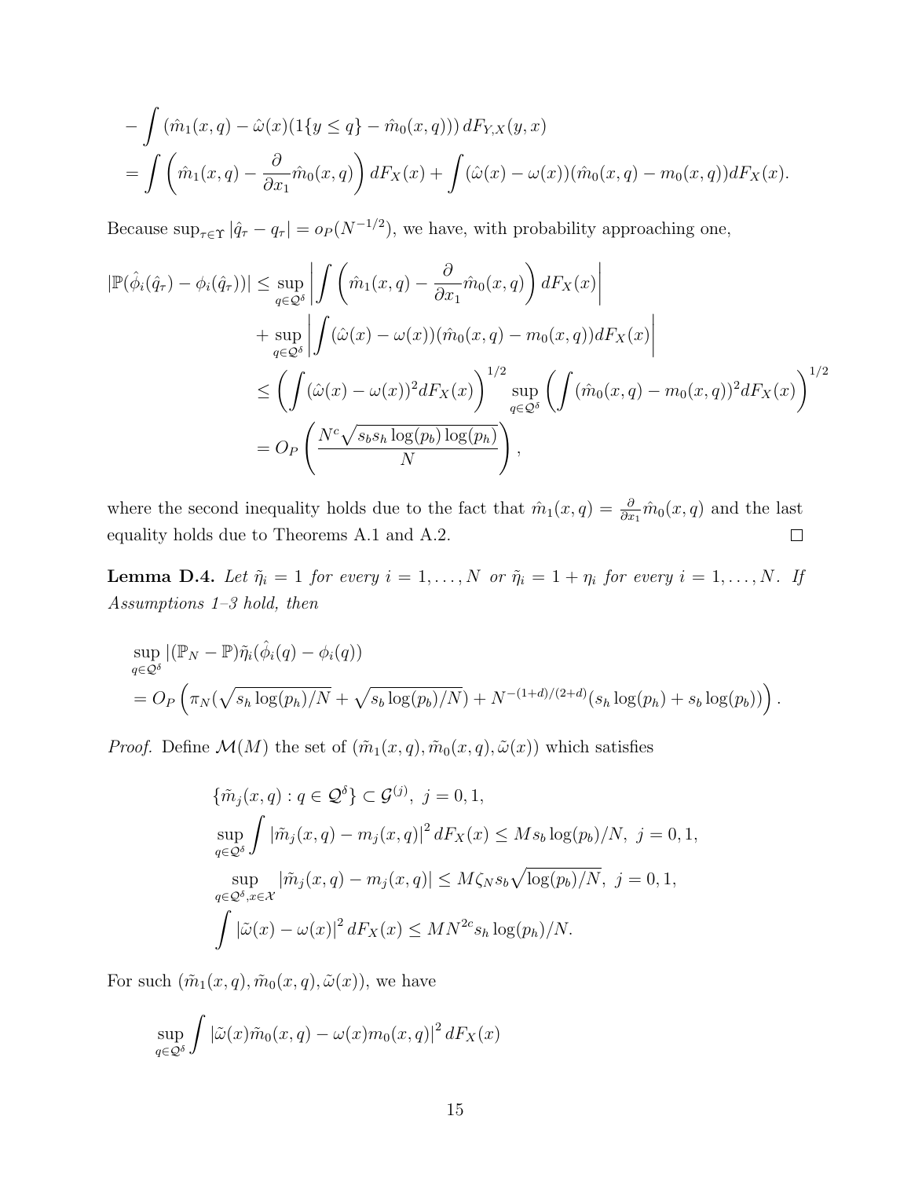$$
\begin{aligned}
&- \int (\hat{m}_1(x,q) - \hat{\omega}(x)(1\{y \le q\} - \hat{m}_0(x,q)))\, dF_{Y,X}(y,x) \\
&= \int \left( \hat{m}_1(x,q) - \frac{\partial}{\partial x_1} \hat{m}_0(x,q) \right) dF_X(x) + \int (\hat{\omega}(x) - \omega(x))(\hat{m}_0(x,q) - m_0(x,q)) dF_X(x).
\end{aligned}
$$

Because $\sup_{\tau \in \Upsilon} |\hat{q}_\tau - q_\tau| = o_P(N^{-1/2})$, we have, with probability approaching one,

$$
\begin{aligned}
|\mathbb{P}(\hat{\phi}_i(\hat{q}_\tau) - \phi_i(\hat{q}_\tau))| &\le \sup_{q \in \mathcal{Q}^\delta} \left| \int \left( \hat{m}_1(x,q) - \frac{\partial}{\partial x_1} \hat{m}_0(x,q) \right) dF_X(x) \right| \\
&\quad + \sup_{q \in \mathcal{Q}^\delta} \left| \int (\hat{\omega}(x) - \omega(x))(\hat{m}_0(x,q) - m_0(x,q)) dF_X(x) \right| \\
&\le \left( \int (\hat{\omega}(x) - \omega(x))^2 dF_X(x) \right)^{1/2} \sup_{q \in \mathcal{Q}^\delta} \left( \int (\hat{m}_0(x,q) - m_0(x,q))^2 dF_X(x) \right)^{1/2} \\
&= O_P\left( \frac{N^c \sqrt{s_b s_h \log(p_b) \log(p_h)}}{N} \right),
\end{aligned}
$$

where the second inequality holds due to the fact that $\hat{m}_1(x,q) = \frac{\partial}{\partial x_1} \hat{m}_0(x,q)$ and the last equality holds due to Theorems A.1 and A.2. $\square$

**Lemma D.4.** *Let $\tilde{\eta}_i = 1$ for every $i = 1, \ldots, N$ or $\tilde{\eta}_i = 1 + \eta_i$ for every $i = 1, \ldots, N$. If Assumptions 1–3 hold, then*

$$
\begin{aligned}
&\sup_{q \in \mathcal{Q}^\delta} |(\mathbb{P}_N - \mathbb{P}) \tilde{\eta}_i (\hat{\phi}_i(q) - \phi_i(q))) \\
&= O_P\left( \pi_N (\sqrt{s_h \log(p_h)/N} + \sqrt{s_b \log(p_b)/N}) + N^{-(1+d)/(2+d)} (s_h \log(p_h) + s_b \log(p_b)) \right).
\end{aligned}
$$

*Proof.* Define $\mathcal{M}(M)$ the set of $(\tilde{m}_1(x,q), \tilde{m}_0(x,q), \tilde{\omega}(x))$ which satisfies

$$
\begin{aligned}
&\{\tilde{m}_j(x,q) : q \in \mathcal{Q}^\delta\} \subset \mathcal{G}^{(j)},\ j = 0,1, \\
&\sup_{q \in \mathcal{Q}^\delta} \int |\tilde{m}_j(x,q) - m_j(x,q)|^2 dF_X(x) \le M s_b \log(p_b)/N,\ j = 0,1, \\
&\sup_{q \in \mathcal{Q}^\delta, x \in \mathcal{X}} |\tilde{m}_j(x,q) - m_j(x,q)| \le M \zeta_N s_b \sqrt{\log(p_b)/N},\ j = 0,1, \\
&\int |\tilde{\omega}(x) - \omega(x)|^2 dF_X(x) \le M N^{2c} s_h \log(p_h)/N.
\end{aligned}
$$

For such $(\tilde{m}_1(x,q), \tilde{m}_0(x,q), \tilde{\omega}(x))$, we have

$$
\sup_{q \in \mathcal{Q}^\delta} \int |\tilde{\omega}(x) \tilde{m}_0(x,q) - \omega(x) m_0(x,q)|^2 dF_X(x)
$$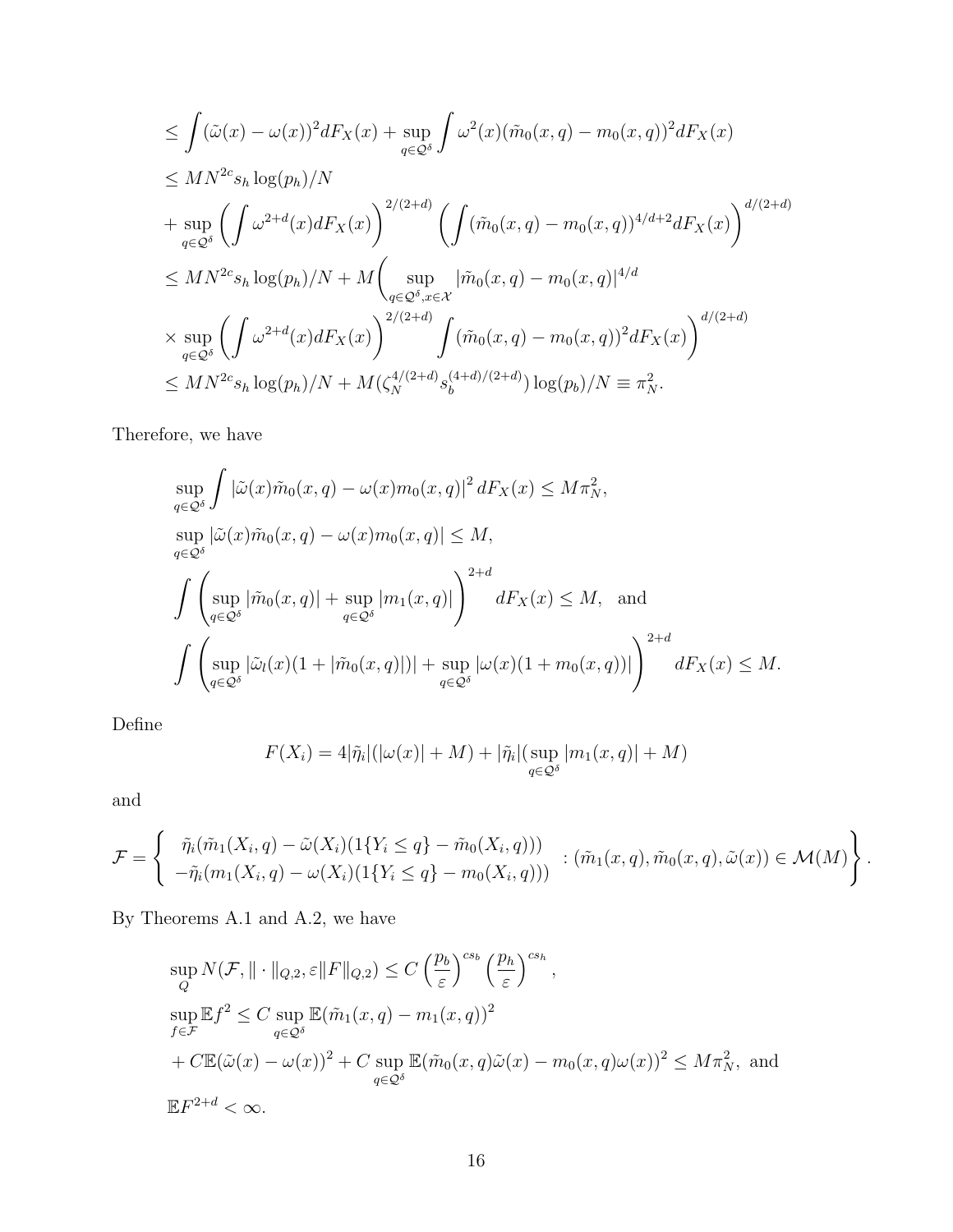$$
\begin{aligned}
&\leq \int (\tilde{\omega}(x) - \omega(x))^2 dF_X(x) + \sup_{q \in \mathcal{Q}^\delta} \int \omega^2(x)(\tilde{m}_0(x,q) - m_0(x,q))^2 dF_X(x) \\
&\leq MN^{2c} s_h \log(p_h)/N \\
&+ \sup_{q \in \mathcal{Q}^\delta} \left( \int \omega^{2+d}(x) dF_X(x) \right)^{2/(2+d)} \left( \int (\tilde{m}_0(x,q) - m_0(x,q))^{4/d+2} dF_X(x) \right)^{d/(2+d)} \\
&\leq MN^{2c} s_h \log(p_h)/N + M \Bigg( \sup_{q \in \mathcal{Q}^\delta, x \in \mathcal{X}} |\tilde{m}_0(x,q) - m_0(x,q)|^{4/d} \\
&\times \sup_{q \in \mathcal{Q}^\delta} \left( \int \omega^{2+d}(x) dF_X(x) \right)^{2/(2+d)} \int (\tilde{m}_0(x,q) - m_0(x,q))^2 dF_X(x) \Bigg)^{d/(2+d)} \\
&\leq MN^{2c} s_h \log(p_h)/N + M(\zeta_N^{4/(2+d)} s_b^{(4+d)/(2+d)}) \log(p_b)/N \equiv \pi_N^2.
\end{aligned}
$$

Therefore, we have

$$
\begin{aligned}
&\sup_{q \in \mathcal{Q}^\delta} \int |\tilde{\omega}(x)\tilde{m}_0(x,q) - \omega(x) m_0(x,q)|^2 dF_X(x) \leq M\pi_N^2, \\
&\sup_{q \in \mathcal{Q}^\delta} |\tilde{\omega}(x)\tilde{m}_0(x,q) - \omega(x) m_0(x,q)| \leq M, \\
&\int \left( \sup_{q \in \mathcal{Q}^\delta} |\tilde{m}_0(x,q)| + \sup_{q \in \mathcal{Q}^\delta} |m_1(x,q)| \right)^{2+d} dF_X(x) \leq M, \quad \text{and} \\
&\int \left( \sup_{q \in \mathcal{Q}^\delta} |\tilde{\omega}_l(x)(1 + |\tilde{m}_0(x,q)|)| + \sup_{q \in \mathcal{Q}^\delta} |\omega(x)(1 + m_0(x,q))| \right)^{2+d} dF_X(x) \leq M.
\end{aligned}
$$

Define

$$
F(X_i) = 4|\tilde{\eta}_i|(|\omega(x)| + M) + |\tilde{\eta}_i|(\sup_{q \in \mathcal{Q}^\delta} |m_1(x,q)| + M)
$$

and

$$
\mathcal{F} = \left\{ \begin{array}{l} \tilde{\eta}_i(\tilde{m}_1(X_i,q) - \tilde{\omega}(X_i)(1\{Y_i \leq q\} - \tilde{m}_0(X_i,q))) \\ -\tilde{\eta}_i(m_1(X_i,q) - \omega(X_i)(1\{Y_i \leq q\} - m_0(X_i,q))) \end{array} : (\tilde{m}_1(x,q), \tilde{m}_0(x,q), \tilde{\omega}(x)) \in \mathcal{M}(M) \right\}.
$$

By Theorems A.1 and A.2, we have

$$
\begin{aligned}
&\sup_Q N(\mathcal{F}, \|\cdot\|_{Q,2}, \varepsilon \|F\|_{Q,2}) \leq C \left( \frac{p_b}{\varepsilon} \right)^{cs_b} \left( \frac{p_h}{\varepsilon} \right)^{cs_h}, \\
&\sup_{f \in \mathcal{F}} \mathbb{E} f^2 \leq C \sup_{q \in \mathcal{Q}^\delta} \mathbb{E}(\tilde{m}_1(x,q) - m_1(x,q))^2 \\
&+ C\mathbb{E}(\tilde{\omega}(x) - \omega(x))^2 + C \sup_{q \in \mathcal{Q}^\delta} \mathbb{E}(\tilde{m}_0(x,q)\tilde{\omega}(x) - m_0(x,q)\omega(x))^2 \leq M\pi_N^2, \text{ and} \\
&\mathbb{E} F^{2+d} < \infty.
\end{aligned}
$$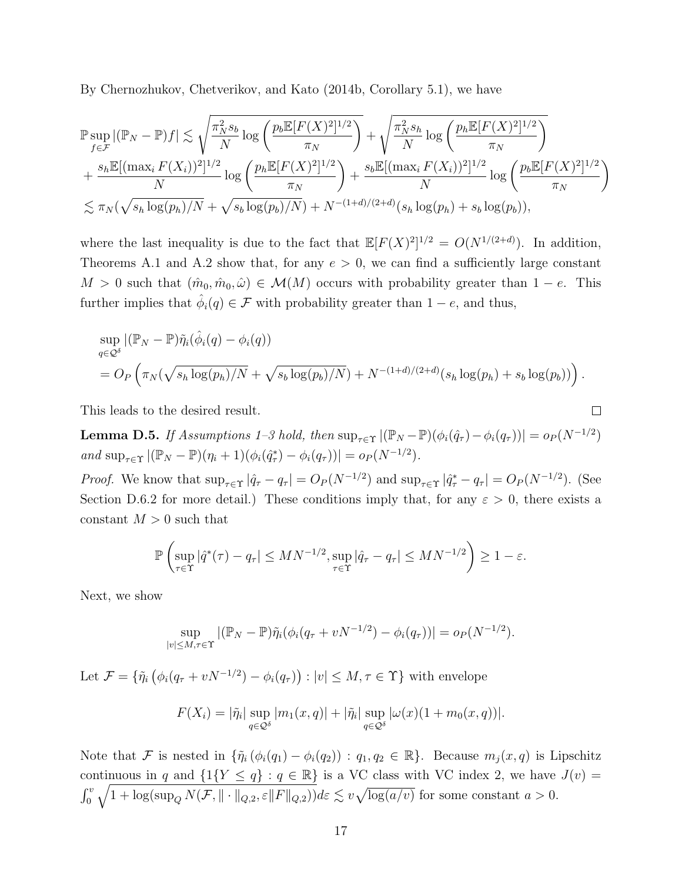By Chernozhukov, Chetverikov, and Kato (2014b, Corollary 5.1), we have

$$
\begin{aligned}
&\mathbb{P}\sup_{f\in\mathcal{F}}|(\mathbb{P}_N-\mathbb{P})f| \lesssim \sqrt{\frac{\pi_N^2 s_b}{N}\log\left(\frac{p_b\mathbb{E}[F(X)^2]^{1/2}}{\pi_N}\right)} + \sqrt{\frac{\pi_N^2 s_h}{N}\log\left(\frac{p_h\mathbb{E}[F(X)^2]^{1/2}}{\pi_N}\right)} \\
&+ \frac{s_h\mathbb{E}[(\max_i F(X_i))^2]^{1/2}}{N}\log\left(\frac{p_h\mathbb{E}[F(X)^2]^{1/2}}{\pi_N}\right) + \frac{s_b\mathbb{E}[(\max_i F(X_i))^2]^{1/2}}{N}\log\left(\frac{p_b\mathbb{E}[F(X)^2]^{1/2}}{\pi_N}\right) \\
&\lesssim \pi_N(\sqrt{s_h\log(p_h)/N} + \sqrt{s_b\log(p_b)/N}) + N^{-(1+d)/(2+d)}(s_h\log(p_h)+s_b\log(p_b)),
\end{aligned}
$$

where the last inequality is due to the fact that $\mathbb{E}[F(X)^2]^{1/2} = O(N^{1/(2+d)})$. In addition, Theorems A.1 and A.2 show that, for any $e > 0$, we can find a sufficiently large constant $M > 0$ such that $(\hat{m}_0, \hat{m}_0, \hat{\omega}) \in \mathcal{M}(M)$ occurs with probability greater than $1-e$. This further implies that $\hat{\phi}_i(q) \in \mathcal{F}$ with probability greater than $1-e$, and thus,

$$
\begin{aligned}
&\sup_{q\in\mathcal{Q}^\delta}|(\mathbb{P}_N-\mathbb{P})\tilde{\eta}_i(\hat{\phi}_i(q)-\phi_i(q)) ) \\
&= O_P\left(\pi_N(\sqrt{s_h\log(p_h)/N} + \sqrt{s_b\log(p_b)/N}) + N^{-(1+d)/(2+d)}(s_h\log(p_h)+s_b\log(p_b))\right).
\end{aligned}
$$

This leads to the desired result. □

**Lemma D.5.** *If Assumptions 1–3 hold, then* $\sup_{\tau\in\Upsilon}|(\mathbb{P}_N-\mathbb{P})(\phi_i(\hat{q}_\tau)-\phi_i(q_\tau))| = o_P(N^{-1/2})$ *and* $\sup_{\tau\in\Upsilon}|(\mathbb{P}_N-\mathbb{P})(\eta_i+1)(\phi_i(\hat{q}^*_\tau)-\phi_i(q_\tau))| = o_P(N^{-1/2})$.

*Proof.* We know that $\sup_{\tau\in\Upsilon}|\hat{q}_\tau - q_\tau| = O_P(N^{-1/2})$ and $\sup_{\tau\in\Upsilon}|\hat{q}^*_\tau - q_\tau| = O_P(N^{-1/2})$. (See Section D.6.2 for more detail.) These conditions imply that, for any $\varepsilon > 0$, there exists a constant $M > 0$ such that

$$
\mathbb{P}\left(\sup_{\tau\in\Upsilon}|\hat{q}^*(\tau)-q_\tau| \le MN^{-1/2}, \sup_{\tau\in\Upsilon}|\hat{q}_\tau - q_\tau| \le MN^{-1/2}\right) \ge 1-\varepsilon.
$$

Next, we show

$$
\sup_{|v|\le M,\tau\in\Upsilon}|(\mathbb{P}_N-\mathbb{P})\tilde{\eta}_i(\phi_i(q_\tau+vN^{-1/2})-\phi_i(q_\tau))| = o_P(N^{-1/2}).
$$

Let $\mathcal{F} = \{\tilde{\eta}_i\left(\phi_i(q_\tau+vN^{-1/2})-\phi_i(q_\tau)\right) : |v|\le M, \tau\in\Upsilon\}$ with envelope

$$
F(X_i) = |\tilde{\eta}_i|\sup_{q\in\mathcal{Q}^\delta}|m_1(x,q)| + |\tilde{\eta}_i|\sup_{q\in\mathcal{Q}^\delta}|\omega(x)(1+m_0(x,q))|.
$$

Note that $\mathcal{F}$ is nested in $\{\tilde{\eta}_i\left(\phi_i(q_1)-\phi_i(q_2)\right) : q_1, q_2 \in \mathbb{R}\}$. Because $m_j(x,q)$ is Lipschitz continuous in $q$ and $\{1\{Y\le q\} : q\in\mathbb{R}\}$ is a VC class with VC index 2, we have $J(v) = \int_0^v \sqrt{1+\log(\sup_Q N(\mathcal{F}, \|\cdot\|_{Q,2}, \varepsilon\|F\|_{Q,2}))}d\varepsilon \lesssim v\sqrt{\log(a/v)}$ for some constant $a > 0$.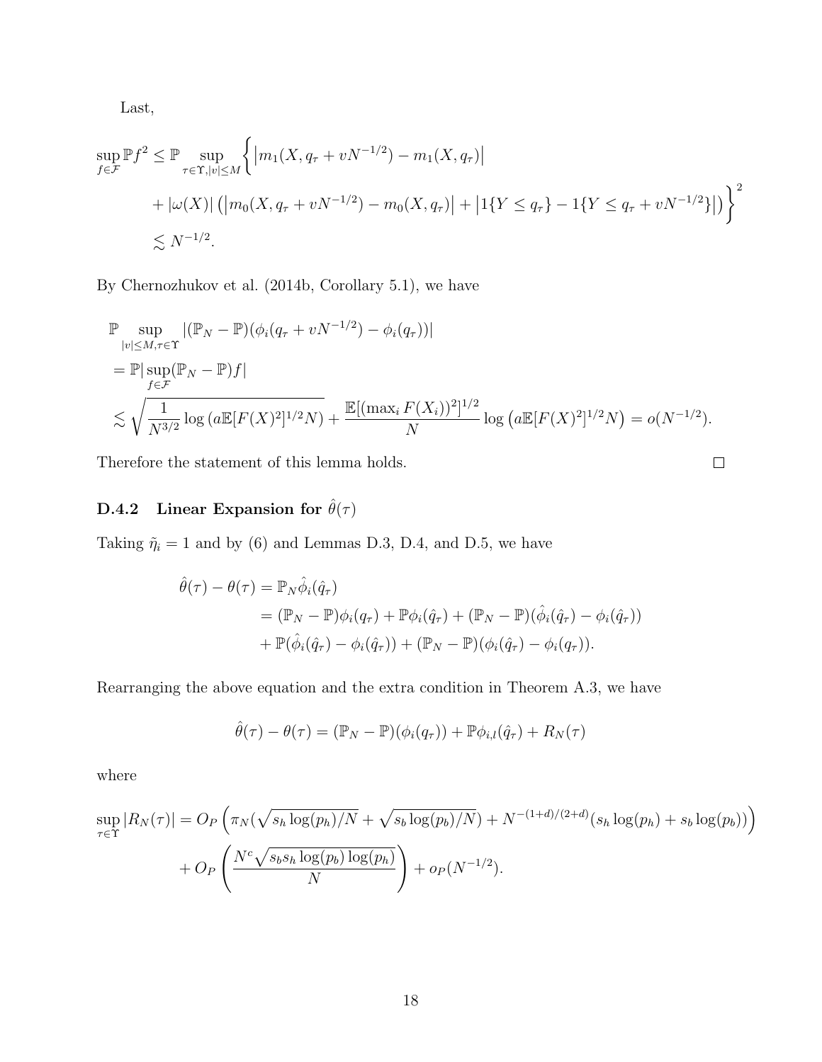Last,

$$
\begin{aligned}
\sup_{f\in\mathcal{F}} \mathbb{P} f^2 \leq \mathbb{P} \sup_{\tau\in\Upsilon, |v|\leq M} \Big\{ & \left|m_1(X, q_\tau + vN^{-1/2}) - m_1(X, q_\tau)\right| \\
& + |\omega(X)| \left( \left|m_0(X, q_\tau + vN^{-1/2}) - m_0(X, q_\tau)\right| + \left|1\{Y \leq q_\tau\} - 1\{Y \leq q_\tau + vN^{-1/2}\}\right| \right) \Big\}^2 \\
\lesssim & \, N^{-1/2}.
\end{aligned}
$$

By Chernozhukov et al. (2014b, Corollary 5.1), we have

$$
\begin{aligned}
& \mathbb{P} \sup_{|v|\leq M, \tau\in\Upsilon} |(\mathbb{P}_N - \mathbb{P})(\phi_i(q_\tau + vN^{-1/2}) - \phi_i(q_\tau))| \\
& = \mathbb{P} |\sup_{f\in\mathcal{F}} (\mathbb{P}_N - \mathbb{P}) f| \\
& \lesssim \sqrt{\frac{1}{N^{3/2}} \log\left(a\mathbb{E}[F(X)^2]^{1/2} N\right)} + \frac{\mathbb{E}[(\max_i F(X_i))^2]^{1/2}}{N} \log\left(a\mathbb{E}[F(X)^2]^{1/2} N\right) = o(N^{-1/2}).
\end{aligned}
$$

Therefore the statement of this lemma holds. $\square$

### D.4.2 Linear Expansion for $\hat{\theta}(\tau)$

Taking $\tilde{\eta}_i = 1$ and by (6) and Lemmas D.3, D.4, and D.5, we have

$$
\begin{aligned}
\hat{\theta}(\tau) - \theta(\tau) &= \mathbb{P}_N \hat{\phi}_i(\hat{q}_\tau) \\
&= (\mathbb{P}_N - \mathbb{P})\phi_i(q_\tau) + \mathbb{P}\phi_i(\hat{q}_\tau) + (\mathbb{P}_N - \mathbb{P})(\hat{\phi}_i(\hat{q}_\tau) - \phi_i(\hat{q}_\tau)) \\
&\quad + \mathbb{P}(\hat{\phi}_i(\hat{q}_\tau) - \phi_i(\hat{q}_\tau)) + (\mathbb{P}_N - \mathbb{P})(\phi_i(\hat{q}_\tau) - \phi_i(q_\tau)).
\end{aligned}
$$

Rearranging the above equation and the extra condition in Theorem A.3, we have

$$
\hat{\theta}(\tau) - \theta(\tau) = (\mathbb{P}_N - \mathbb{P})(\phi_i(q_\tau)) + \mathbb{P}\phi_{i,l}(\hat{q}_\tau) + R_N(\tau)
$$

where

$$
\begin{aligned}
\sup_{\tau\in\Upsilon} |R_N(\tau)| &= O_P\left(\pi_N(\sqrt{s_h \log(p_h)/N} + \sqrt{s_b \log(p_b)/N}) + N^{-(1+d)/(2+d)}(s_h \log(p_h) + s_b \log(p_b))\right) \\
&\quad + O_P\left(\frac{N^c \sqrt{s_b s_h \log(p_b) \log(p_h)}}{N}\right) + o_P(N^{-1/2}).
\end{aligned}
$$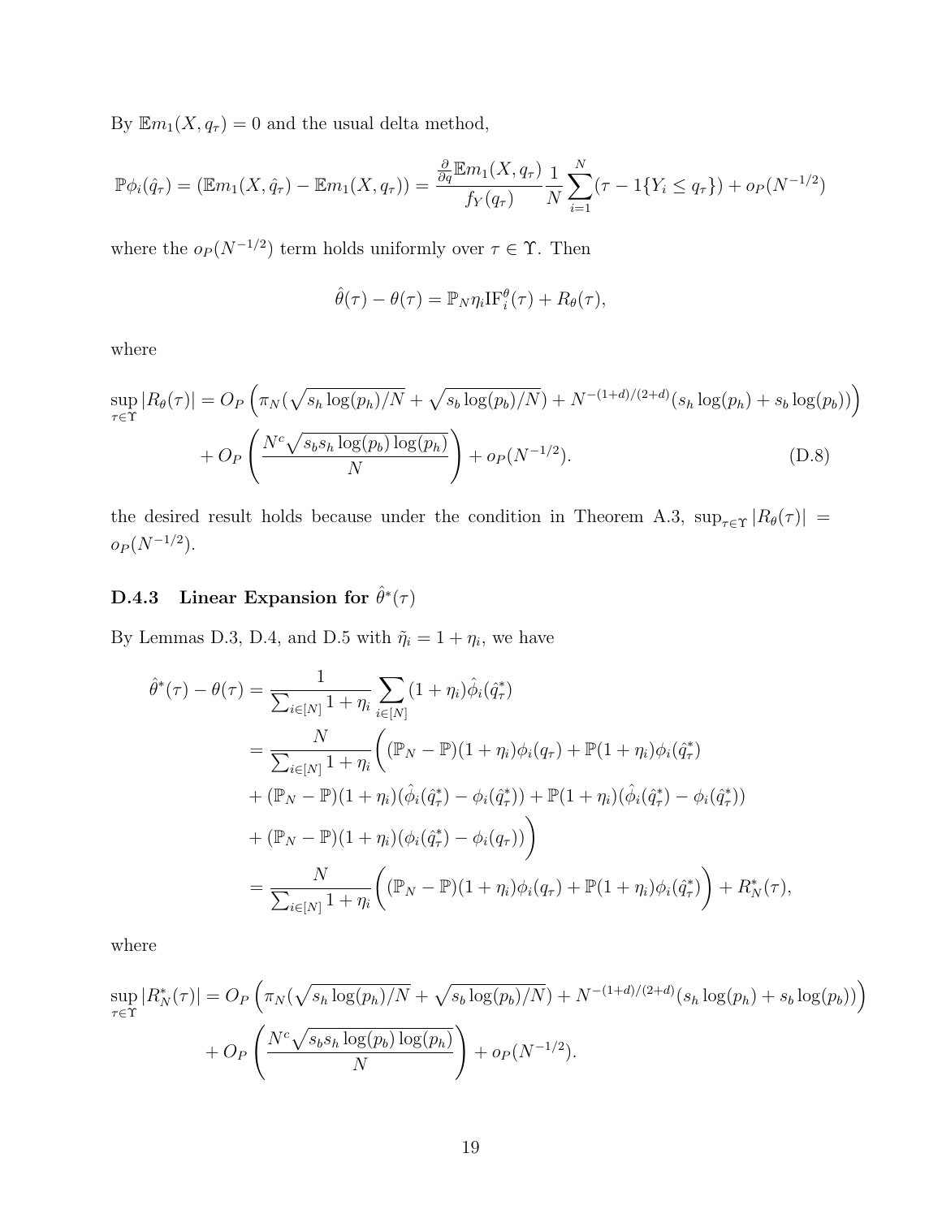By $\mathbb{E}m_1(X, q_\tau) = 0$ and the usual delta method,

$$\mathbb{P}\phi_i(\hat{q}_\tau) = (\mathbb{E}m_1(X, \hat{q}_\tau) - \mathbb{E}m_1(X, q_\tau)) = \frac{\frac{\partial}{\partial q}\mathbb{E}m_1(X, q_\tau)}{f_Y(q_\tau)} \frac{1}{N}\sum_{i=1}^{N}(\tau - 1\{Y_i \leq q_\tau\}) + o_P(N^{-1/2})$$

where the $o_P(N^{-1/2})$ term holds uniformly over $\tau \in \Upsilon$. Then

$$\hat{\theta}(\tau) - \theta(\tau) = \mathbb{P}_N \eta_i \mathrm{IF}_i^{\theta}(\tau) + R_\theta(\tau),$$

where

$$\sup_{\tau \in \Upsilon}|R_\theta(\tau)| = O_P\left(\pi_N(\sqrt{s_h \log(p_h)/N} + \sqrt{s_b \log(p_b)/N}) + N^{-(1+d)/(2+d)}(s_h \log(p_h) + s_b \log(p_b))\right) + O_P\left(\frac{N^c \sqrt{s_b s_h \log(p_b)\log(p_h)}}{N}\right) + o_P(N^{-1/2}). \tag{D.8}$$

the desired result holds because under the condition in Theorem A.3, $\sup_{\tau \in \Upsilon}|R_\theta(\tau)| = o_P(N^{-1/2})$.

### D.4.3 Linear Expansion for $\hat{\theta}^*(\tau)$

By Lemmas D.3, D.4, and D.5 with $\tilde{\eta}_i = 1 + \eta_i$, we have

$$\begin{aligned}
\hat{\theta}^*(\tau) - \theta(\tau) &= \frac{1}{\sum_{i \in [N]} 1 + \eta_i} \sum_{i \in [N]} (1 + \eta_i)\hat{\phi}_i(\hat{q}_\tau^*) \\
&= \frac{N}{\sum_{i \in [N]} 1 + \eta_i}\bigg((\mathbb{P}_N - \mathbb{P})(1 + \eta_i)\phi_i(q_\tau) + \mathbb{P}(1 + \eta_i)\phi_i(\hat{q}_\tau^*) \\
&+ (\mathbb{P}_N - \mathbb{P})(1 + \eta_i)(\hat{\phi}_i(\hat{q}_\tau^*) - \phi_i(\hat{q}_\tau^*)) + \mathbb{P}(1 + \eta_i)(\hat{\phi}_i(\hat{q}_\tau^*) - \phi_i(\hat{q}_\tau^*)) \\
&+ (\mathbb{P}_N - \mathbb{P})(1 + \eta_i)(\phi_i(\hat{q}_\tau^*) - \phi_i(q_\tau))\bigg) \\
&= \frac{N}{\sum_{i \in [N]} 1 + \eta_i}\bigg((\mathbb{P}_N - \mathbb{P})(1 + \eta_i)\phi_i(q_\tau) + \mathbb{P}(1 + \eta_i)\phi_i(\hat{q}_\tau^*)\bigg) + R_N^*(\tau),
\end{aligned}$$

where

$$\sup_{\tau \in \Upsilon}|R_N^*(\tau)| = O_P\left(\pi_N(\sqrt{s_h \log(p_h)/N} + \sqrt{s_b \log(p_b)/N}) + N^{-(1+d)/(2+d)}(s_h \log(p_h) + s_b \log(p_b))\right) + O_P\left(\frac{N^c \sqrt{s_b s_h \log(p_b)\log(p_h)}}{N}\right) + o_P(N^{-1/2}).$$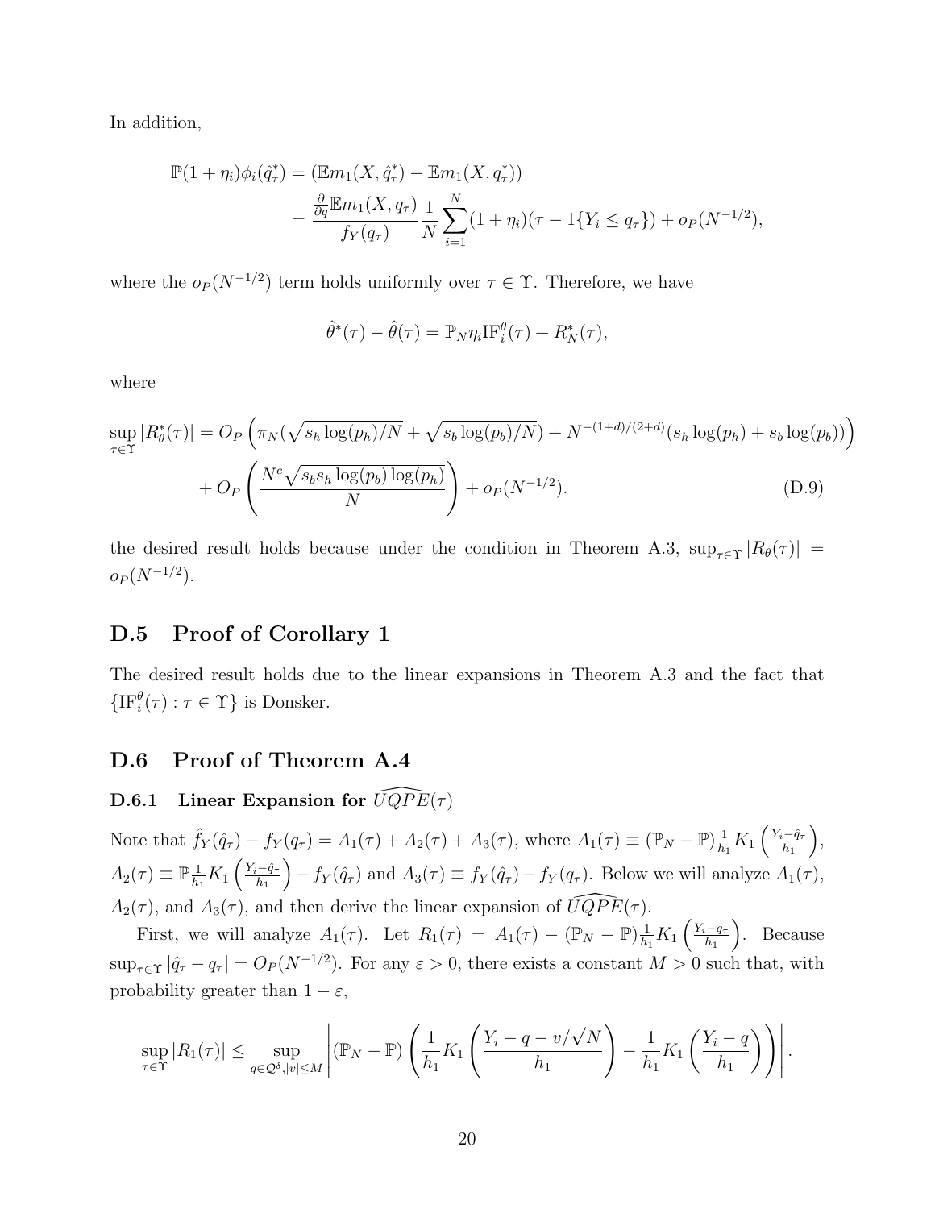In addition,

$$
\begin{aligned}
\mathbb{P}(1+\eta_i)\phi_i(\hat{q}^*_\tau) &= (\mathbb{E}m_1(X,\hat{q}^*_\tau) - \mathbb{E}m_1(X,q^*_\tau)) \\
&= \frac{\frac{\partial}{\partial q}\mathbb{E}m_1(X,q_\tau)}{f_Y(q_\tau)} \frac{1}{N}\sum_{i=1}^N (1+\eta_i)(\tau - 1\{Y_i \le q_\tau\}) + o_P(N^{-1/2}),
\end{aligned}
$$

where the $o_P(N^{-1/2})$ term holds uniformly over $\tau \in \Upsilon$. Therefore, we have

$$
\hat{\theta}^*(\tau) - \hat{\theta}(\tau) = \mathbb{P}_N \eta_i \mathrm{IF}^\theta_i(\tau) + R^*_N(\tau),
$$

where

$$
\begin{aligned}
\sup_{\tau\in\Upsilon}|R^*_\theta(\tau)| &= O_P\left(\pi_N(\sqrt{s_h\log(p_h)/N} + \sqrt{s_b\log(p_b)/N}) + N^{-(1+d)/(2+d)}(s_h\log(p_h) + s_b\log(p_b))\right) \\
&\quad + O_P\left(\frac{N^c\sqrt{s_b s_h \log(p_b)\log(p_h)}}{N}\right) + o_P(N^{-1/2}). \qquad \text{(D.9)}
\end{aligned}
$$

the desired result holds because under the condition in Theorem A.3, $\sup_{\tau\in\Upsilon}|R_\theta(\tau)| = o_P(N^{-1/2})$.

## D.5 Proof of Corollary 1

The desired result holds due to the linear expansions in Theorem A.3 and the fact that $\{\mathrm{IF}^\theta_i(\tau) : \tau \in \Upsilon\}$ is Donsker.

## D.6 Proof of Theorem A.4

### D.6.1 Linear Expansion for $\widehat{UQPE}(\tau)$

Note that $\hat{f}_Y(\hat{q}_\tau) - f_Y(q_\tau) = A_1(\tau) + A_2(\tau) + A_3(\tau)$, where $A_1(\tau) \equiv (\mathbb{P}_N - \mathbb{P})\frac{1}{h_1}K_1\left(\frac{Y_i - \hat{q}_\tau}{h_1}\right)$, $A_2(\tau) \equiv \mathbb{P}\frac{1}{h_1}K_1\left(\frac{Y_i - \hat{q}_\tau}{h_1}\right) - f_Y(\hat{q}_\tau)$ and $A_3(\tau) \equiv f_Y(\hat{q}_\tau) - f_Y(q_\tau)$. Below we will analyze $A_1(\tau)$, $A_2(\tau)$, and $A_3(\tau)$, and then derive the linear expansion of $\widehat{UQPE}(\tau)$.

First, we will analyze $A_1(\tau)$. Let $R_1(\tau) = A_1(\tau) - (\mathbb{P}_N - \mathbb{P})\frac{1}{h_1}K_1\left(\frac{Y_i - q_\tau}{h_1}\right)$. Because $\sup_{\tau\in\Upsilon}|\hat{q}_\tau - q_\tau| = O_P(N^{-1/2})$. For any $\varepsilon > 0$, there exists a constant $M > 0$ such that, with probability greater than $1-\varepsilon$,

$$
\sup_{\tau\in\Upsilon}|R_1(\tau)| \le \sup_{q\in\mathcal{Q}^\delta, |v|\le M}\left|(\mathbb{P}_N - \mathbb{P})\left(\frac{1}{h_1}K_1\left(\frac{Y_i - q - v/\sqrt{N}}{h_1}\right) - \frac{1}{h_1}K_1\left(\frac{Y_i - q}{h_1}\right)\right)\right|.
$$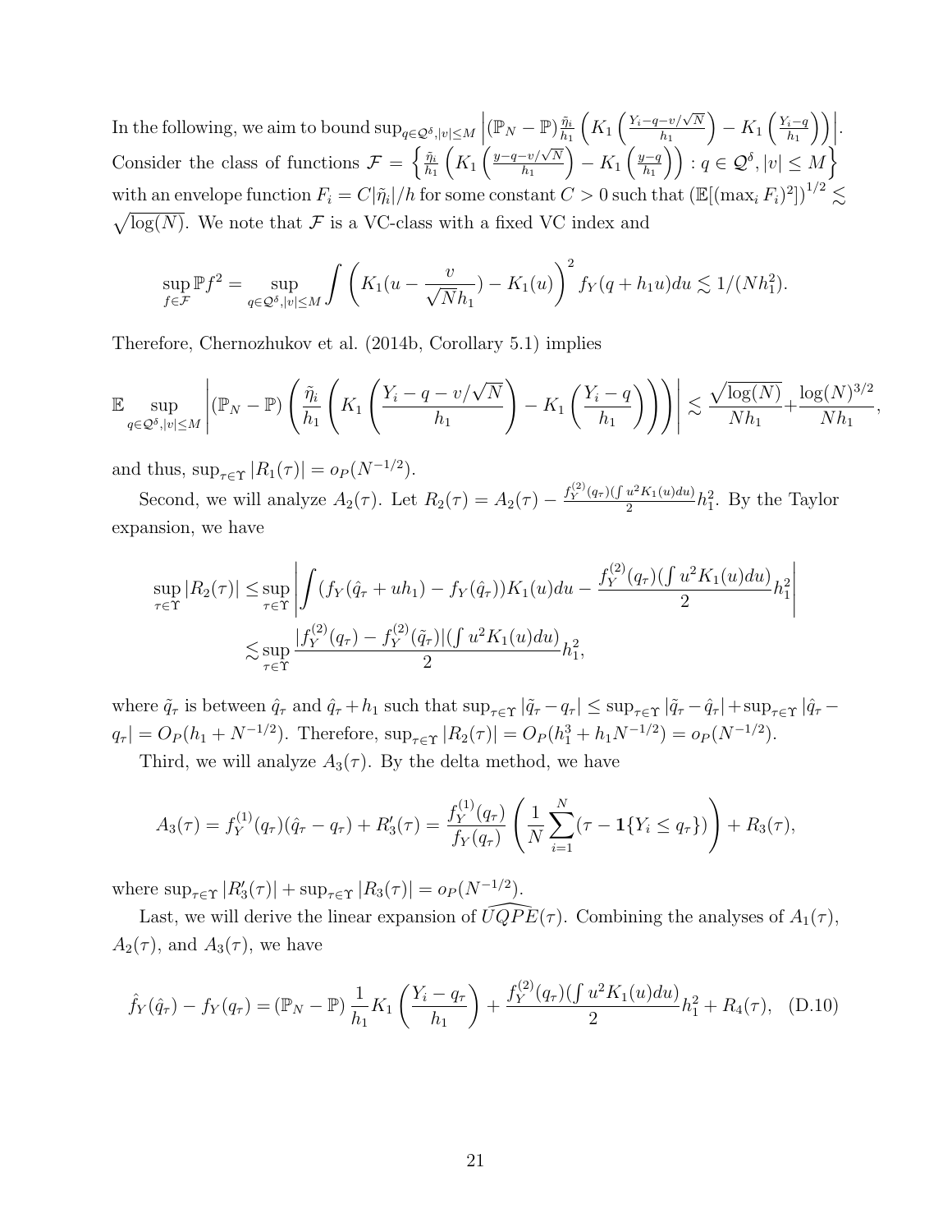In the following, we aim to bound $\sup_{q\in\mathcal{Q}^\delta,|v|\leq M}\left|(\mathbb{P}_N-\mathbb{P})\frac{\tilde{\eta}_i}{h_1}\left(K_1\left(\frac{Y_i-q-v/\sqrt{N}}{h_1}\right)-K_1\left(\frac{Y_i-q}{h_1}\right)\right)\right|$. Consider the class of functions $\mathcal{F}=\left\{\frac{\tilde{\eta}_i}{h_1}\left(K_1\left(\frac{y-q-v/\sqrt{N}}{h_1}\right)-K_1\left(\frac{y-q}{h_1}\right)\right):q\in\mathcal{Q}^\delta,|v|\leq M\right\}$ with an envelope function $F_i=C|\tilde{\eta}_i|/h$ for some constant $C>0$ such that $(\mathbb{E}[(\max_i F_i)^2])^{1/2}\lesssim\sqrt{\log(N)}$. We note that $\mathcal{F}$ is a VC-class with a fixed VC index and

$$\sup_{f\in\mathcal{F}}\mathbb{P}f^2=\sup_{q\in\mathcal{Q}^\delta,|v|\leq M}\int\left(K_1(u-\frac{v}{\sqrt{N}h_1})-K_1(u)\right)^2 f_Y(q+h_1u)du\lesssim 1/(Nh_1^2).$$

Therefore, Chernozhukov et al. (2014b, Corollary 5.1) implies

$$\mathbb{E}\sup_{q\in\mathcal{Q}^\delta,|v|\leq M}\left|(\mathbb{P}_N-\mathbb{P})\left(\frac{\tilde{\eta}_i}{h_1}\left(K_1\left(\frac{Y_i-q-v/\sqrt{N}}{h_1}\right)-K_1\left(\frac{Y_i-q}{h_1}\right)\right)\right)\right|\lesssim\frac{\sqrt{\log(N)}}{Nh_1}+\frac{\log(N)^{3/2}}{Nh_1},$$

and thus, $\sup_{\tau\in\Upsilon}|R_1(\tau)|=o_P(N^{-1/2})$.

Second, we will analyze $A_2(\tau)$. Let $R_2(\tau)=A_2(\tau)-\frac{f_Y^{(2)}(q_\tau)(\int u^2K_1(u)du)}{2}h_1^2$. By the Taylor expansion, we have

$$\begin{aligned}\sup_{\tau\in\Upsilon}|R_2(\tau)|\leq&\sup_{\tau\in\Upsilon}\left|\int(f_Y(\hat{q}_\tau+uh_1)-f_Y(\hat{q}_\tau))K_1(u)du-\frac{f_Y^{(2)}(q_\tau)(\int u^2K_1(u)du)}{2}h_1^2\right|\\ \lesssim&\sup_{\tau\in\Upsilon}\frac{|f_Y^{(2)}(q_\tau)-f_Y^{(2)}(\tilde{q}_\tau)|(\int u^2K_1(u)du)}{2}h_1^2,\end{aligned}$$

where $\tilde{q}_\tau$ is between $\hat{q}_\tau$ and $\hat{q}_\tau+h_1$ such that $\sup_{\tau\in\Upsilon}|\tilde{q}_\tau-q_\tau|\leq\sup_{\tau\in\Upsilon}|\tilde{q}_\tau-\hat{q}_\tau|+\sup_{\tau\in\Upsilon}|\hat{q}_\tau-q_\tau|=O_P(h_1+N^{-1/2})$. Therefore, $\sup_{\tau\in\Upsilon}|R_2(\tau)|=O_P(h_1^3+h_1N^{-1/2})=o_P(N^{-1/2})$.

Third, we will analyze $A_3(\tau)$. By the delta method, we have

$$A_3(\tau)=f_Y^{(1)}(q_\tau)(\hat{q}_\tau-q_\tau)+R_3'(\tau)=\frac{f_Y^{(1)}(q_\tau)}{f_Y(q_\tau)}\left(\frac{1}{N}\sum_{i=1}^N(\tau-\mathbf{1}\{Y_i\leq q_\tau\})\right)+R_3(\tau),$$

where $\sup_{\tau\in\Upsilon}|R_3'(\tau)|+\sup_{\tau\in\Upsilon}|R_3(\tau)|=o_P(N^{-1/2})$.

Last, we will derive the linear expansion of $\widehat{UQPE}(\tau)$. Combining the analyses of $A_1(\tau)$, $A_2(\tau)$, and $A_3(\tau)$, we have

$$\hat{f}_Y(\hat{q}_\tau)-f_Y(q_\tau)=(\mathbb{P}_N-\mathbb{P})\frac{1}{h_1}K_1\left(\frac{Y_i-q_\tau}{h_1}\right)+\frac{f_Y^{(2)}(q_\tau)(\int u^2K_1(u)du)}{2}h_1^2+R_4(\tau),\quad\text{(D.10)}$$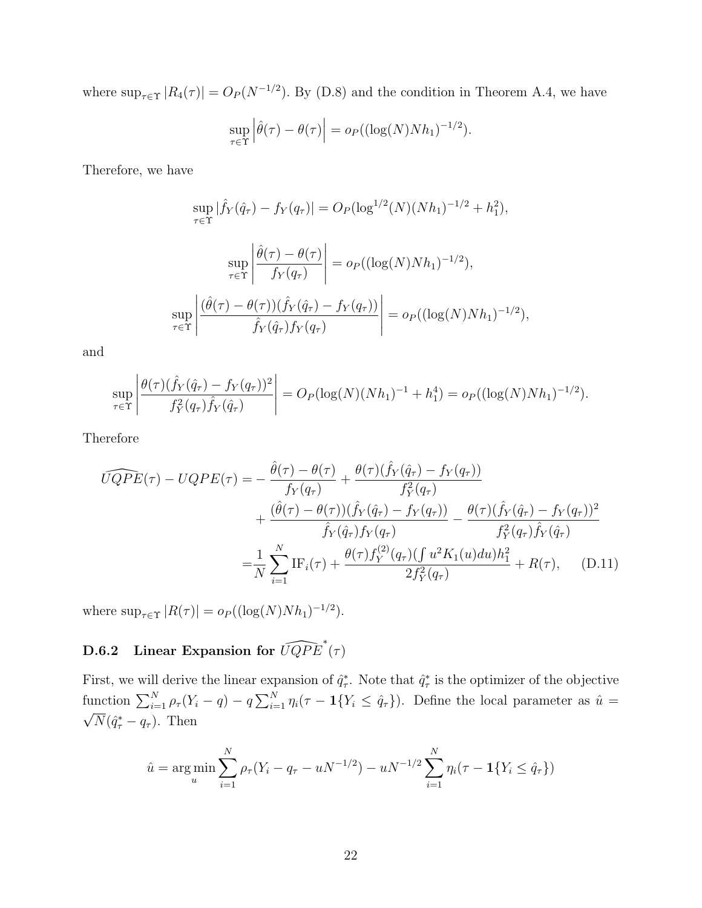where $\sup_{\tau \in \Upsilon} |R_4(\tau)| = O_P(N^{-1/2})$. By (D.8) and the condition in Theorem A.4, we have

$$\sup_{\tau \in \Upsilon} \left| \hat{\theta}(\tau) - \theta(\tau) \right| = o_P((\log(N) N h_1)^{-1/2}).$$

Therefore, we have

$$\sup_{\tau \in \Upsilon} |\hat{f}_Y(\hat{q}_\tau) - f_Y(q_\tau)| = O_P(\log^{1/2}(N)(Nh_1)^{-1/2} + h_1^2),$$

$$\sup_{\tau \in \Upsilon} \left| \frac{\hat{\theta}(\tau) - \theta(\tau)}{f_Y(q_\tau)} \right| = o_P((\log(N) N h_1)^{-1/2}),$$

$$\sup_{\tau \in \Upsilon} \left| \frac{(\hat{\theta}(\tau) - \theta(\tau))(\hat{f}_Y(\hat{q}_\tau) - f_Y(q_\tau))}{\hat{f}_Y(\hat{q}_\tau) f_Y(q_\tau)} \right| = o_P((\log(N) N h_1)^{-1/2}),$$

and

$$\sup_{\tau \in \Upsilon} \left| \frac{\theta(\tau)(\hat{f}_Y(\hat{q}_\tau) - f_Y(q_\tau))^2}{f_Y^2(q_\tau)\hat{f}_Y(\hat{q}_\tau)} \right| = O_P(\log(N)(Nh_1)^{-1} + h_1^4) = o_P((\log(N) N h_1)^{-1/2}).$$

Therefore

$$\begin{aligned}
\widehat{UQPE}(\tau) - UQPE(\tau) = & - \frac{\hat{\theta}(\tau) - \theta(\tau)}{f_Y(q_\tau)} + \frac{\theta(\tau)(\hat{f}_Y(\hat{q}_\tau) - f_Y(q_\tau))}{f_Y^2(q_\tau)} \\
& + \frac{(\hat{\theta}(\tau) - \theta(\tau))(\hat{f}_Y(\hat{q}_\tau) - f_Y(q_\tau))}{\hat{f}_Y(\hat{q}_\tau) f_Y(q_\tau)} - \frac{\theta(\tau)(\hat{f}_Y(\hat{q}_\tau) - f_Y(q_\tau))^2}{f_Y^2(q_\tau)\hat{f}_Y(\hat{q}_\tau)} \\
= & \frac{1}{N}\sum_{i=1}^N \mathrm{IF}_i(\tau) + \frac{\theta(\tau) f_Y^{(2)}(q_\tau)(\int u^2 K_1(u) du) h_1^2}{2 f_Y^2(q_\tau)} + R(\tau), \qquad \text{(D.11)}
\end{aligned}$$

where $\sup_{\tau \in \Upsilon} |R(\tau)| = o_P((\log(N) N h_1)^{-1/2})$.

### D.6.2 Linear Expansion for $\widehat{UQPE}^*(\tau)$

First, we will derive the linear expansion of $\hat{q}_\tau^*$. Note that $\hat{q}_\tau^*$ is the optimizer of the objective function $\sum_{i=1}^N \rho_\tau(Y_i - q) - q \sum_{i=1}^N \eta_i(\tau - \mathbf{1}\{Y_i \le \hat{q}_\tau\})$. Define the local parameter as $\hat{u} = \sqrt{N}(\hat{q}_\tau^* - q_\tau)$. Then

$$\hat{u} = \arg\min_u \sum_{i=1}^N \rho_\tau(Y_i - q_\tau - uN^{-1/2}) - uN^{-1/2}\sum_{i=1}^N \eta_i(\tau - \mathbf{1}\{Y_i \le \hat{q}_\tau\})$$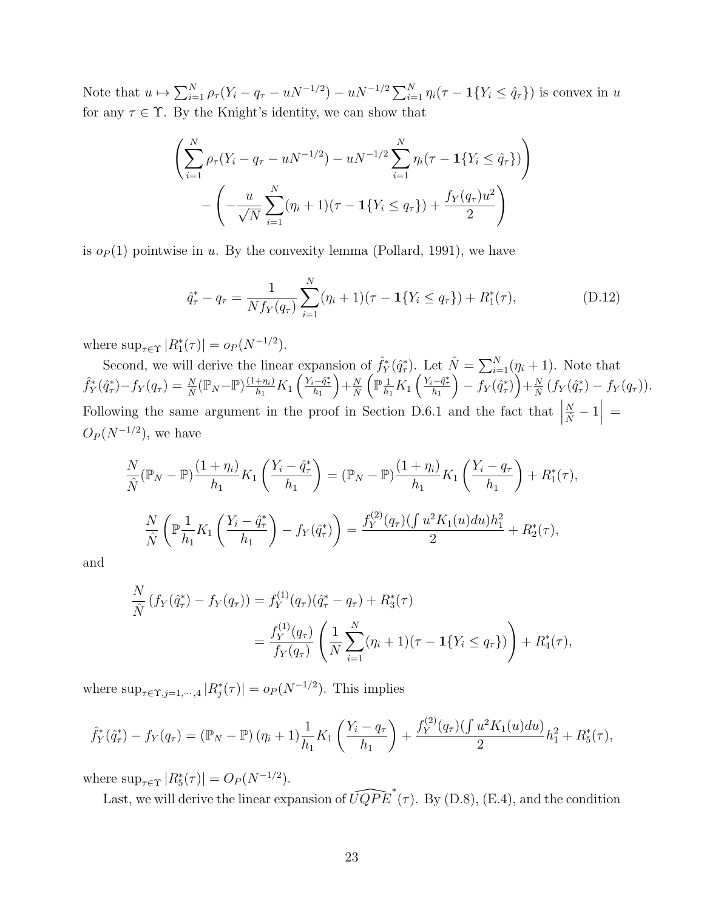Note that $u \mapsto \sum_{i=1}^N \rho_\tau(Y_i - q_\tau - uN^{-1/2}) - uN^{-1/2}\sum_{i=1}^N \eta_i(\tau - \mathbf{1}\{Y_i \leq \hat{q}_\tau\})$ is convex in $u$ for any $\tau \in \Upsilon$. By the Knight's identity, we can show that

$$
\left(\sum_{i=1}^N \rho_\tau(Y_i - q_\tau - uN^{-1/2}) - uN^{-1/2}\sum_{i=1}^N \eta_i(\tau - \mathbf{1}\{Y_i \leq \hat{q}_\tau\})\right) - \left(-\frac{u}{\sqrt{N}}\sum_{i=1}^N (\eta_i + 1)(\tau - \mathbf{1}\{Y_i \leq q_\tau\}) + \frac{f_Y(q_\tau)u^2}{2}\right)
$$

is $o_P(1)$ pointwise in $u$. By the convexity lemma (Pollard, 1991), we have

$$
\hat{q}^*_\tau - q_\tau = \frac{1}{Nf_Y(q_\tau)}\sum_{i=1}^N (\eta_i + 1)(\tau - \mathbf{1}\{Y_i \leq q_\tau\}) + R^*_1(\tau), \tag{D.12}
$$

where $\sup_{\tau\in\Upsilon}|R^*_1(\tau)| = o_P(N^{-1/2})$.

Second, we will derive the linear expansion of $\hat{f}^*_Y(\hat{q}^*_\tau)$. Let $\hat{N} = \sum_{i=1}^N(\eta_i + 1)$. Note that $\hat{f}^*_Y(\hat{q}^*_\tau) - f_Y(q_\tau) = \frac{N}{\hat{N}}(\mathbb{P}_N - \mathbb{P})\frac{(1+\eta_i)}{h_1}K_1\left(\frac{Y_i - \hat{q}^*_\tau}{h_1}\right) + \frac{N}{\hat{N}}\left(\mathbb{P}\frac{1}{h_1}K_1\left(\frac{Y_i - \hat{q}^*_\tau}{h_1}\right) - f_Y(\hat{q}^*_\tau)\right) + \frac{N}{\hat{N}}\left(f_Y(\hat{q}^*_\tau) - f_Y(q_\tau)\right)$. Following the same argument in the proof in Section D.6.1 and the fact that $\left|\frac{N}{\hat{N}} - 1\right| = O_P(N^{-1/2})$, we have

$$
\frac{N}{\hat{N}}(\mathbb{P}_N - \mathbb{P})\frac{(1+\eta_i)}{h_1}K_1\left(\frac{Y_i - \hat{q}^*_\tau}{h_1}\right) = (\mathbb{P}_N - \mathbb{P})\frac{(1+\eta_i)}{h_1}K_1\left(\frac{Y_i - q_\tau}{h_1}\right) + R^*_1(\tau),
$$

$$
\frac{N}{\hat{N}}\left(\mathbb{P}\frac{1}{h_1}K_1\left(\frac{Y_i - \hat{q}^*_\tau}{h_1}\right) - f_Y(\hat{q}^*_\tau)\right) = \frac{f^{(2)}_Y(q_\tau)(\int u^2K_1(u)du)h_1^2}{2} + R^*_2(\tau),
$$

and

$$
\begin{aligned}
\frac{N}{\hat{N}}\left(f_Y(\hat{q}^*_\tau) - f_Y(q_\tau)\right) &= f^{(1)}_Y(q_\tau)(\hat{q}^*_\tau - q_\tau) + R^*_3(\tau) \\
&= \frac{f^{(1)}_Y(q_\tau)}{f_Y(q_\tau)}\left(\frac{1}{N}\sum_{i=1}^N(\eta_i + 1)(\tau - \mathbf{1}\{Y_i \leq q_\tau\})\right) + R^*_4(\tau),
\end{aligned}
$$

where $\sup_{\tau\in\Upsilon, j=1,\cdots,4}|R^*_j(\tau)| = o_P(N^{-1/2})$. This implies

$$
\hat{f}^*_Y(\hat{q}^*_\tau) - f_Y(q_\tau) = (\mathbb{P}_N - \mathbb{P})(\eta_i + 1)\frac{1}{h_1}K_1\left(\frac{Y_i - q_\tau}{h_1}\right) + \frac{f^{(2)}_Y(q_\tau)(\int u^2K_1(u)du)}{2}h_1^2 + R^*_5(\tau),
$$

where $\sup_{\tau\in\Upsilon}|R^*_5(\tau)| = O_P(N^{-1/2})$.

Last, we will derive the linear expansion of $\widehat{UQPE}^*(\tau)$. By (D.8), (E.4), and the condition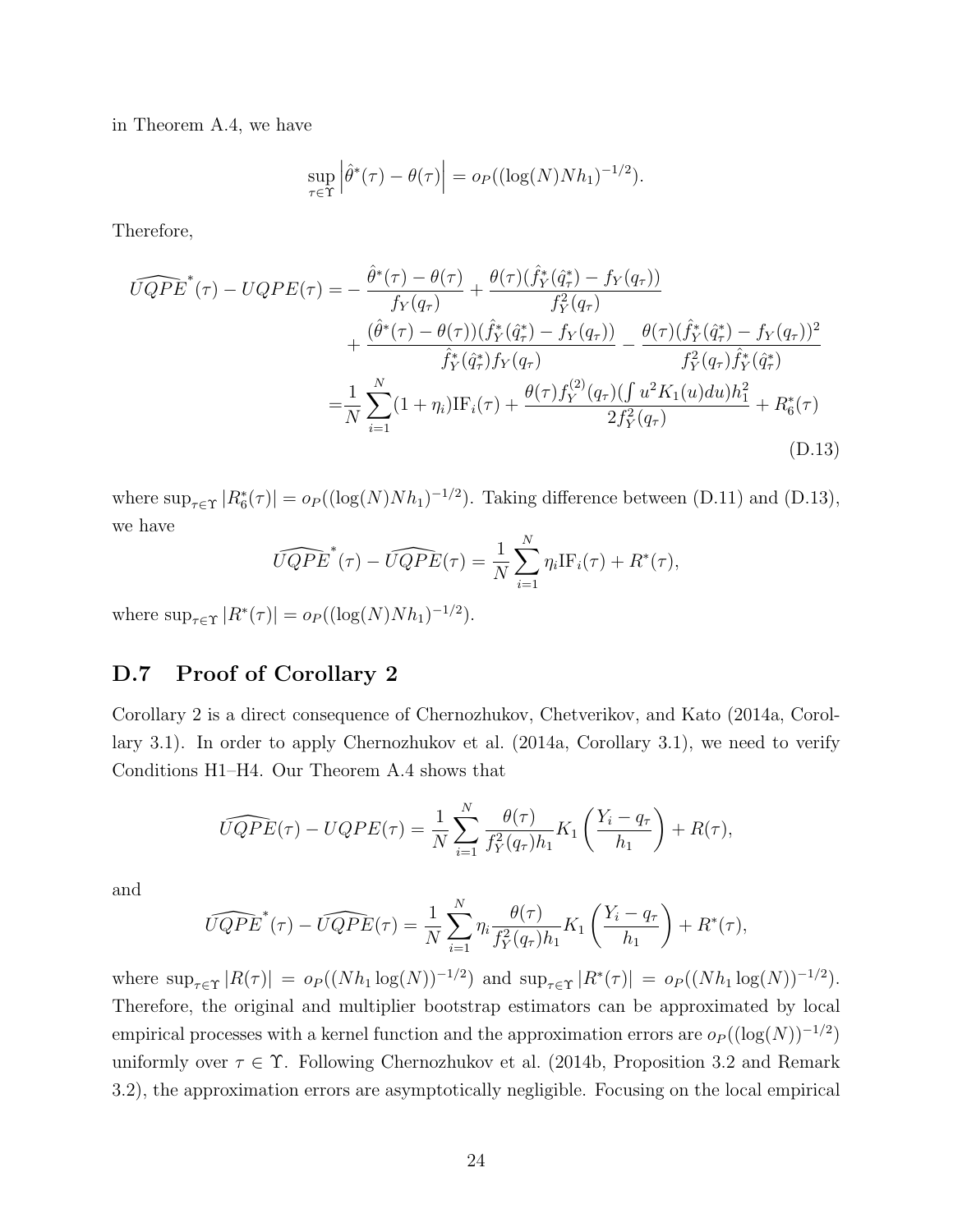in Theorem A.4, we have

$$\sup_{\tau \in \Upsilon} \left| \hat{\theta}^*(\tau) - \theta(\tau) \right| = o_P((\log(N) N h_1)^{-1/2}).$$

Therefore,

$$\begin{aligned}
\widehat{UQPE}^*(\tau) - UQPE(\tau) =& - \frac{\hat{\theta}^*(\tau) - \theta(\tau)}{f_Y(q_\tau)} + \frac{\theta(\tau)(\hat{f}_Y^*(\hat{q}_\tau^*) - f_Y(q_\tau))}{f_Y^2(q_\tau)} \\
&+ \frac{(\hat{\theta}^*(\tau) - \theta(\tau))(\hat{f}_Y^*(\hat{q}_\tau^*) - f_Y(q_\tau))}{\hat{f}_Y^*(\hat{q}_\tau^*) f_Y(q_\tau)} - \frac{\theta(\tau)(\hat{f}_Y^*(\hat{q}_\tau^*) - f_Y(q_\tau))^2}{f_Y^2(q_\tau)\hat{f}_Y^*(\hat{q}_\tau^*)} \\
=& \frac{1}{N} \sum_{i=1}^N (1 + \eta_i) \mathrm{IF}_i(\tau) + \frac{\theta(\tau) f_Y^{(2)}(q_\tau)(\int u^2 K_1(u) du) h_1^2}{2 f_Y^2(q_\tau)} + R_6^*(\tau)
\end{aligned} \tag{D.13}$$

where $\sup_{\tau \in \Upsilon} |R_6^*(\tau)| = o_P((\log(N) N h_1)^{-1/2})$. Taking difference between (D.11) and (D.13), we have

$$\widehat{UQPE}^*(\tau) - \widehat{UQPE}(\tau) = \frac{1}{N} \sum_{i=1}^N \eta_i \mathrm{IF}_i(\tau) + R^*(\tau),$$

where $\sup_{\tau \in \Upsilon} |R^*(\tau)| = o_P((\log(N) N h_1)^{-1/2})$.

## D.7 Proof of Corollary 2

Corollary 2 is a direct consequence of Chernozhukov, Chetverikov, and Kato (2014a, Corollary 3.1). In order to apply Chernozhukov et al. (2014a, Corollary 3.1), we need to verify Conditions H1–H4. Our Theorem A.4 shows that

$$\widehat{UQPE}(\tau) - UQPE(\tau) = \frac{1}{N} \sum_{i=1}^N \frac{\theta(\tau)}{f_Y^2(q_\tau) h_1} K_1\left(\frac{Y_i - q_\tau}{h_1}\right) + R(\tau),$$

and

$$\widehat{UQPE}^*(\tau) - \widehat{UQPE}(\tau) = \frac{1}{N} \sum_{i=1}^N \eta_i \frac{\theta(\tau)}{f_Y^2(q_\tau) h_1} K_1\left(\frac{Y_i - q_\tau}{h_1}\right) + R^*(\tau),$$

where $\sup_{\tau \in \Upsilon} |R(\tau)| = o_P((N h_1 \log(N))^{-1/2})$ and $\sup_{\tau \in \Upsilon} |R^*(\tau)| = o_P((N h_1 \log(N))^{-1/2})$. Therefore, the original and multiplier bootstrap estimators can be approximated by local empirical processes with a kernel function and the approximation errors are $o_P((\log(N))^{-1/2})$ uniformly over $\tau \in \Upsilon$. Following Chernozhukov et al. (2014b, Proposition 3.2 and Remark 3.2), the approximation errors are asymptotically negligible. Focusing on the local empirical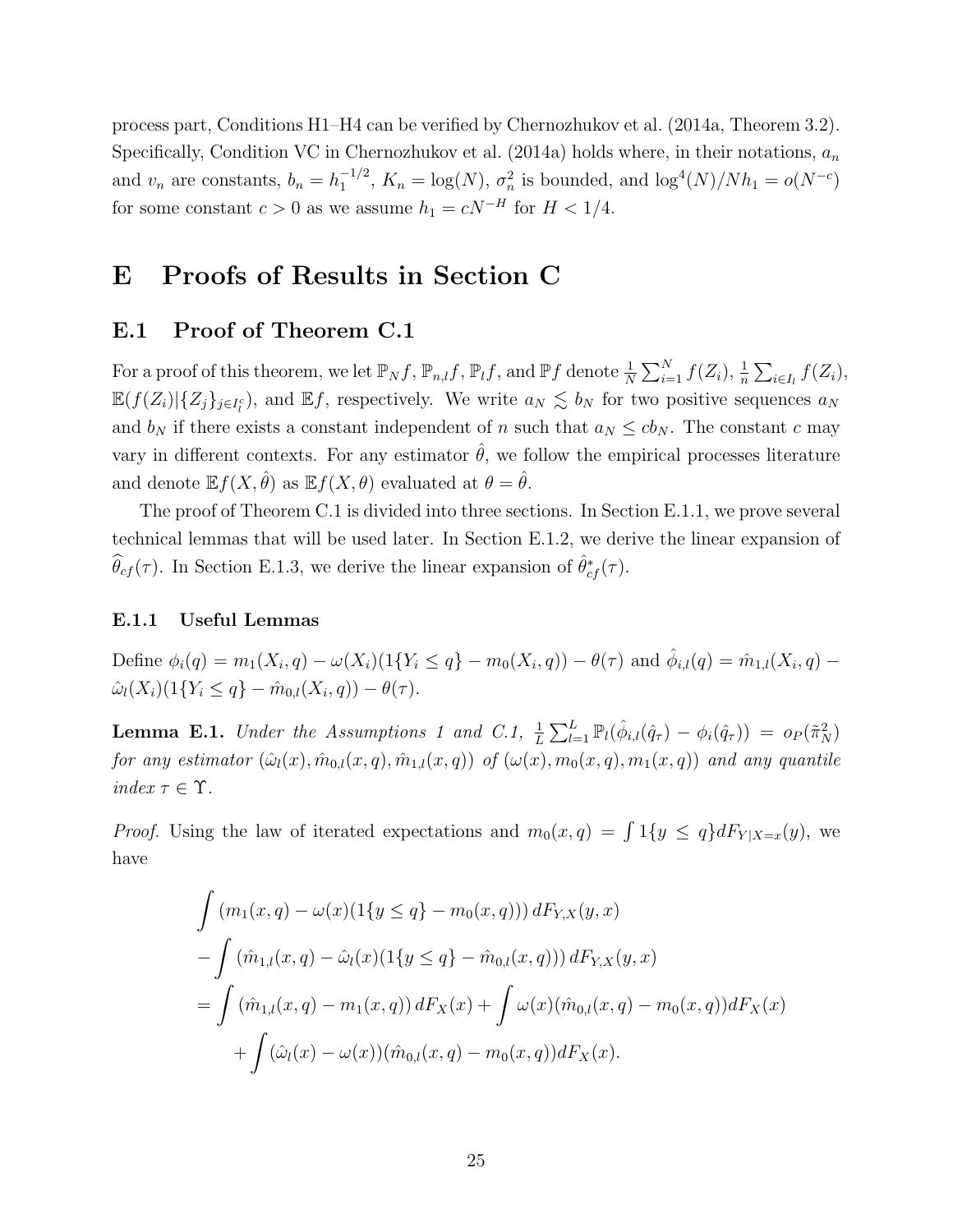process part, Conditions H1–H4 can be verified by Chernozhukov et al. (2014a, Theorem 3.2). Specifically, Condition VC in Chernozhukov et al. (2014a) holds where, in their notations, $a_n$ and $v_n$ are constants, $b_n = h_1^{-1/2}$, $K_n = \log(N)$, $\sigma_n^2$ is bounded, and $\log^4(N)/Nh_1 = o(N^{-c})$ for some constant $c > 0$ as we assume $h_1 = cN^{-H}$ for $H < 1/4$.

# E Proofs of Results in Section C

## E.1 Proof of Theorem C.1

For a proof of this theorem, we let $\mathbb{P}_N f$, $\mathbb{P}_{n,l} f$, $\mathbb{P}_l f$, and $\mathbb{P} f$ denote $\frac{1}{N}\sum_{i=1}^N f(Z_i)$, $\frac{1}{n}\sum_{i \in I_l} f(Z_i)$, $\mathbb{E}(f(Z_i)|\{Z_j\}_{j \in I_l^c})$, and $\mathbb{E}f$, respectively. We write $a_N \lesssim b_N$ for two positive sequences $a_N$ and $b_N$ if there exists a constant independent of $n$ such that $a_N \leq cb_N$. The constant $c$ may vary in different contexts. For any estimator $\hat{\theta}$, we follow the empirical processes literature and denote $\mathbb{E}f(X, \hat{\theta})$ as $\mathbb{E}f(X, \theta)$ evaluated at $\theta = \hat{\theta}$.

The proof of Theorem C.1 is divided into three sections. In Section E.1.1, we prove several technical lemmas that will be used later. In Section E.1.2, we derive the linear expansion of $\widehat{\theta}_{cf}(\tau)$. In Section E.1.3, we derive the linear expansion of $\hat{\theta}^*_{cf}(\tau)$.

### E.1.1 Useful Lemmas

Define $\phi_i(q) = m_1(X_i, q) - \omega(X_i)(1\{Y_i \leq q\} - m_0(X_i, q)) - \theta(\tau)$ and $\hat{\phi}_{i,l}(q) = \hat{m}_{1,l}(X_i, q) - \hat{\omega}_l(X_i)(1\{Y_i \leq q\} - \hat{m}_{0,l}(X_i, q)) - \theta(\tau)$.

**Lemma E.1.** *Under the Assumptions 1 and C.1, $\frac{1}{L}\sum_{l=1}^L \mathbb{P}_l(\hat{\phi}_{i,l}(\hat{q}_\tau) - \phi_i(\hat{q}_\tau)) = o_P(\tilde{\pi}_N^2)$ for any estimator $(\hat{\omega}_l(x), \hat{m}_{0,l}(x, q), \hat{m}_{1,l}(x, q))$ of $(\omega(x), m_0(x, q), m_1(x, q))$ and any quantile index $\tau \in \Upsilon$.*

*Proof.* Using the law of iterated expectations and $m_0(x, q) = \int 1\{y \leq q\} dF_{Y|X=x}(y)$, we have

$$
\begin{aligned}
&\int (m_1(x, q) - \omega(x)(1\{y \leq q\} - m_0(x, q)))\, dF_{Y,X}(y, x) \\
&- \int (\hat{m}_{1,l}(x, q) - \hat{\omega}_l(x)(1\{y \leq q\} - \hat{m}_{0,l}(x, q)))\, dF_{Y,X}(y, x) \\
&= \int (\hat{m}_{1,l}(x, q) - m_1(x, q))\, dF_X(x) + \int \omega(x)(\hat{m}_{0,l}(x, q) - m_0(x, q)) dF_X(x) \\
&\quad + \int (\hat{\omega}_l(x) - \omega(x))(\hat{m}_{0,l}(x, q) - m_0(x, q)) dF_X(x).
\end{aligned}
$$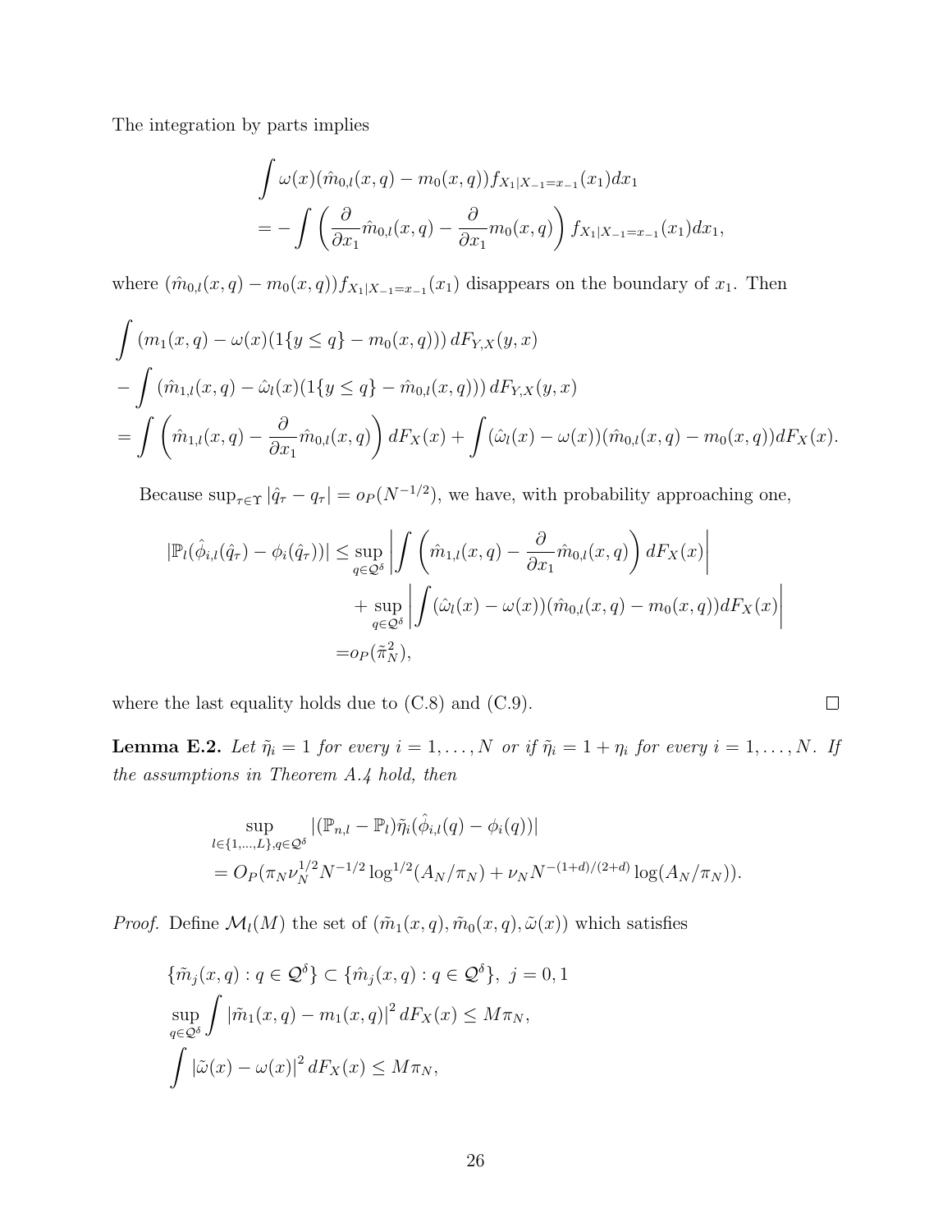The integration by parts implies

$$
\begin{aligned}
&\int \omega(x)(\hat{m}_{0,l}(x,q) - m_0(x,q)) f_{X_1|X_{-1}=x_{-1}}(x_1) dx_1 \\
&= -\int \left( \frac{\partial}{\partial x_1} \hat{m}_{0,l}(x,q) - \frac{\partial}{\partial x_1} m_0(x,q) \right) f_{X_1|X_{-1}=x_{-1}}(x_1) dx_1,
\end{aligned}
$$

where $(\hat{m}_{0,l}(x,q) - m_0(x,q)) f_{X_1|X_{-1}=x_{-1}}(x_1)$ disappears on the boundary of $x_1$. Then

$$
\begin{aligned}
&\int (m_1(x,q) - \omega(x)(1\{y \leq q\} - m_0(x,q))) \, dF_{Y,X}(y,x) \\
&- \int (\hat{m}_{1,l}(x,q) - \hat{\omega}_l(x)(1\{y \leq q\} - \hat{m}_{0,l}(x,q))) \, dF_{Y,X}(y,x) \\
&= \int \left( \hat{m}_{1,l}(x,q) - \frac{\partial}{\partial x_1} \hat{m}_{0,l}(x,q) \right) dF_X(x) + \int (\hat{\omega}_l(x) - \omega(x))(\hat{m}_{0,l}(x,q) - m_0(x,q)) dF_X(x).
\end{aligned}
$$

Because $\sup_{\tau \in \Upsilon} |\hat{q}_\tau - q_\tau| = o_P(N^{-1/2})$, we have, with probability approaching one,

$$
\begin{aligned}
|\mathbb{P}_l(\hat{\phi}_{i,l}(\hat{q}_\tau) - \phi_i(\hat{q}_\tau))| \leq& \sup_{q \in \mathcal{Q}^\delta} \left| \int \left( \hat{m}_{1,l}(x,q) - \frac{\partial}{\partial x_1} \hat{m}_{0,l}(x,q) \right) dF_X(x) \right| \\
&+ \sup_{q \in \mathcal{Q}^\delta} \left| \int (\hat{\omega}_l(x) - \omega(x))(\hat{m}_{0,l}(x,q) - m_0(x,q)) dF_X(x) \right| \\
=& o_P(\tilde{\pi}_N^2),
\end{aligned}
$$

where the last equality holds due to (C.8) and (C.9). $\square$

**Lemma E.2.** *Let $\tilde{\eta}_i = 1$ for every $i = 1, \ldots, N$ or if $\tilde{\eta}_i = 1 + \eta_i$ for every $i = 1, \ldots, N$. If the assumptions in Theorem A.4 hold, then*

$$
\begin{aligned}
&\sup_{l \in \{1,\ldots,L\}, q \in \mathcal{Q}^\delta} |(\mathbb{P}_{n,l} - \mathbb{P}_l)\tilde{\eta}_i(\hat{\phi}_{i,l}(q) - \phi_i(q))| \\
&= O_P(\pi_N \nu_N^{1/2} N^{-1/2} \log^{1/2}(A_N/\pi_N) + \nu_N N^{-(1+d)/(2+d)} \log(A_N/\pi_N)).
\end{aligned}
$$

*Proof.* Define $\mathcal{M}_l(M)$ the set of $(\tilde{m}_1(x,q), \tilde{m}_0(x,q), \tilde{\omega}(x))$ which satisfies

$$
\begin{aligned}
&\{\tilde{m}_j(x,q) : q \in \mathcal{Q}^\delta\} \subset \{\hat{m}_j(x,q) : q \in \mathcal{Q}^\delta\}, \ j = 0, 1 \\
&\sup_{q \in \mathcal{Q}^\delta} \int |\tilde{m}_1(x,q) - m_1(x,q)|^2 \, dF_X(x) \leq M\pi_N, \\
&\int |\tilde{\omega}(x) - \omega(x)|^2 \, dF_X(x) \leq M\pi_N,
\end{aligned}
$$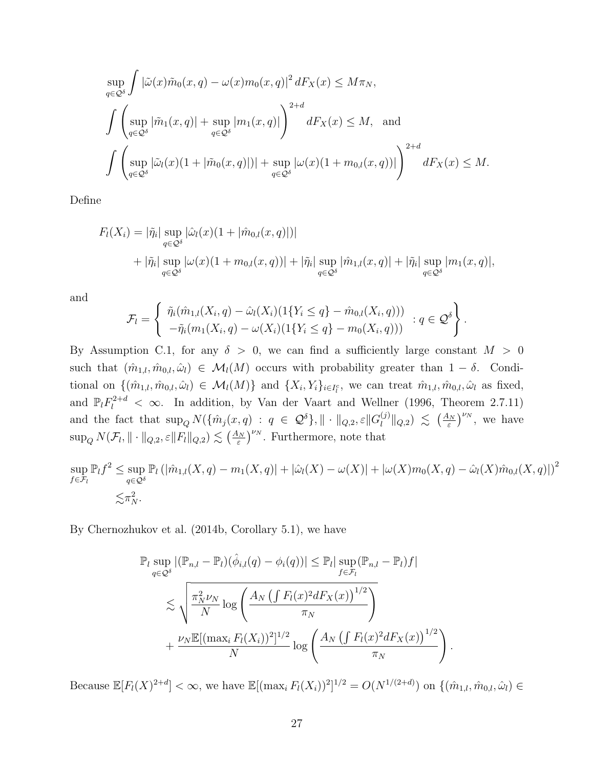$$\sup_{q\in\mathcal{Q}^\delta}\int |\tilde{\omega}(x)\tilde{m}_0(x,q)-\omega(x)m_0(x,q)|^2\,dF_X(x)\leq M\pi_N,$$

$$\int\left(\sup_{q\in\mathcal{Q}^\delta}|\tilde{m}_1(x,q)|+\sup_{q\in\mathcal{Q}^\delta}|m_1(x,q)|\right)^{2+d}dF_X(x)\leq M,\quad\text{and}$$

$$\int\left(\sup_{q\in\mathcal{Q}^\delta}|\tilde{\omega}_l(x)(1+|\tilde{m}_0(x,q)|)|+\sup_{q\in\mathcal{Q}^\delta}|\omega(x)(1+m_{0,l}(x,q))|\right)^{2+d}dF_X(x)\leq M.$$

Define

$$\begin{aligned}F_l(X_i)=&\,|\tilde{\eta}_i|\sup_{q\in\mathcal{Q}^\delta}|\hat{\omega}_l(x)(1+|\hat{m}_{0,l}(x,q)|)|\\&+|\tilde{\eta}_i|\sup_{q\in\mathcal{Q}^\delta}|\omega(x)(1+m_{0,l}(x,q))|+|\tilde{\eta}_i|\sup_{q\in\mathcal{Q}^\delta}|\hat{m}_{1,l}(x,q)|+|\tilde{\eta}_i|\sup_{q\in\mathcal{Q}^\delta}|m_1(x,q)|,\end{aligned}$$

and

$$\mathcal{F}_l=\left\{\begin{array}{c}\tilde{\eta}_i(\hat{m}_{1,l}(X_i,q)-\hat{\omega}_l(X_i)(1\{Y_i\leq q\}-\hat{m}_{0,l}(X_i,q)))\\-\tilde{\eta}_i(m_1(X_i,q)-\omega(X_i)(1\{Y_i\leq q\}-m_0(X_i,q)))\end{array}:q\in\mathcal{Q}^\delta\right\}.$$

By Assumption C.1, for any $\delta>0$, we can find a sufficiently large constant $M>0$ such that $(\hat{m}_{1,l},\hat{m}_{0,l},\hat{\omega}_l)\in\mathcal{M}_l(M)$ occurs with probability greater than $1-\delta$. Conditional on $\{(\hat{m}_{1,l},\hat{m}_{0,l},\hat{\omega}_l)\in\mathcal{M}_l(M)\}$ and $\{X_i,Y_i\}_{i\in I_l^c}$, we can treat $\hat{m}_{1,l},\hat{m}_{0,l},\hat{\omega}_l$ as fixed, and $\mathbb{P}_lF_l^{2+d}<\infty$. In addition, by Van der Vaart and Wellner (1996, Theorem 2.7.11) and the fact that $\sup_Q N(\{\hat{m}_j(x,q):q\in\mathcal{Q}^\delta\},\|\cdot\|_{Q,2},\varepsilon\|G_l^{(j)}\|_{Q,2})\lesssim\left(\frac{A_N}{\varepsilon}\right)^{\nu_N}$, we have $\sup_Q N(\mathcal{F}_l,\|\cdot\|_{Q,2},\varepsilon\|F_l\|_{Q,2})\lesssim\left(\frac{A_N}{\varepsilon}\right)^{\nu_N}$. Furthermore, note that

$$\begin{aligned}\sup_{f\in\mathcal{F}_l}\mathbb{P}_lf^2\leq&\sup_{q\in\mathcal{Q}^\delta}\mathbb{P}_l\left(|\hat{m}_{1,l}(X,q)-m_1(X,q)|+|\hat{\omega}_l(X)-\omega(X)|+|\omega(X)m_0(X,q)-\hat{\omega}_l(X)\hat{m}_{0,l}(X,q)|\right)^2\\\lesssim&\,\pi_N^2.\end{aligned}$$

By Chernozhukov et al. (2014b, Corollary 5.1), we have

$$\begin{aligned}\mathbb{P}_l\sup_{q\in\mathcal{Q}^\delta}|(\mathbb{P}_{n,l}-\mathbb{P}_l)(\hat{\phi}_{i,l}(q)-\phi_i(q))|\leq&\,\mathbb{P}_l|\sup_{f\in\mathcal{F}_l}(\mathbb{P}_{n,l}-\mathbb{P}_l)f|\\\lesssim&\sqrt{\frac{\pi_N^2\nu_N}{N}\log\left(\frac{A_N\left(\int F_l(x)^2dF_X(x)\right)^{1/2}}{\pi_N}\right)}\\&+\frac{\nu_N\mathbb{E}[(\max_iF_l(X_i))^2]^{1/2}}{N}\log\left(\frac{A_N\left(\int F_l(x)^2dF_X(x)\right)^{1/2}}{\pi_N}\right).\end{aligned}$$

Because $\mathbb{E}[F_l(X)^{2+d}]<\infty$, we have $\mathbb{E}[(\max_iF_l(X_i))^2]^{1/2}=O(N^{1/(2+d)})$ on $\{(\hat{m}_{1,l},\hat{m}_{0,l},\hat{\omega}_l)\in$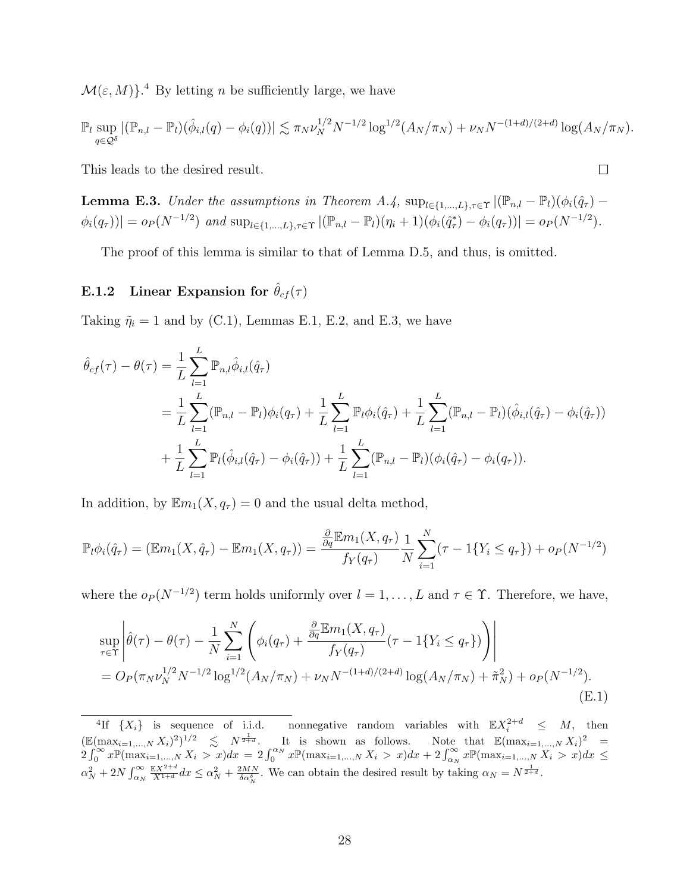$\mathcal{M}(\varepsilon, M)\}$.[4] By letting $n$ be sufficiently large, we have

$$\mathbb{P}_l \sup_{q \in \mathcal{Q}^\delta} |(\mathbb{P}_{n,l} - \mathbb{P}_l)(\hat{\phi}_{i,l}(q) - \phi_i(q))| \lesssim \pi_N \nu_N^{1/2} N^{-1/2} \log^{1/2}(A_N/\pi_N) + \nu_N N^{-(1+d)/(2+d)} \log(A_N/\pi_N).$$

This leads to the desired result. $\square$

**Lemma E.3.** *Under the assumptions in Theorem A.4,* $\sup_{l \in \{1,\ldots,L\}, \tau \in \Upsilon} |(\mathbb{P}_{n,l} - \mathbb{P}_l)(\phi_i(\hat{q}_\tau) - \phi_i(q_\tau))| = o_P(N^{-1/2})$ *and* $\sup_{l \in \{1,\ldots,L\}, \tau \in \Upsilon} |(\mathbb{P}_{n,l} - \mathbb{P}_l)(\eta_i + 1)(\phi_i(\hat{q}^*_\tau) - \phi_i(q_\tau))| = o_P(N^{-1/2})$.

The proof of this lemma is similar to that of Lemma D.5, and thus, is omitted.

### E.1.2 Linear Expansion for $\hat{\theta}_{cf}(\tau)$

Taking $\tilde{\eta}_i = 1$ and by (C.1), Lemmas E.1, E.2, and E.3, we have

$$\begin{aligned}
\hat{\theta}_{cf}(\tau) - \theta(\tau) &= \frac{1}{L} \sum_{l=1}^{L} \mathbb{P}_{n,l} \hat{\phi}_{i,l}(\hat{q}_\tau) \\
&= \frac{1}{L} \sum_{l=1}^{L} (\mathbb{P}_{n,l} - \mathbb{P}_l)\phi_i(q_\tau) + \frac{1}{L} \sum_{l=1}^{L} \mathbb{P}_l \phi_i(\hat{q}_\tau) + \frac{1}{L} \sum_{l=1}^{L} (\mathbb{P}_{n,l} - \mathbb{P}_l)(\hat{\phi}_{i,l}(\hat{q}_\tau) - \phi_i(\hat{q}_\tau)) \\
&\quad + \frac{1}{L} \sum_{l=1}^{L} \mathbb{P}_l(\hat{\phi}_{i,l}(\hat{q}_\tau) - \phi_i(\hat{q}_\tau)) + \frac{1}{L} \sum_{l=1}^{L} (\mathbb{P}_{n,l} - \mathbb{P}_l)(\phi_i(\hat{q}_\tau) - \phi_i(q_\tau)).
\end{aligned}$$

In addition, by $\mathbb{E} m_1(X, q_\tau) = 0$ and the usual delta method,

$$\mathbb{P}_l \phi_i(\hat{q}_\tau) = (\mathbb{E} m_1(X, \hat{q}_\tau) - \mathbb{E} m_1(X, q_\tau)) = \frac{\frac{\partial}{\partial q} \mathbb{E} m_1(X, q_\tau)}{f_Y(q_\tau)} \frac{1}{N} \sum_{i=1}^{N} (\tau - 1\{Y_i \leq q_\tau\}) + o_P(N^{-1/2})$$

where the $o_P(N^{-1/2})$ term holds uniformly over $l = 1, \ldots, L$ and $\tau \in \Upsilon$. Therefore, we have,

$$\begin{aligned}
&\sup_{\tau \in \Upsilon} \left| \hat{\theta}(\tau) - \theta(\tau) - \frac{1}{N} \sum_{i=1}^{N} \left( \phi_i(q_\tau) + \frac{\frac{\partial}{\partial q} \mathbb{E} m_1(X, q_\tau)}{f_Y(q_\tau)} (\tau - 1\{Y_i \leq q_\tau\}) \right) \right| \\
&= O_P(\pi_N \nu_N^{1/2} N^{-1/2} \log^{1/2}(A_N/\pi_N) + \nu_N N^{-(1+d)/(2+d)} \log(A_N/\pi_N) + \tilde{\pi}_N^2) + o_P(N^{-1/2}).
\end{aligned} \tag{E.1}$$

---

[4] If $\{X_i\}$ is sequence of i.i.d. nonnegative random variables with $\mathbb{E} X_i^{2+d} \leq M$, then $(\mathbb{E}(\max_{i=1,\ldots,N} X_i)^2)^{1/2} \lesssim N^{\frac{1}{2+d}}$. It is shown as follows. Note that $\mathbb{E}(\max_{i=1,\ldots,N} X_i)^2 = 2\int_0^\infty x \mathbb{P}(\max_{i=1,\ldots,N} X_i > x) dx = 2\int_0^{\alpha_N} x \mathbb{P}(\max_{i=1,\ldots,N} X_i > x) dx + 2\int_{\alpha_N}^\infty x \mathbb{P}(\max_{i=1,\ldots,N} X_i > x) dx \leq \alpha_N^2 + 2N \int_{\alpha_N}^\infty \frac{\mathbb{E} X^{2+d}}{X^{1+d}} dx \leq \alpha_N^2 + \frac{2MN}{\delta \alpha_N^\delta}$. We can obtain the desired result by taking $\alpha_N = N^{\frac{1}{2+d}}$.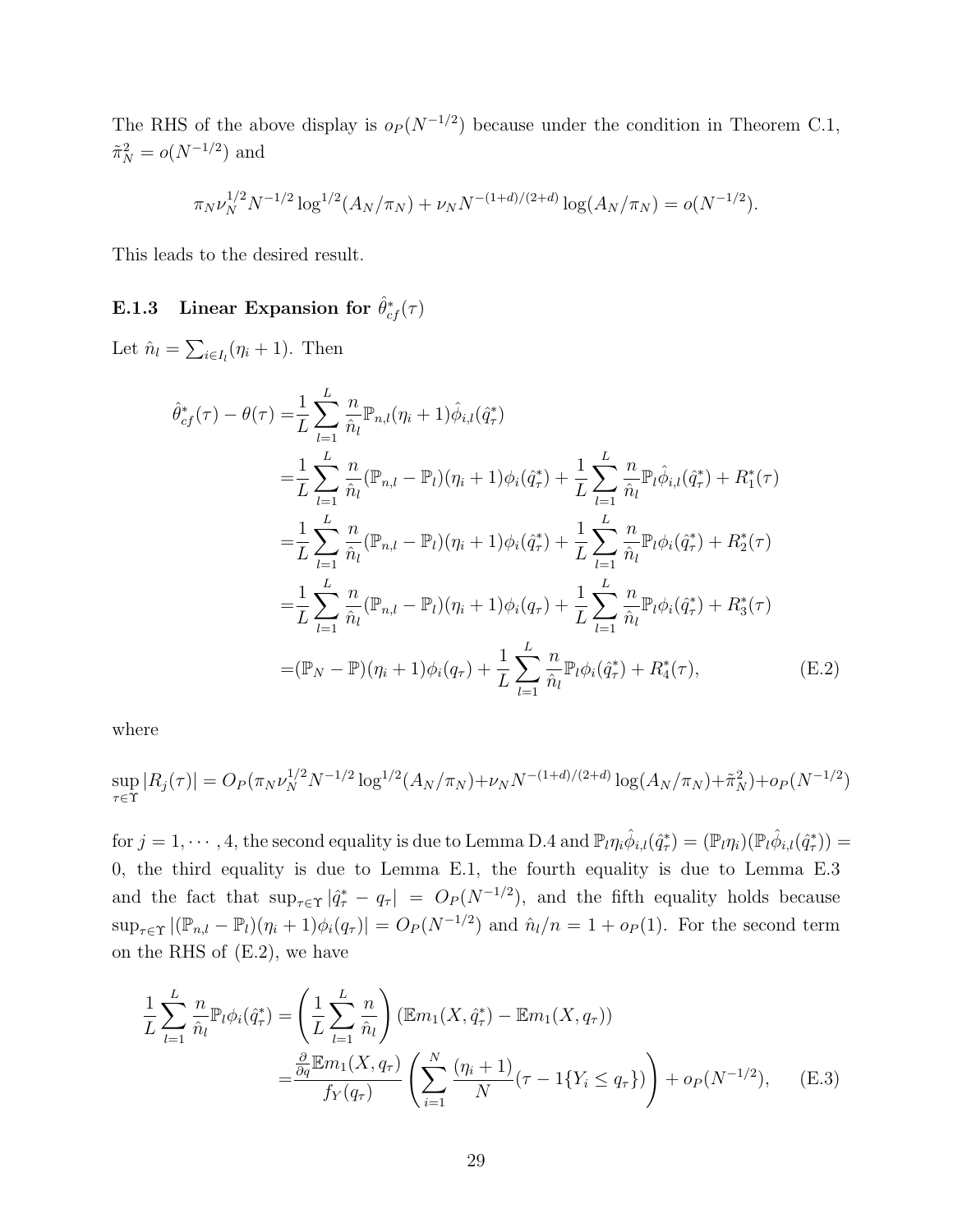The RHS of the above display is $o_P(N^{-1/2})$ because under the condition in Theorem C.1, $\tilde{\pi}_N^2 = o(N^{-1/2})$ and

$$\pi_N \nu_N^{1/2} N^{-1/2} \log^{1/2}(A_N/\pi_N) + \nu_N N^{-(1+d)/(2+d)} \log(A_N/\pi_N) = o(N^{-1/2}).$$

This leads to the desired result.

### E.1.3 Linear Expansion for $\hat{\theta}^*_{cf}(\tau)$

Let $\hat{n}_l = \sum_{i \in I_l}(\eta_i + 1)$. Then

$$\begin{aligned}
\hat{\theta}^*_{cf}(\tau) - \theta(\tau) =& \frac{1}{L}\sum_{l=1}^{L} \frac{n}{\hat{n}_l} \mathbb{P}_{n,l}(\eta_i+1)\hat{\phi}_{i,l}(\hat{q}^*_\tau) \\
=& \frac{1}{L}\sum_{l=1}^{L} \frac{n}{\hat{n}_l} (\mathbb{P}_{n,l} - \mathbb{P}_l)(\eta_i+1)\phi_i(\hat{q}^*_\tau) + \frac{1}{L}\sum_{l=1}^{L} \frac{n}{\hat{n}_l} \mathbb{P}_l \hat{\phi}_{i,l}(\hat{q}^*_\tau) + R^*_1(\tau) \\
=& \frac{1}{L}\sum_{l=1}^{L} \frac{n}{\hat{n}_l} (\mathbb{P}_{n,l} - \mathbb{P}_l)(\eta_i+1)\phi_i(\hat{q}^*_\tau) + \frac{1}{L}\sum_{l=1}^{L} \frac{n}{\hat{n}_l} \mathbb{P}_l \phi_i(\hat{q}^*_\tau) + R^*_2(\tau) \\
=& \frac{1}{L}\sum_{l=1}^{L} \frac{n}{\hat{n}_l} (\mathbb{P}_{n,l} - \mathbb{P}_l)(\eta_i+1)\phi_i(q_\tau) + \frac{1}{L}\sum_{l=1}^{L} \frac{n}{\hat{n}_l} \mathbb{P}_l \phi_i(\hat{q}^*_\tau) + R^*_3(\tau) \\
=& (\mathbb{P}_N - \mathbb{P})(\eta_i+1)\phi_i(q_\tau) + \frac{1}{L}\sum_{l=1}^{L} \frac{n}{\hat{n}_l} \mathbb{P}_l \phi_i(\hat{q}^*_\tau) + R^*_4(\tau),
\end{aligned} \tag{E.2}$$

where

$$\sup_{\tau \in \Upsilon} |R_j(\tau)| = O_P(\pi_N \nu_N^{1/2} N^{-1/2} \log^{1/2}(A_N/\pi_N) + \nu_N N^{-(1+d)/(2+d)} \log(A_N/\pi_N) + \tilde{\pi}_N^2) + o_P(N^{-1/2})$$

for $j = 1, \cdots, 4$, the second equality is due to Lemma D.4 and $\mathbb{P}_l \eta_i \hat{\phi}_{i,l}(\hat{q}^*_\tau) = (\mathbb{P}_l \eta_i)(\mathbb{P}_l \hat{\phi}_{i,l}(\hat{q}^*_\tau)) = 0$, the third equality is due to Lemma E.1, the fourth equality is due to Lemma E.3 and the fact that $\sup_{\tau \in \Upsilon} |\hat{q}^*_\tau - q_\tau| = O_P(N^{-1/2})$, and the fifth equality holds because $\sup_{\tau \in \Upsilon} |(\mathbb{P}_{n,l} - \mathbb{P}_l)(\eta_i+1)\phi_i(q_\tau)| = O_P(N^{-1/2})$ and $\hat{n}_l/n = 1 + o_P(1)$. For the second term on the RHS of (E.2), we have

$$\begin{aligned}
\frac{1}{L}\sum_{l=1}^{L} \frac{n}{\hat{n}_l} \mathbb{P}_l \phi_i(\hat{q}^*_\tau) =& \left(\frac{1}{L}\sum_{l=1}^{L} \frac{n}{\hat{n}_l}\right)(\mathbb{E}m_1(X, \hat{q}^*_\tau) - \mathbb{E}m_1(X, q_\tau)) \\
=& \frac{\frac{\partial}{\partial q}\mathbb{E}m_1(X, q_\tau)}{f_Y(q_\tau)} \left(\sum_{i=1}^{N} \frac{(\eta_i+1)}{N}(\tau - 1\{Y_i \leq q_\tau\})\right) + o_P(N^{-1/2}),
\end{aligned} \tag{E.3}$$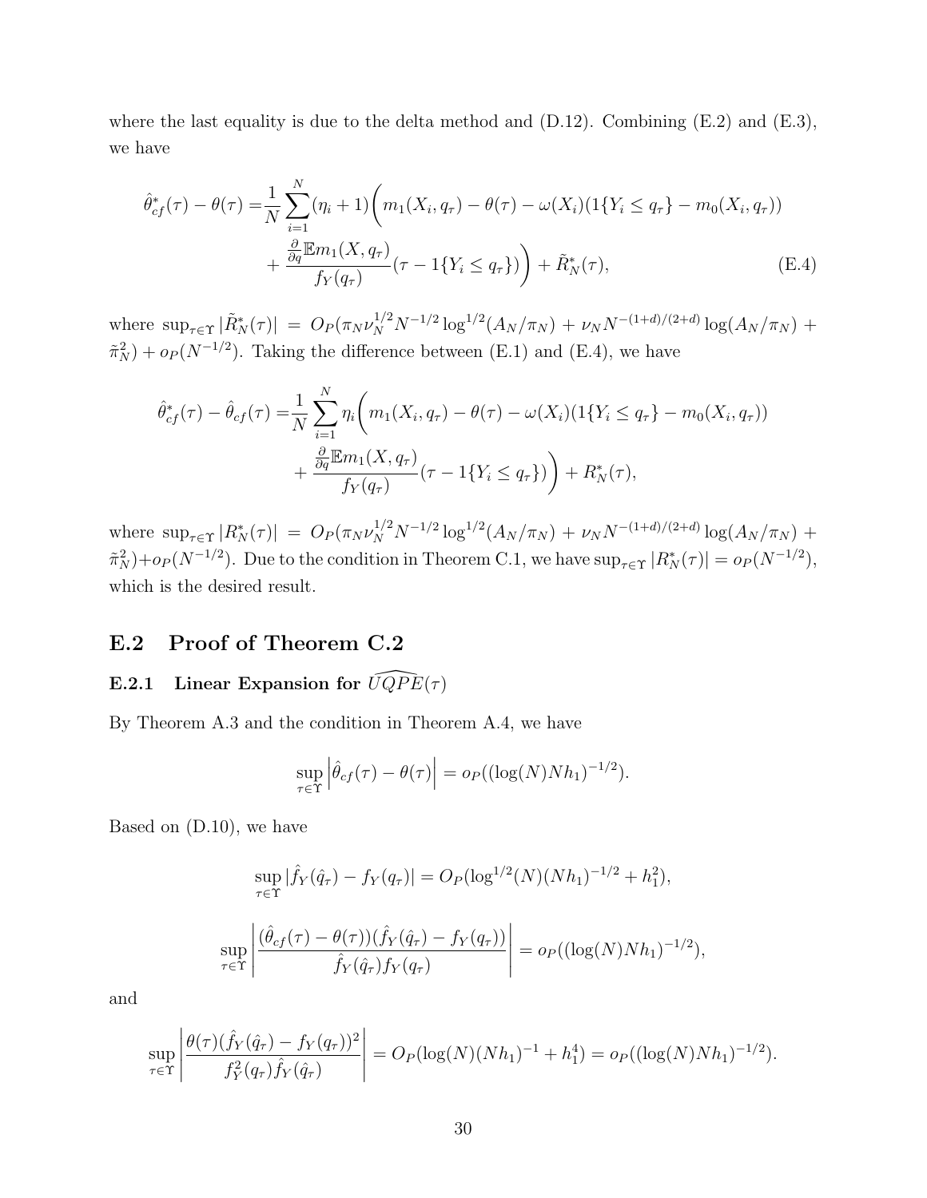where the last equality is due to the delta method and (D.12). Combining (E.2) and (E.3), we have

$$
\begin{aligned}
\hat{\theta}^*_{cf}(\tau) - \theta(\tau) =& \frac{1}{N}\sum_{i=1}^{N}(\eta_i + 1)\bigg( m_1(X_i, q_\tau) - \theta(\tau) - \omega(X_i)(1\{Y_i \leq q_\tau\} - m_0(X_i, q_\tau)) \\
&+ \frac{\frac{\partial}{\partial q}\mathbb{E}m_1(X, q_\tau)}{f_Y(q_\tau)}(\tau - 1\{Y_i \leq q_\tau\})\bigg) + \tilde{R}^*_N(\tau), \qquad \text{(E.4)}
\end{aligned}
$$

where $\sup_{\tau\in\Upsilon}|\tilde{R}^*_N(\tau)| = O_P(\pi_N \nu_N^{1/2} N^{-1/2}\log^{1/2}(A_N/\pi_N) + \nu_N N^{-(1+d)/(2+d)}\log(A_N/\pi_N) + \tilde{\pi}_N^2) + o_P(N^{-1/2})$. Taking the difference between (E.1) and (E.4), we have

$$
\begin{aligned}
\hat{\theta}^*_{cf}(\tau) - \hat{\theta}_{cf}(\tau) =& \frac{1}{N}\sum_{i=1}^{N}\eta_i\bigg( m_1(X_i, q_\tau) - \theta(\tau) - \omega(X_i)(1\{Y_i \leq q_\tau\} - m_0(X_i, q_\tau)) \\
&+ \frac{\frac{\partial}{\partial q}\mathbb{E}m_1(X, q_\tau)}{f_Y(q_\tau)}(\tau - 1\{Y_i \leq q_\tau\})\bigg) + R^*_N(\tau),
\end{aligned}
$$

where $\sup_{\tau\in\Upsilon}|R^*_N(\tau)| = O_P(\pi_N \nu_N^{1/2} N^{-1/2}\log^{1/2}(A_N/\pi_N) + \nu_N N^{-(1+d)/(2+d)}\log(A_N/\pi_N) + \tilde{\pi}_N^2) + o_P(N^{-1/2})$. Due to the condition in Theorem C.1, we have $\sup_{\tau\in\Upsilon}|R^*_N(\tau)| = o_P(N^{-1/2})$, which is the desired result.

## E.2 Proof of Theorem C.2

### E.2.1 Linear Expansion for $\widehat{UQPE}(\tau)$

By Theorem A.3 and the condition in Theorem A.4, we have

$$
\sup_{\tau\in\Upsilon}\left|\hat{\theta}_{cf}(\tau) - \theta(\tau)\right| = o_P((\log(N)Nh_1)^{-1/2}).
$$

Based on (D.10), we have

$$
\sup_{\tau\in\Upsilon}|\hat{f}_Y(\hat{q}_\tau) - f_Y(q_\tau)| = O_P(\log^{1/2}(N)(Nh_1)^{-1/2} + h_1^2),
$$

$$
\sup_{\tau\in\Upsilon}\left|\frac{(\hat{\theta}_{cf}(\tau) - \theta(\tau))(\hat{f}_Y(\hat{q}_\tau) - f_Y(q_\tau))}{\hat{f}_Y(\hat{q}_\tau)f_Y(q_\tau)}\right| = o_P((\log(N)Nh_1)^{-1/2}),
$$

and

$$
\sup_{\tau\in\Upsilon}\left|\frac{\theta(\tau)(\hat{f}_Y(\hat{q}_\tau) - f_Y(q_\tau))^2}{f_Y^2(q_\tau)\hat{f}_Y(\hat{q}_\tau)}\right| = O_P(\log(N)(Nh_1)^{-1} + h_1^4) = o_P((\log(N)Nh_1)^{-1/2}).
$$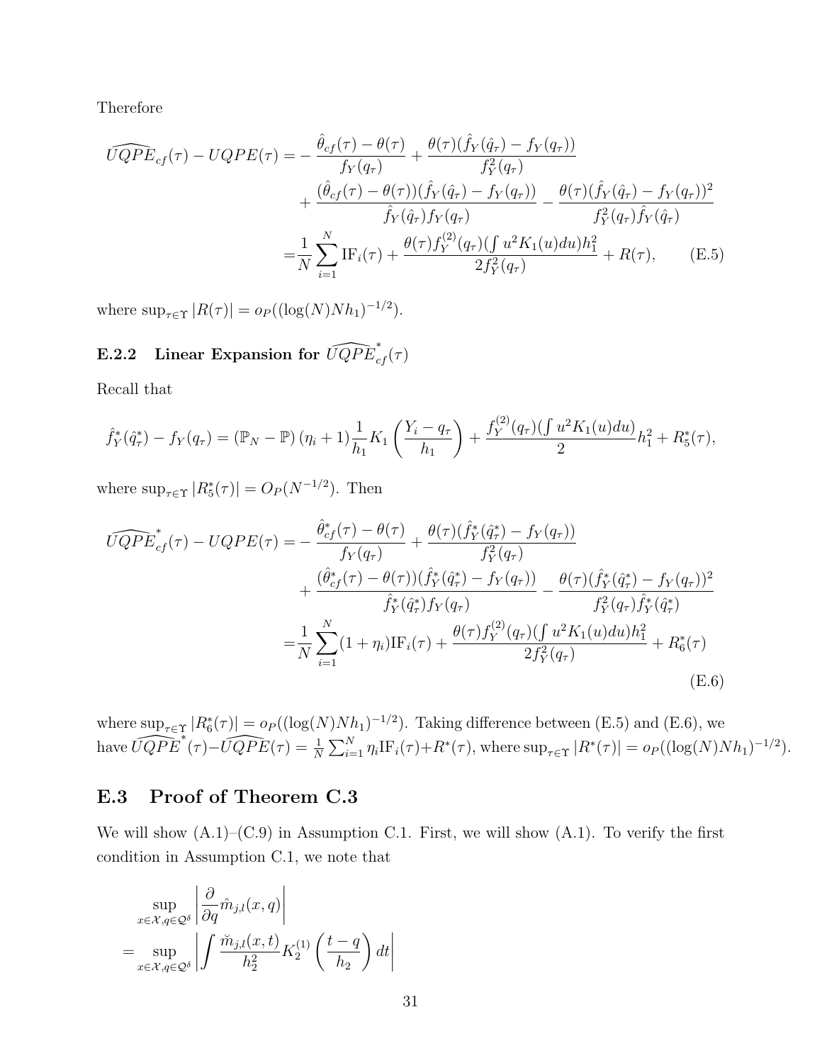Therefore

$$
\begin{aligned}
\widehat{UQPE}_{cf}(\tau) - UQPE(\tau) =& -\frac{\hat{\theta}_{cf}(\tau) - \theta(\tau)}{f_Y(q_\tau)} + \frac{\theta(\tau)(\hat{f}_Y(\hat{q}_\tau) - f_Y(q_\tau))}{f_Y^2(q_\tau)} \\
&+ \frac{(\hat{\theta}_{cf}(\tau) - \theta(\tau))(\hat{f}_Y(\hat{q}_\tau) - f_Y(q_\tau))}{\hat{f}_Y(\hat{q}_\tau) f_Y(q_\tau)} - \frac{\theta(\tau)(\hat{f}_Y(\hat{q}_\tau) - f_Y(q_\tau))^2}{f_Y^2(q_\tau)\hat{f}_Y(\hat{q}_\tau)} \\
=& \frac{1}{N}\sum_{i=1}^N \mathrm{IF}_i(\tau) + \frac{\theta(\tau) f_Y^{(2)}(q_\tau)(\int u^2 K_1(u)du)h_1^2}{2 f_Y^2(q_\tau)} + R(\tau), \qquad \text{(E.5)}
\end{aligned}
$$

where $\sup_{\tau\in\Upsilon}|R(\tau)| = o_P((\log(N)Nh_1)^{-1/2})$.

### E.2.2 Linear Expansion for $\widehat{UQPE}^*_{cf}(\tau)$

Recall that

$$
\hat{f}_Y^*(\hat{q}_\tau^*) - f_Y(q_\tau) = (\mathbb{P}_N - \mathbb{P})(\eta_i + 1)\frac{1}{h_1}K_1\left(\frac{Y_i - q_\tau}{h_1}\right) + \frac{f_Y^{(2)}(q_\tau)(\int u^2 K_1(u)du)}{2}h_1^2 + R_5^*(\tau),
$$

where $\sup_{\tau\in\Upsilon}|R_5^*(\tau)| = O_P(N^{-1/2})$. Then

$$
\begin{aligned}
\widehat{UQPE}^*_{cf}(\tau) - UQPE(\tau) =& -\frac{\hat{\theta}^*_{cf}(\tau) - \theta(\tau)}{f_Y(q_\tau)} + \frac{\theta(\tau)(\hat{f}^*_Y(\hat{q}^*_\tau) - f_Y(q_\tau))}{f_Y^2(q_\tau)} \\
&+ \frac{(\hat{\theta}^*_{cf}(\tau) - \theta(\tau))(\hat{f}^*_Y(\hat{q}^*_\tau) - f_Y(q_\tau))}{\hat{f}^*_Y(\hat{q}^*_\tau) f_Y(q_\tau)} - \frac{\theta(\tau)(\hat{f}^*_Y(\hat{q}^*_\tau) - f_Y(q_\tau))^2}{f_Y^2(q_\tau)\hat{f}^*_Y(\hat{q}^*_\tau)} \\
=& \frac{1}{N}\sum_{i=1}^N (1+\eta_i)\mathrm{IF}_i(\tau) + \frac{\theta(\tau) f_Y^{(2)}(q_\tau)(\int u^2 K_1(u)du)h_1^2}{2 f_Y^2(q_\tau)} + R_6^*(\tau)
\end{aligned}
\qquad \text{(E.6)}
$$

where $\sup_{\tau\in\Upsilon}|R_6^*(\tau)| = o_P((\log(N)Nh_1)^{-1/2})$. Taking difference between (E.5) and (E.6), we have $\widehat{UQPE}^*(\tau) - \widehat{UQPE}(\tau) = \frac{1}{N}\sum_{i=1}^N \eta_i \mathrm{IF}_i(\tau) + R^*(\tau)$, where $\sup_{\tau\in\Upsilon}|R^*(\tau)| = o_P((\log(N)Nh_1)^{-1/2})$.

## E.3 Proof of Theorem C.3

We will show (A.1)–(C.9) in Assumption C.1. First, we will show (A.1). To verify the first condition in Assumption C.1, we note that

$$
\begin{aligned}
&\sup_{x\in\mathcal{X}, q\in\mathcal{Q}^\delta}\left|\frac{\partial}{\partial q}\hat{m}_{j,l}(x,q)\right| \\
=& \sup_{x\in\mathcal{X}, q\in\mathcal{Q}^\delta}\left|\int \frac{\breve{m}_{j,l}(x,t)}{h_2^2}K_2^{(1)}\left(\frac{t-q}{h_2}\right)dt\right|
\end{aligned}
$$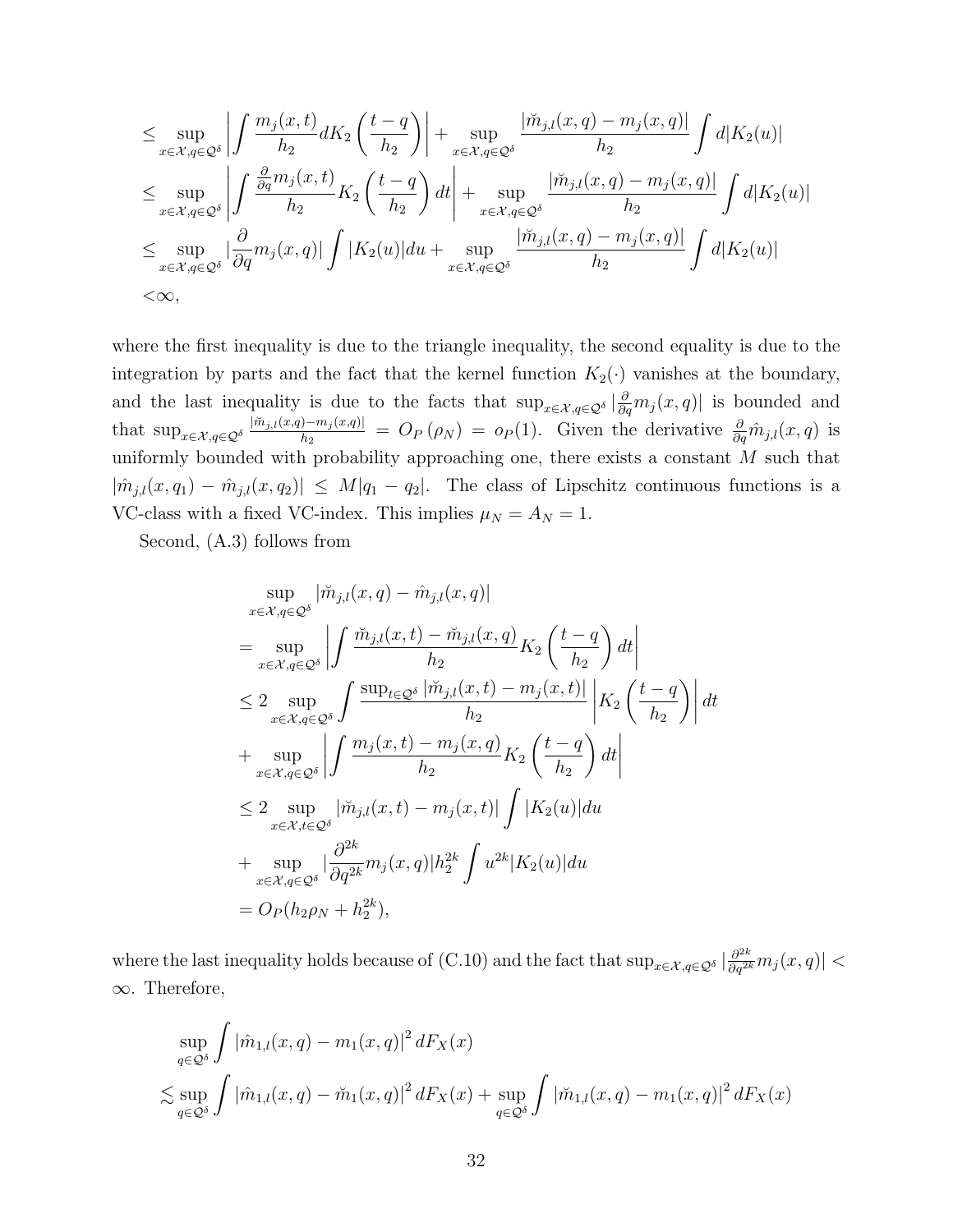$$
\begin{aligned}
&\leq \sup_{x\in\mathcal{X},q\in\mathcal{Q}^\delta}\left|\int \frac{m_j(x,t)}{h_2}dK_2\left(\frac{t-q}{h_2}\right)\right| + \sup_{x\in\mathcal{X},q\in\mathcal{Q}^\delta}\frac{|\breve{m}_{j,l}(x,q)-m_j(x,q)|}{h_2}\int d|K_2(u)| \\
&\leq \sup_{x\in\mathcal{X},q\in\mathcal{Q}^\delta}\left|\int \frac{\frac{\partial}{\partial q}m_j(x,t)}{h_2}K_2\left(\frac{t-q}{h_2}\right)dt\right| + \sup_{x\in\mathcal{X},q\in\mathcal{Q}^\delta}\frac{|\breve{m}_{j,l}(x,q)-m_j(x,q)|}{h_2}\int d|K_2(u)| \\
&\leq \sup_{x\in\mathcal{X},q\in\mathcal{Q}^\delta}|\frac{\partial}{\partial q}m_j(x,q)|\int |K_2(u)|du + \sup_{x\in\mathcal{X},q\in\mathcal{Q}^\delta}\frac{|\breve{m}_{j,l}(x,q)-m_j(x,q)|}{h_2}\int d|K_2(u)| \\
&<\infty,
\end{aligned}
$$

where the first inequality is due to the triangle inequality, the second equality is due to the integration by parts and the fact that the kernel function $K_2(\cdot)$ vanishes at the boundary, and the last inequality is due to the facts that $\sup_{x\in\mathcal{X},q\in\mathcal{Q}^\delta}|\frac{\partial}{\partial q}m_j(x,q)|$ is bounded and that $\sup_{x\in\mathcal{X},q\in\mathcal{Q}^\delta}\frac{|\breve{m}_{j,l}(x,q)-m_j(x,q)|}{h_2} = O_P(\rho_N) = o_P(1)$. Given the derivative $\frac{\partial}{\partial q}\hat{m}_{j,l}(x,q)$ is uniformly bounded with probability approaching one, there exists a constant $M$ such that $|\hat{m}_{j,l}(x,q_1)-\hat{m}_{j,l}(x,q_2)| \leq M|q_1-q_2|$. The class of Lipschitz continuous functions is a VC-class with a fixed VC-index. This implies $\mu_N = A_N = 1$.

Second, (A.3) follows from

$$
\begin{aligned}
&\sup_{x\in\mathcal{X},q\in\mathcal{Q}^\delta}|\breve{m}_{j,l}(x,q)-\hat{m}_{j,l}(x,q)| \\
=&\sup_{x\in\mathcal{X},q\in\mathcal{Q}^\delta}\left|\int \frac{\breve{m}_{j,l}(x,t)-\breve{m}_{j,l}(x,q)}{h_2}K_2\left(\frac{t-q}{h_2}\right)dt\right| \\
\leq& 2\sup_{x\in\mathcal{X},q\in\mathcal{Q}^\delta}\int \frac{\sup_{t\in\mathcal{Q}^\delta}|\breve{m}_{j,l}(x,t)-m_j(x,t)|}{h_2}\left|K_2\left(\frac{t-q}{h_2}\right)\right|dt \\
&+\sup_{x\in\mathcal{X},q\in\mathcal{Q}^\delta}\left|\int \frac{m_j(x,t)-m_j(x,q)}{h_2}K_2\left(\frac{t-q}{h_2}\right)dt\right| \\
\leq& 2\sup_{x\in\mathcal{X},t\in\mathcal{Q}^\delta}|\breve{m}_{j,l}(x,t)-m_j(x,t)|\int|K_2(u)|du \\
&+\sup_{x\in\mathcal{X},q\in\mathcal{Q}^\delta}|\frac{\partial^{2k}}{\partial q^{2k}}m_j(x,q)|h_2^{2k}\int u^{2k}|K_2(u)|du \\
=&O_P(h_2\rho_N + h_2^{2k}),
\end{aligned}
$$

where the last inequality holds because of (C.10) and the fact that $\sup_{x\in\mathcal{X},q\in\mathcal{Q}^\delta}|\frac{\partial^{2k}}{\partial q^{2k}}m_j(x,q)| < \infty$. Therefore,

$$
\begin{aligned}
&\sup_{q\in\mathcal{Q}^\delta}\int|\hat{m}_{1,l}(x,q)-m_1(x,q)|^2dF_X(x) \\
\lesssim&\sup_{q\in\mathcal{Q}^\delta}\int|\hat{m}_{1,l}(x,q)-\breve{m}_1(x,q)|^2dF_X(x)+\sup_{q\in\mathcal{Q}^\delta}\int|\breve{m}_{1,l}(x,q)-m_1(x,q)|^2dF_X(x)
\end{aligned}
$$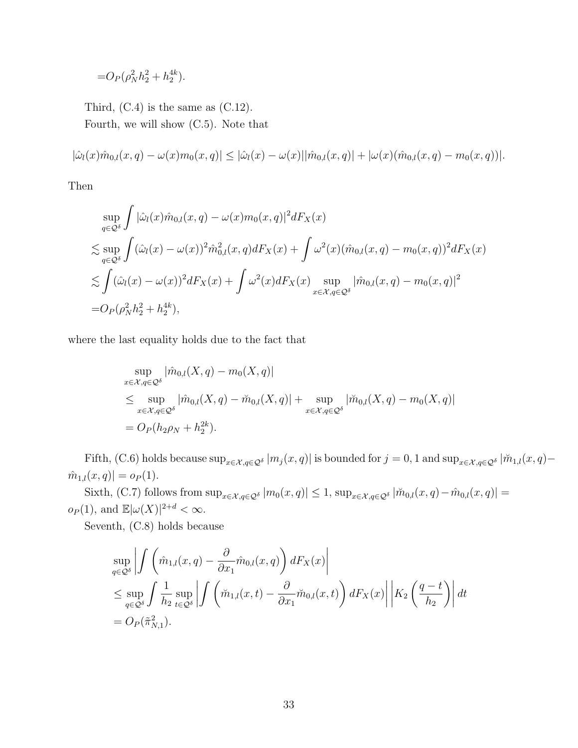$$=O_P(\rho_N^2 h_2^2 + h_2^{4k}).$$

Third, (C.4) is the same as (C.12).

Fourth, we will show (C.5). Note that

$$|\hat{\omega}_l(x)\hat{m}_{0,l}(x,q) - \omega(x)m_0(x,q)| \leq |\hat{\omega}_l(x) - \omega(x)||\hat{m}_{0,l}(x,q)| + |\omega(x)(\hat{m}_{0,l}(x,q) - m_0(x,q))|.$$

Then

$$\begin{aligned}
&\sup_{q\in\mathcal{Q}^\delta}\int |\hat{\omega}_l(x)\hat{m}_{0,l}(x,q) - \omega(x)m_0(x,q)|^2 dF_X(x) \\
\lesssim&\sup_{q\in\mathcal{Q}^\delta}\int (\hat{\omega}_l(x) - \omega(x))^2\hat{m}_{0,l}^2(x,q)dF_X(x) + \int \omega^2(x)(\hat{m}_{0,l}(x,q) - m_0(x,q))^2 dF_X(x) \\
\lesssim&\int (\hat{\omega}_l(x) - \omega(x))^2 dF_X(x) + \int \omega^2(x)dF_X(x)\sup_{x\in\mathcal{X},q\in\mathcal{Q}^\delta}|\hat{m}_{0,l}(x,q) - m_0(x,q)|^2 \\
=&O_P(\rho_N^2 h_2^2 + h_2^{4k}),
\end{aligned}$$

where the last equality holds due to the fact that

$$\begin{aligned}
&\sup_{x\in\mathcal{X},q\in\mathcal{Q}^\delta}|\hat{m}_{0,l}(X,q) - m_0(X,q)| \\
&\leq \sup_{x\in\mathcal{X},q\in\mathcal{Q}^\delta}|\hat{m}_{0,l}(X,q) - \breve{m}_{0,l}(X,q)| + \sup_{x\in\mathcal{X},q\in\mathcal{Q}^\delta}|\breve{m}_{0,l}(X,q) - m_0(X,q)| \\
&= O_P(h_2\rho_N + h_2^{2k}).
\end{aligned}$$

Fifth, (C.6) holds because $\sup_{x\in\mathcal{X},q\in\mathcal{Q}^\delta}|m_j(x,q)|$ is bounded for $j=0,1$ and $\sup_{x\in\mathcal{X},q\in\mathcal{Q}^\delta}|\breve{m}_{1,l}(x,q) - \hat{m}_{1,l}(x,q)| = o_P(1)$.

Sixth, (C.7) follows from $\sup_{x\in\mathcal{X},q\in\mathcal{Q}^\delta}|m_0(x,q)| \leq 1$, $\sup_{x\in\mathcal{X},q\in\mathcal{Q}^\delta}|\breve{m}_{0,l}(x,q) - \hat{m}_{0,l}(x,q)| = o_P(1)$, and $\mathbb{E}|\omega(X)|^{2+d} < \infty$.

Seventh, (C.8) holds because

$$\begin{aligned}
&\sup_{q\in\mathcal{Q}^\delta}\left|\int\left(\hat{m}_{1,l}(x,q) - \frac{\partial}{\partial x_1}\hat{m}_{0,l}(x,q)\right)dF_X(x)\right| \\
&\leq \sup_{q\in\mathcal{Q}^\delta}\int\frac{1}{h_2}\sup_{t\in\mathcal{Q}^\delta}\left|\int\left(\breve{m}_{1,l}(x,t) - \frac{\partial}{\partial x_1}\breve{m}_{0,l}(x,t)\right)dF_X(x)\right|\left|K_2\left(\frac{q-t}{h_2}\right)\right|dt \\
&= O_P(\tilde{\pi}_{N,1}^2).
\end{aligned}$$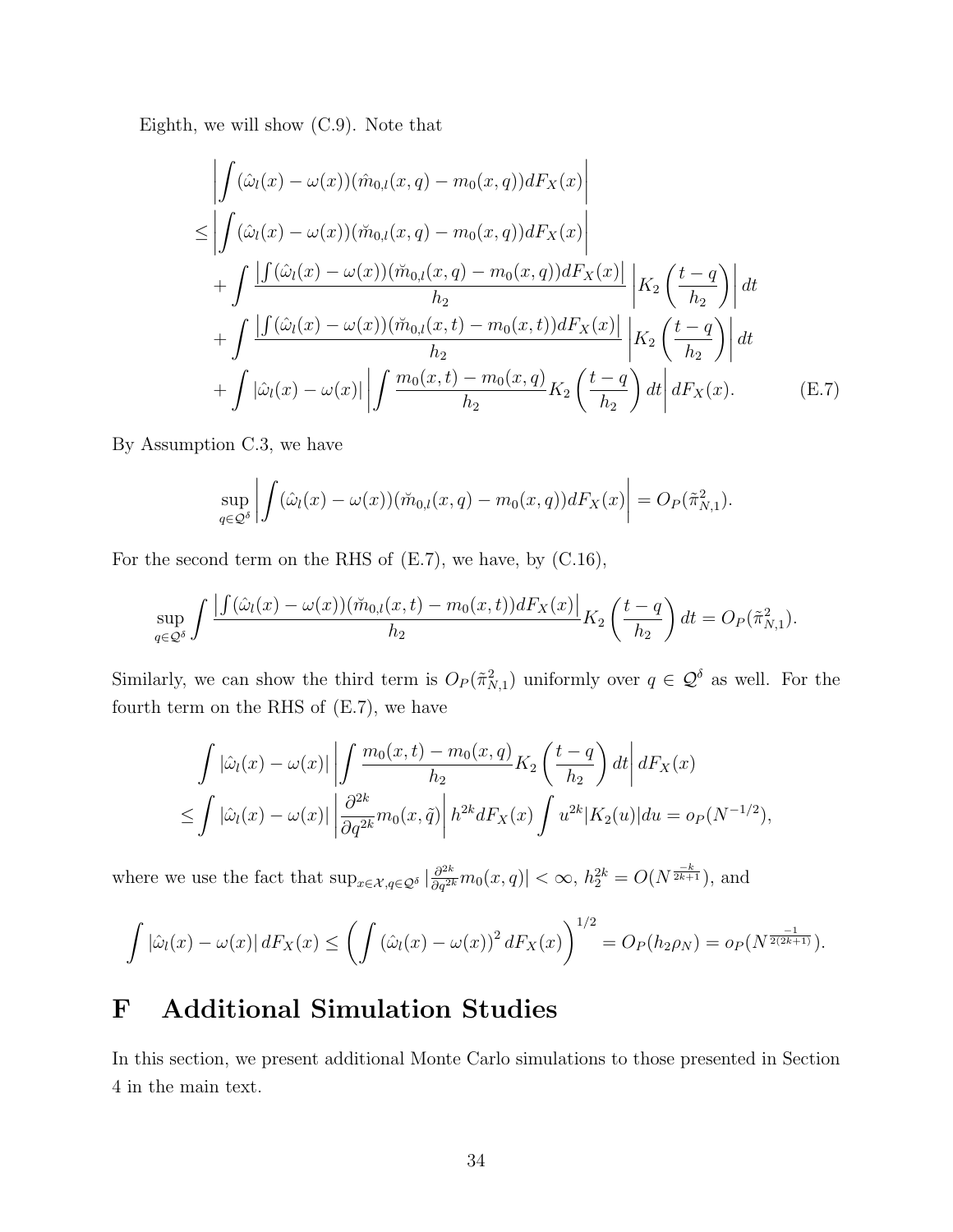Eighth, we will show (C.9). Note that

$$
\begin{aligned}
&\left|\int (\hat{\omega}_l(x) - \omega(x))(\hat{m}_{0,l}(x,q) - m_0(x,q))dF_X(x)\right| \\
\leq &\left|\int (\hat{\omega}_l(x) - \omega(x))(\breve{m}_{0,l}(x,q) - m_0(x,q))dF_X(x)\right| \\
&+ \int \frac{\left|\int (\hat{\omega}_l(x) - \omega(x))(\breve{m}_{0,l}(x,q) - m_0(x,q))dF_X(x)\right|}{h_2} \left|K_2\left(\frac{t-q}{h_2}\right)\right| dt \\
&+ \int \frac{\left|\int (\hat{\omega}_l(x) - \omega(x))(\breve{m}_{0,l}(x,t) - m_0(x,t))dF_X(x)\right|}{h_2} \left|K_2\left(\frac{t-q}{h_2}\right)\right| dt \\
&+ \int |\hat{\omega}_l(x) - \omega(x)| \left|\int \frac{m_0(x,t) - m_0(x,q)}{h_2} K_2\left(\frac{t-q}{h_2}\right) dt\right| dF_X(x). \qquad \text{(E.7)}
\end{aligned}
$$

By Assumption C.3, we have

$$
\sup_{q \in \mathcal{Q}^\delta} \left|\int (\hat{\omega}_l(x) - \omega(x))(\breve{m}_{0,l}(x,q) - m_0(x,q))dF_X(x)\right| = O_P(\tilde{\pi}_{N,1}^2).
$$

For the second term on the RHS of (E.7), we have, by (C.16),

$$
\sup_{q \in \mathcal{Q}^\delta} \int \frac{\left|\int (\hat{\omega}_l(x) - \omega(x))(\breve{m}_{0,l}(x,t) - m_0(x,t))dF_X(x)\right|}{h_2} K_2\left(\frac{t-q}{h_2}\right) dt = O_P(\tilde{\pi}_{N,1}^2).
$$

Similarly, we can show the third term is $O_P(\tilde{\pi}_{N,1}^2)$ uniformly over $q \in \mathcal{Q}^\delta$ as well. For the fourth term on the RHS of (E.7), we have

$$
\begin{aligned}
&\int |\hat{\omega}_l(x) - \omega(x)| \left|\int \frac{m_0(x,t) - m_0(x,q)}{h_2} K_2\left(\frac{t-q}{h_2}\right) dt\right| dF_X(x) \\
\leq &\int |\hat{\omega}_l(x) - \omega(x)| \left|\frac{\partial^{2k}}{\partial q^{2k}} m_0(x,\tilde{q})\right| h^{2k} dF_X(x) \int u^{2k} |K_2(u)| du = o_P(N^{-1/2}),
\end{aligned}
$$

where we use the fact that $\sup_{x \in \mathcal{X}, q \in \mathcal{Q}^\delta} |\frac{\partial^{2k}}{\partial q^{2k}} m_0(x,q)| < \infty$, $h_2^{2k} = O(N^{\frac{-k}{2k+1}})$, and

$$
\int |\hat{\omega}_l(x) - \omega(x)| \, dF_X(x) \leq \left(\int (\hat{\omega}_l(x) - \omega(x))^2 dF_X(x)\right)^{1/2} = O_P(h_2 \rho_N) = o_P(N^{\frac{-1}{2(2k+1)}}).
$$

# F Additional Simulation Studies

In this section, we present additional Monte Carlo simulations to those presented in Section 4 in the main text.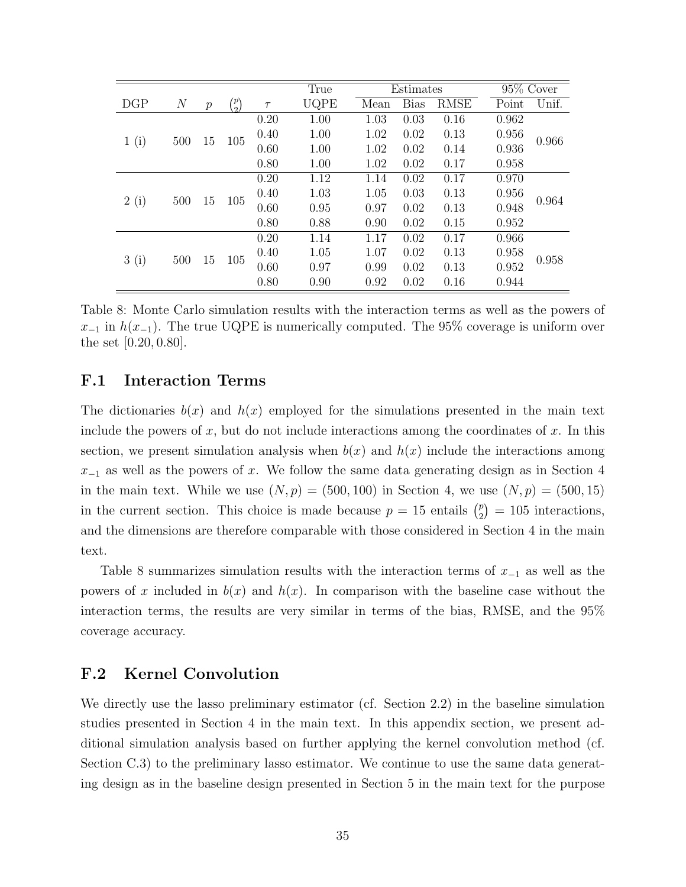| DGP | $N$ | $p$ | $\binom{p}{2}$ | $\tau$ | True UQPE | Estimates Mean | Bias | RMSE | 95% Cover Point | Unif. |
|---|---|---|---|---|---|---|---|---|---|---|
| 1 (i) | 500 | 15 | 105 | 0.20 | 1.00 | 1.03 | 0.03 | 0.16 | 0.962 | 0.966 |
| | | | | 0.40 | 1.00 | 1.02 | 0.02 | 0.13 | 0.956 | |
| | | | | 0.60 | 1.00 | 1.02 | 0.02 | 0.14 | 0.936 | |
| | | | | 0.80 | 1.00 | 1.02 | 0.02 | 0.17 | 0.958 | |
| 2 (i) | 500 | 15 | 105 | 0.20 | 1.12 | 1.14 | 0.02 | 0.17 | 0.970 | 0.964 |
| | | | | 0.40 | 1.03 | 1.05 | 0.03 | 0.13 | 0.956 | |
| | | | | 0.60 | 0.95 | 0.97 | 0.02 | 0.13 | 0.948 | |
| | | | | 0.80 | 0.88 | 0.90 | 0.02 | 0.15 | 0.952 | |
| 3 (i) | 500 | 15 | 105 | 0.20 | 1.14 | 1.17 | 0.02 | 0.17 | 0.966 | 0.958 |
| | | | | 0.40 | 1.05 | 1.07 | 0.02 | 0.13 | 0.958 | |
| | | | | 0.60 | 0.97 | 0.99 | 0.02 | 0.13 | 0.952 | |
| | | | | 0.80 | 0.90 | 0.92 | 0.02 | 0.16 | 0.944 | |

Table 8: Monte Carlo simulation results with the interaction terms as well as the powers of $x_{-1}$ in $h(x_{-1})$. The true UQPE is numerically computed. The 95% coverage is uniform over the set $[0.20, 0.80]$.

## F.1 Interaction Terms

The dictionaries $b(x)$ and $h(x)$ employed for the simulations presented in the main text include the powers of $x$, but do not include interactions among the coordinates of $x$. In this section, we present simulation analysis when $b(x)$ and $h(x)$ include the interactions among $x_{-1}$ as well as the powers of $x$. We follow the same data generating design as in Section 4 in the main text. While we use $(N, p) = (500, 100)$ in Section 4, we use $(N, p) = (500, 15)$ in the current section. This choice is made because $p = 15$ entails $\binom{p}{2} = 105$ interactions, and the dimensions are therefore comparable with those considered in Section 4 in the main text.

Table 8 summarizes simulation results with the interaction terms of $x_{-1}$ as well as the powers of $x$ included in $b(x)$ and $h(x)$. In comparison with the baseline case without the interaction terms, the results are very similar in terms of the bias, RMSE, and the 95% coverage accuracy.

## F.2 Kernel Convolution

We directly use the lasso preliminary estimator (cf. Section 2.2) in the baseline simulation studies presented in Section 4 in the main text. In this appendix section, we present additional simulation analysis based on further applying the kernel convolution method (cf. Section C.3) to the preliminary lasso estimator. We continue to use the same data generating design as in the baseline design presented in Section 5 in the main text for the purpose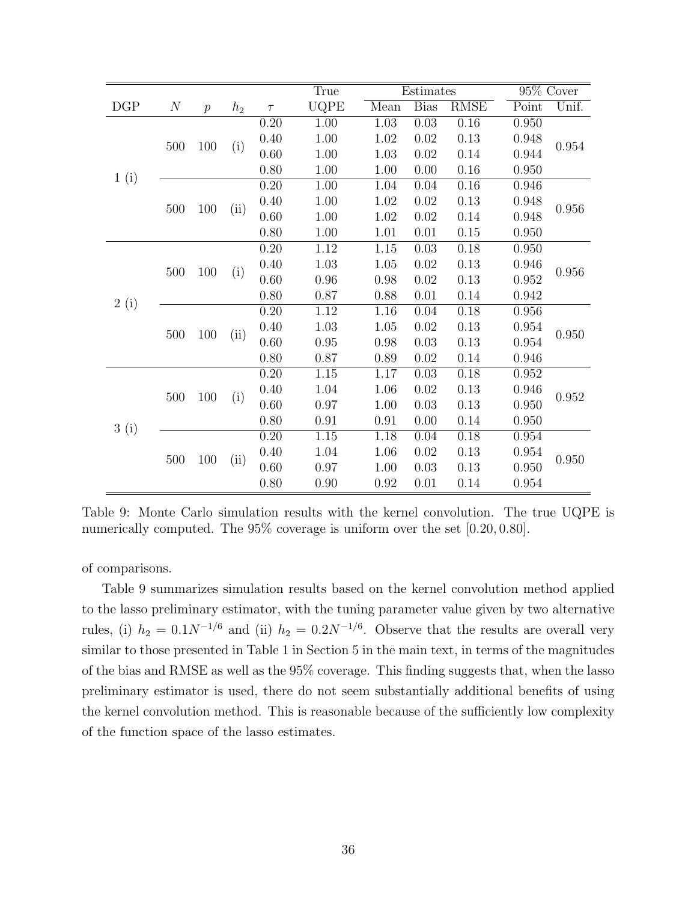| DGP | $N$ | $p$ | $h_2$ | $\tau$ | True UQPE | Estimates Mean | Bias | RMSE | 95% Cover Point | Unif. |
|---|---|---|---|---|---|---|---|---|---|---|
| 1 (i) | 500 | 100 | (i) | 0.20 | 1.00 | 1.03 | 0.03 | 0.16 | 0.950 | 0.954 |
| | | | | 0.40 | 1.00 | 1.02 | 0.02 | 0.13 | 0.948 | |
| | | | | 0.60 | 1.00 | 1.03 | 0.02 | 0.14 | 0.944 | |
| | | | | 0.80 | 1.00 | 1.00 | 0.00 | 0.16 | 0.950 | |
| | 500 | 100 | (ii) | 0.20 | 1.00 | 1.04 | 0.04 | 0.16 | 0.946 | 0.956 |
| | | | | 0.40 | 1.00 | 1.02 | 0.02 | 0.13 | 0.948 | |
| | | | | 0.60 | 1.00 | 1.02 | 0.02 | 0.14 | 0.948 | |
| | | | | 0.80 | 1.00 | 1.01 | 0.01 | 0.15 | 0.950 | |
| 2 (i) | 500 | 100 | (i) | 0.20 | 1.12 | 1.15 | 0.03 | 0.18 | 0.950 | 0.956 |
| | | | | 0.40 | 1.03 | 1.05 | 0.02 | 0.13 | 0.946 | |
| | | | | 0.60 | 0.96 | 0.98 | 0.02 | 0.13 | 0.952 | |
| | | | | 0.80 | 0.87 | 0.88 | 0.01 | 0.14 | 0.942 | |
| | 500 | 100 | (ii) | 0.20 | 1.12 | 1.16 | 0.04 | 0.18 | 0.956 | 0.950 |
| | | | | 0.40 | 1.03 | 1.05 | 0.02 | 0.13 | 0.954 | |
| | | | | 0.60 | 0.95 | 0.98 | 0.03 | 0.13 | 0.954 | |
| | | | | 0.80 | 0.87 | 0.89 | 0.02 | 0.14 | 0.946 | |
| 3 (i) | 500 | 100 | (i) | 0.20 | 1.15 | 1.17 | 0.03 | 0.18 | 0.952 | 0.952 |
| | | | | 0.40 | 1.04 | 1.06 | 0.02 | 0.13 | 0.946 | |
| | | | | 0.60 | 0.97 | 1.00 | 0.03 | 0.13 | 0.950 | |
| | | | | 0.80 | 0.91 | 0.91 | 0.00 | 0.14 | 0.950 | |
| | 500 | 100 | (ii) | 0.20 | 1.15 | 1.18 | 0.04 | 0.18 | 0.954 | 0.950 |
| | | | | 0.40 | 1.04 | 1.06 | 0.02 | 0.13 | 0.954 | |
| | | | | 0.60 | 0.97 | 1.00 | 0.03 | 0.13 | 0.950 | |
| | | | | 0.80 | 0.90 | 0.92 | 0.01 | 0.14 | 0.954 | |

Table 9: Monte Carlo simulation results with the kernel convolution. The true UQPE is numerically computed. The 95% coverage is uniform over the set $[0.20, 0.80]$.

of comparisons.

Table 9 summarizes simulation results based on the kernel convolution method applied to the lasso preliminary estimator, with the tuning parameter value given by two alternative rules, (i) $h_2 = 0.1N^{-1/6}$ and (ii) $h_2 = 0.2N^{-1/6}$. Observe that the results are overall very similar to those presented in Table 1 in Section 5 in the main text, in terms of the magnitudes of the bias and RMSE as well as the 95% coverage. This finding suggests that, when the lasso preliminary estimator is used, there do not seem substantially additional benefits of using the kernel convolution method. This is reasonable because of the sufficiently low complexity of the function space of the lasso estimates.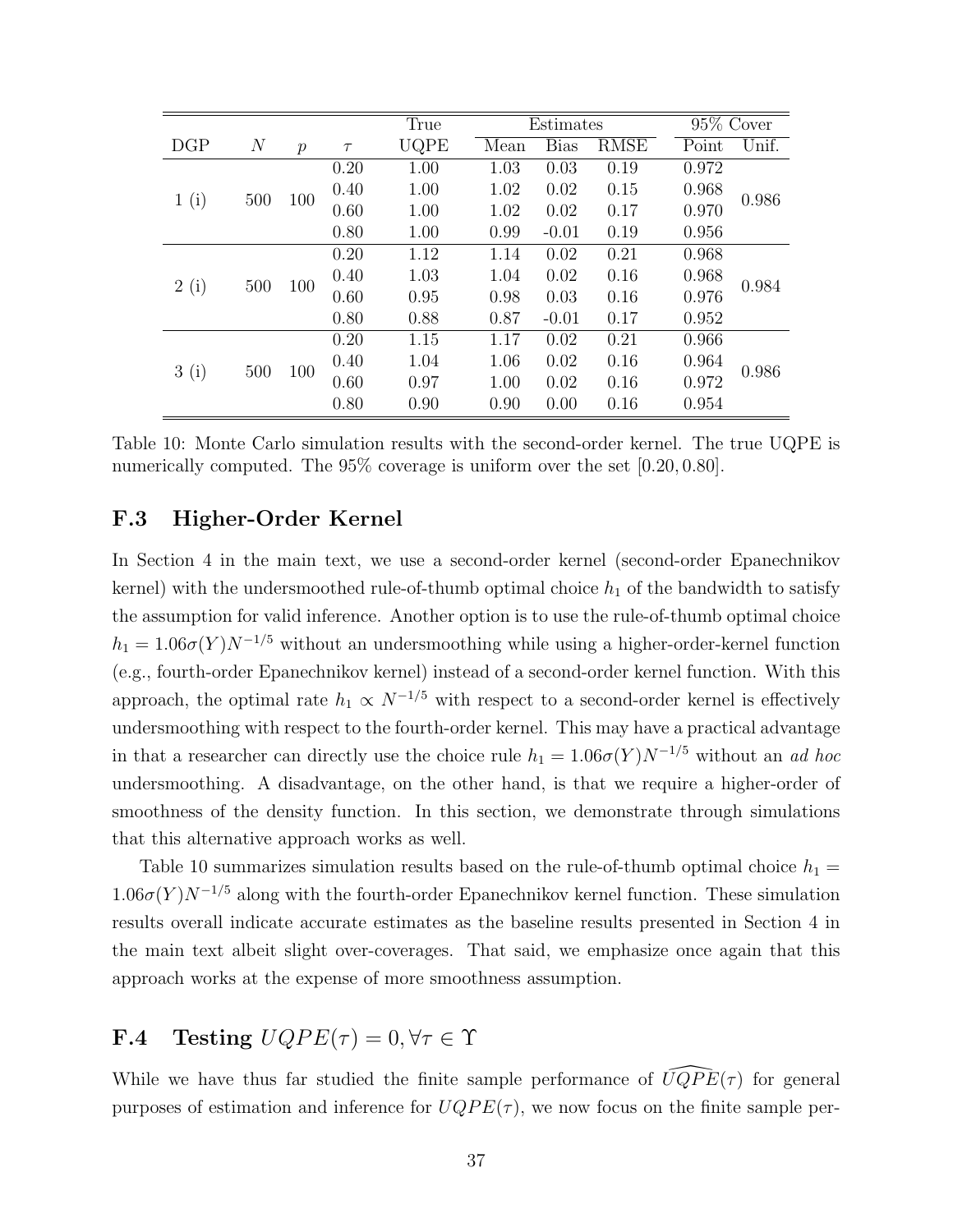| DGP | $N$ | $p$ | $\tau$ | True UQPE | Estimates | | | 95% Cover | |
|---|---|---|---|---|---|---|---|---|---|
| | | | | | Mean | Bias | RMSE | Point | Unif. |
| 1 (i) | 500 | 100 | 0.20 | 1.00 | 1.03 | 0.03 | 0.19 | 0.972 | 0.986 |
| | | | 0.40 | 1.00 | 1.02 | 0.02 | 0.15 | 0.968 | |
| | | | 0.60 | 1.00 | 1.02 | 0.02 | 0.17 | 0.970 | |
| | | | 0.80 | 1.00 | 0.99 | -0.01 | 0.19 | 0.956 | |
| 2 (i) | 500 | 100 | 0.20 | 1.12 | 1.14 | 0.02 | 0.21 | 0.968 | 0.984 |
| | | | 0.40 | 1.03 | 1.04 | 0.02 | 0.16 | 0.968 | |
| | | | 0.60 | 0.95 | 0.98 | 0.03 | 0.16 | 0.976 | |
| | | | 0.80 | 0.88 | 0.87 | -0.01 | 0.17 | 0.952 | |
| 3 (i) | 500 | 100 | 0.20 | 1.15 | 1.17 | 0.02 | 0.21 | 0.966 | 0.986 |
| | | | 0.40 | 1.04 | 1.06 | 0.02 | 0.16 | 0.964 | |
| | | | 0.60 | 0.97 | 1.00 | 0.02 | 0.16 | 0.972 | |
| | | | 0.80 | 0.90 | 0.90 | 0.00 | 0.16 | 0.954 | |

Table 10: Monte Carlo simulation results with the second-order kernel. The true UQPE is numerically computed. The 95% coverage is uniform over the set $[0.20, 0.80]$.

## F.3 Higher-Order Kernel

In Section 4 in the main text, we use a second-order kernel (second-order Epanechnikov kernel) with the undersmoothed rule-of-thumb optimal choice $h_1$ of the bandwidth to satisfy the assumption for valid inference. Another option is to use the rule-of-thumb optimal choice $h_1 = 1.06\sigma(Y)N^{-1/5}$ without an undersmoothing while using a higher-order-kernel function (e.g., fourth-order Epanechnikov kernel) instead of a second-order kernel function. With this approach, the optimal rate $h_1 \propto N^{-1/5}$ with respect to a second-order kernel is effectively undersmoothing with respect to the fourth-order kernel. This may have a practical advantage in that a researcher can directly use the choice rule $h_1 = 1.06\sigma(Y)N^{-1/5}$ without an *ad hoc* undersmoothing. A disadvantage, on the other hand, is that we require a higher-order of smoothness of the density function. In this section, we demonstrate through simulations that this alternative approach works as well.

Table 10 summarizes simulation results based on the rule-of-thumb optimal choice $h_1 = 1.06\sigma(Y)N^{-1/5}$ along with the fourth-order Epanechnikov kernel function. These simulation results overall indicate accurate estimates as the baseline results presented in Section 4 in the main text albeit slight over-coverages. That said, we emphasize once again that this approach works at the expense of more smoothness assumption.

## F.4 Testing $UQPE(\tau) = 0, \forall \tau \in \Upsilon$

While we have thus far studied the finite sample performance of $\widehat{UQPE}(\tau)$ for general purposes of estimation and inference for $UQPE(\tau)$, we now focus on the finite sample per-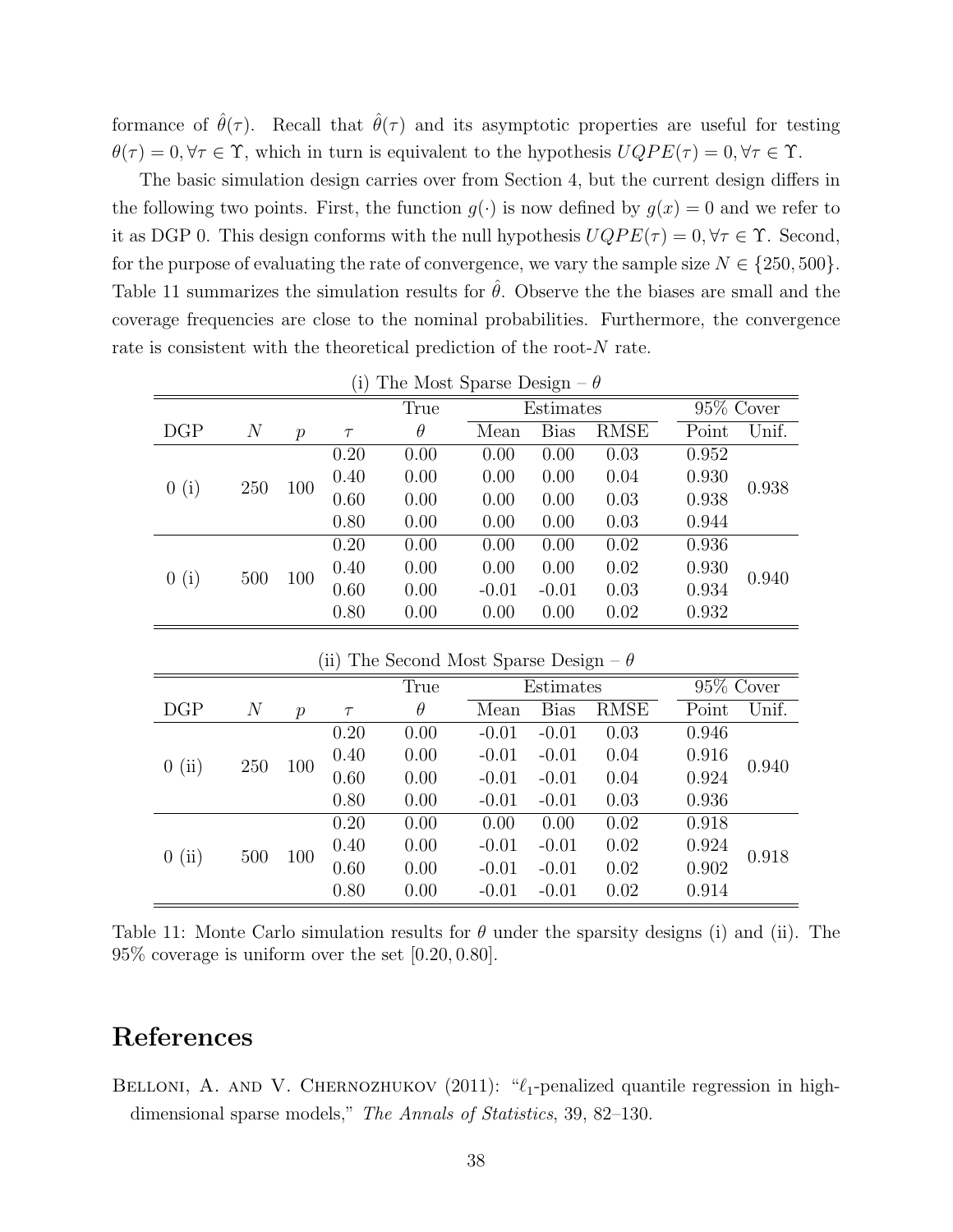formance of $\hat{\theta}(\tau)$. Recall that $\hat{\theta}(\tau)$ and its asymptotic properties are useful for testing $\theta(\tau) = 0, \forall \tau \in \Upsilon$, which in turn is equivalent to the hypothesis $UQPE(\tau) = 0, \forall \tau \in \Upsilon$.

The basic simulation design carries over from Section 4, but the current design differs in the following two points. First, the function $g(\cdot)$ is now defined by $g(x) = 0$ and we refer to it as DGP 0. This design conforms with the null hypothesis $UQPE(\tau) = 0, \forall \tau \in \Upsilon$. Second, for the purpose of evaluating the rate of convergence, we vary the sample size $N \in \{250, 500\}$. Table 11 summarizes the simulation results for $\hat{\theta}$. Observe the the biases are small and the coverage frequencies are close to the nominal probabilities. Furthermore, the convergence rate is consistent with the theoretical prediction of the root-$N$ rate.

(i) The Most Sparse Design – $\theta$

| | | | | True | Estimates | | | 95% Cover | |
|---|---|---|---|---|---|---|---|---|---|
| DGP | $N$ | $p$ | $\tau$ | $\theta$ | Mean | Bias | RMSE | Point | Unif. |
| 0 (i) | 250 | 100 | 0.20 | 0.00 | 0.00 | 0.00 | 0.03 | 0.952 | 0.938 |
| | | | 0.40 | 0.00 | 0.00 | 0.00 | 0.04 | 0.930 | |
| | | | 0.60 | 0.00 | 0.00 | 0.00 | 0.03 | 0.938 | |
| | | | 0.80 | 0.00 | 0.00 | 0.00 | 0.03 | 0.944 | |
| 0 (i) | 500 | 100 | 0.20 | 0.00 | 0.00 | 0.00 | 0.02 | 0.936 | 0.940 |
| | | | 0.40 | 0.00 | 0.00 | 0.00 | 0.02 | 0.930 | |
| | | | 0.60 | 0.00 | -0.01 | -0.01 | 0.03 | 0.934 | |
| | | | 0.80 | 0.00 | 0.00 | 0.00 | 0.02 | 0.932 | |

(ii) The Second Most Sparse Design – $\theta$

| | | | | True | Estimates | | | 95% Cover | |
|---|---|---|---|---|---|---|---|---|---|
| DGP | $N$ | $p$ | $\tau$ | $\theta$ | Mean | Bias | RMSE | Point | Unif. |
| 0 (ii) | 250 | 100 | 0.20 | 0.00 | -0.01 | -0.01 | 0.03 | 0.946 | 0.940 |
| | | | 0.40 | 0.00 | -0.01 | -0.01 | 0.04 | 0.916 | |
| | | | 0.60 | 0.00 | -0.01 | -0.01 | 0.04 | 0.924 | |
| | | | 0.80 | 0.00 | -0.01 | -0.01 | 0.03 | 0.936 | |
| 0 (ii) | 500 | 100 | 0.20 | 0.00 | 0.00 | 0.00 | 0.02 | 0.918 | 0.918 |
| | | | 0.40 | 0.00 | -0.01 | -0.01 | 0.02 | 0.924 | |
| | | | 0.60 | 0.00 | -0.01 | -0.01 | 0.02 | 0.902 | |
| | | | 0.80 | 0.00 | -0.01 | -0.01 | 0.02 | 0.914 | |

Table 11: Monte Carlo simulation results for $\theta$ under the sparsity designs (i) and (ii). The 95% coverage is uniform over the set $[0.20, 0.80]$.

# References

Belloni, A. and V. Chernozhukov (2011): "$\ell_1$-penalized quantile regression in high-dimensional sparse models," *The Annals of Statistics*, 39, 82–130.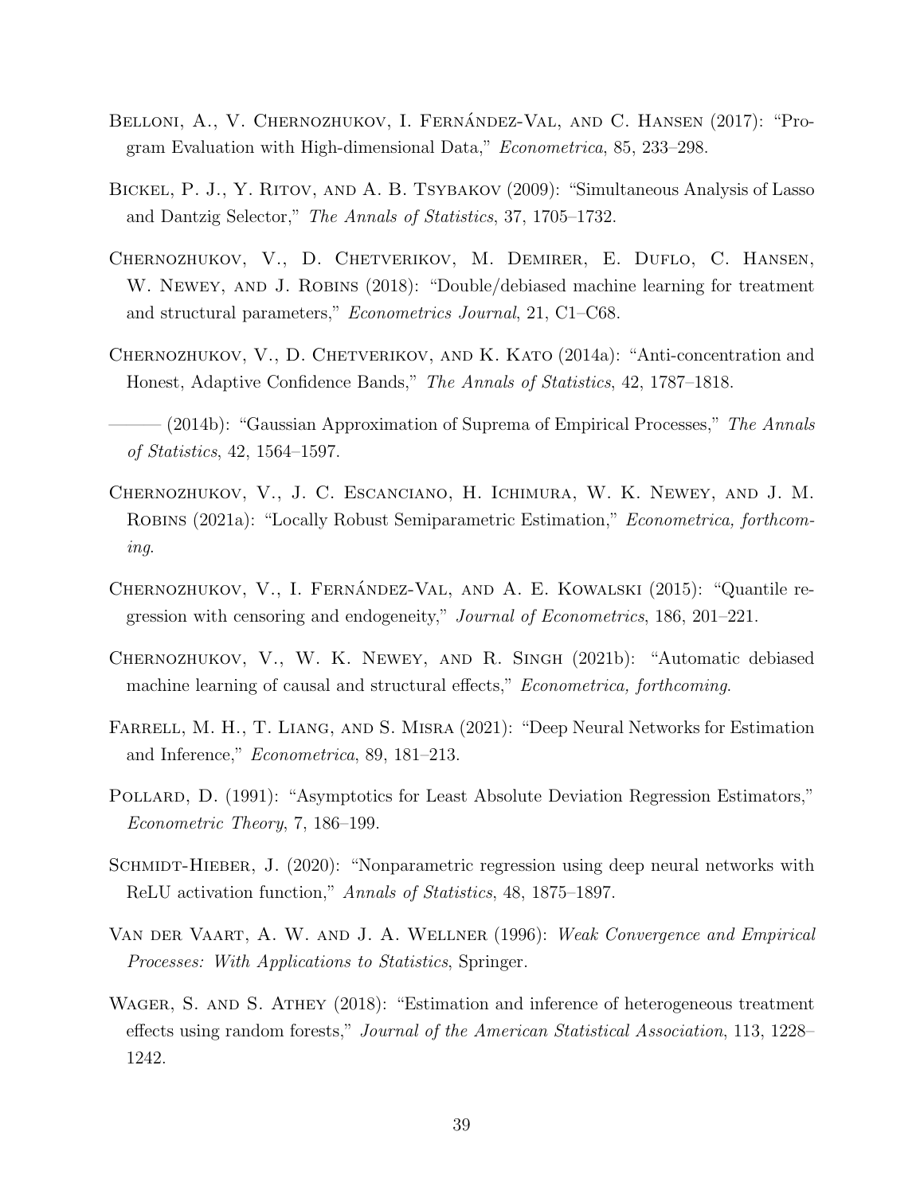Belloni, A., V. Chernozhukov, I. Fernández-Val, and C. Hansen (2017): "Program Evaluation with High-dimensional Data," *Econometrica*, 85, 233–298.

Bickel, P. J., Y. Ritov, and A. B. Tsybakov (2009): "Simultaneous Analysis of Lasso and Dantzig Selector," *The Annals of Statistics*, 37, 1705–1732.

Chernozhukov, V., D. Chetverikov, M. Demirer, E. Duflo, C. Hansen, W. Newey, and J. Robins (2018): "Double/debiased machine learning for treatment and structural parameters," *Econometrics Journal*, 21, C1–C68.

Chernozhukov, V., D. Chetverikov, and K. Kato (2014a): "Anti-concentration and Honest, Adaptive Confidence Bands," *The Annals of Statistics*, 42, 1787–1818.

——— (2014b): "Gaussian Approximation of Suprema of Empirical Processes," *The Annals of Statistics*, 42, 1564–1597.

Chernozhukov, V., J. C. Escanciano, H. Ichimura, W. K. Newey, and J. M. Robins (2021a): "Locally Robust Semiparametric Estimation," *Econometrica, forthcoming*.

Chernozhukov, V., I. Fernández-Val, and A. E. Kowalski (2015): "Quantile regression with censoring and endogeneity," *Journal of Econometrics*, 186, 201–221.

Chernozhukov, V., W. K. Newey, and R. Singh (2021b): "Automatic debiased machine learning of causal and structural effects," *Econometrica, forthcoming*.

Farrell, M. H., T. Liang, and S. Misra (2021): "Deep Neural Networks for Estimation and Inference," *Econometrica*, 89, 181–213.

Pollard, D. (1991): "Asymptotics for Least Absolute Deviation Regression Estimators," *Econometric Theory*, 7, 186–199.

Schmidt-Hieber, J. (2020): "Nonparametric regression using deep neural networks with ReLU activation function," *Annals of Statistics*, 48, 1875–1897.

Van der Vaart, A. W. and J. A. Wellner (1996): *Weak Convergence and Empirical Processes: With Applications to Statistics*, Springer.

Wager, S. and S. Athey (2018): "Estimation and inference of heterogeneous treatment effects using random forests," *Journal of the American Statistical Association*, 113, 1228–1242.